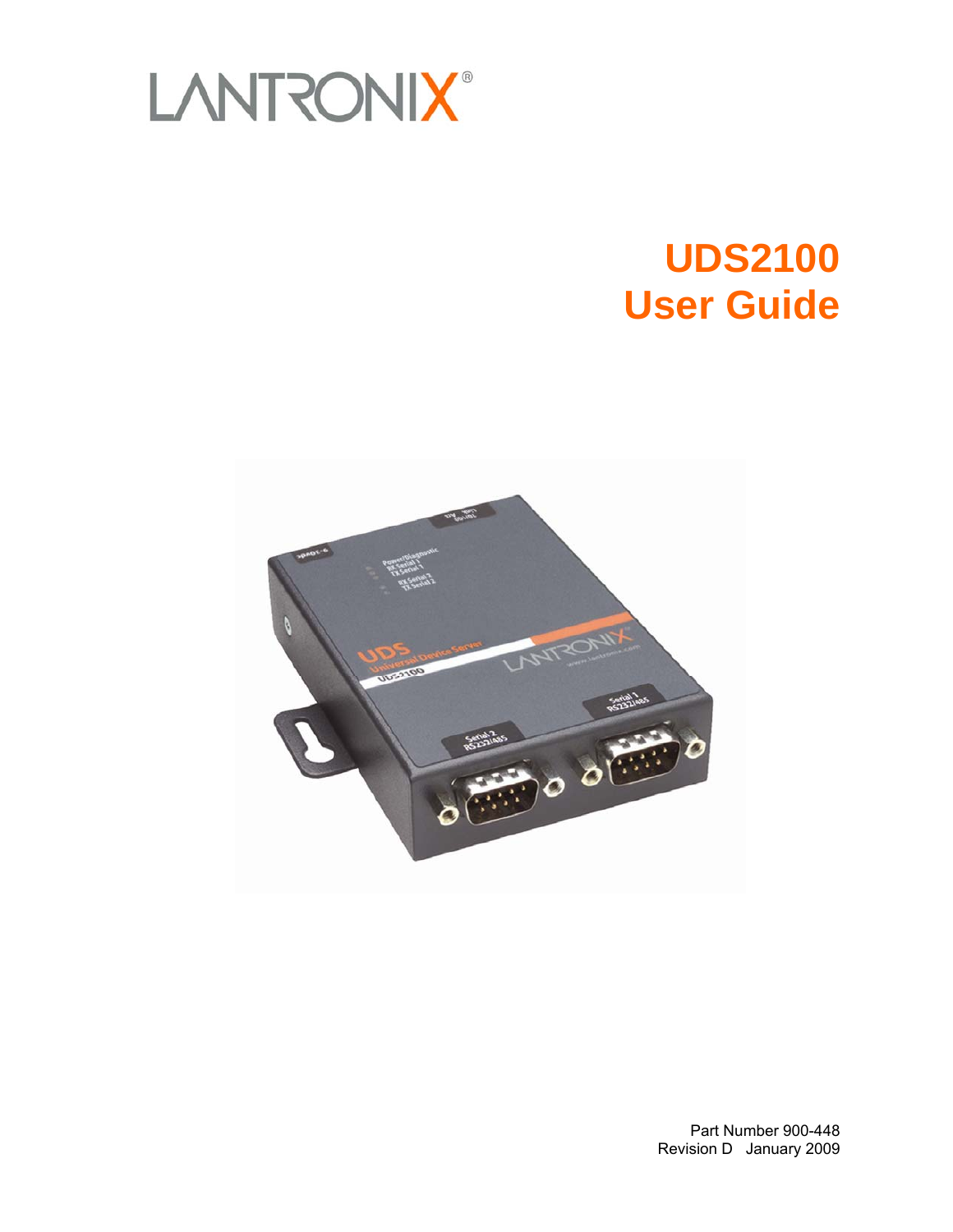LANTRONIX®

# UDS2100
# User Guide

Part Number 900-448
Revision D January 2009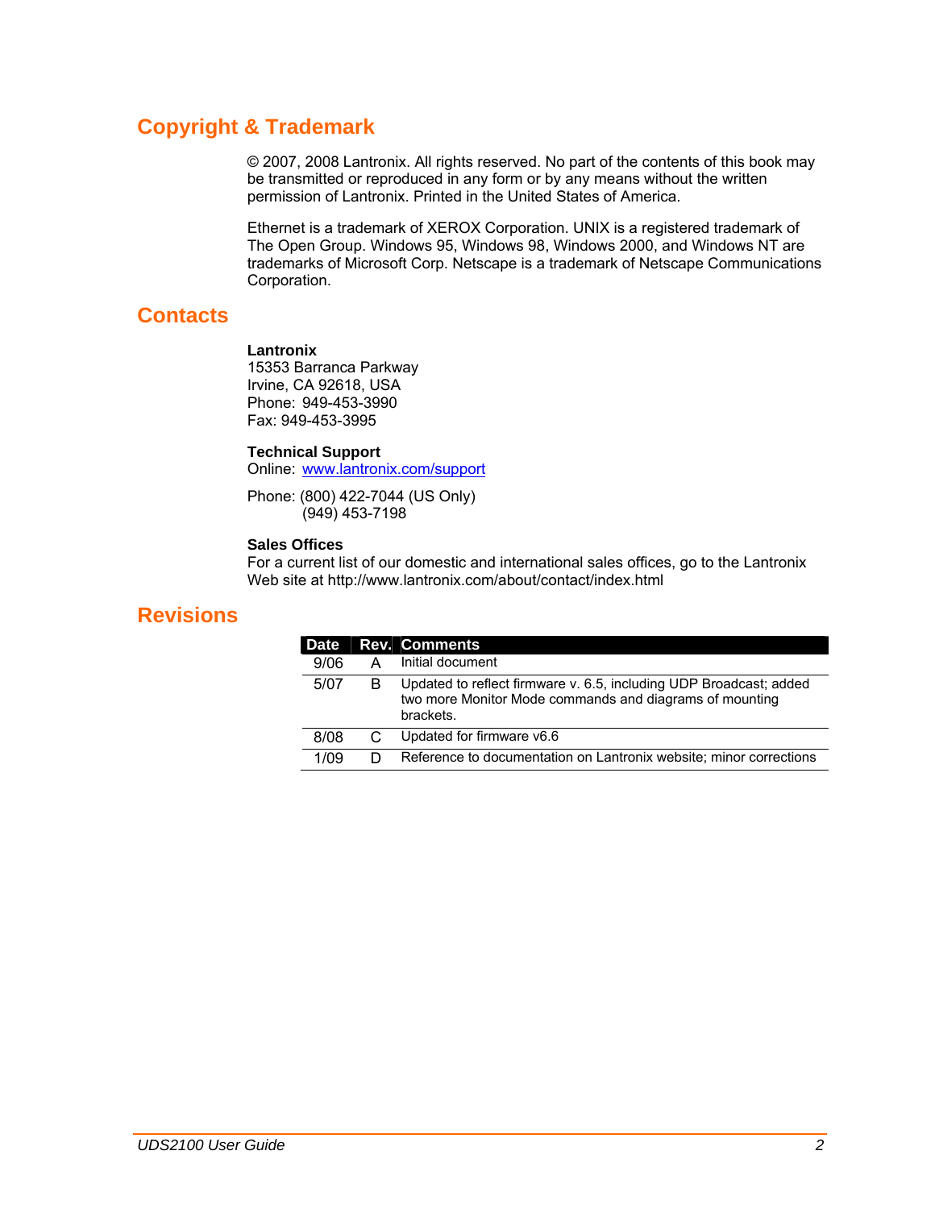## Copyright & Trademark

© 2007, 2008 Lantronix. All rights reserved. No part of the contents of this book may be transmitted or reproduced in any form or by any means without the written permission of Lantronix. Printed in the United States of America.

Ethernet is a trademark of XEROX Corporation. UNIX is a registered trademark of The Open Group. Windows 95, Windows 98, Windows 2000, and Windows NT are trademarks of Microsoft Corp. Netscape is a trademark of Netscape Communications Corporation.

## Contacts

**Lantronix**
15353 Barranca Parkway
Irvine, CA 92618, USA
Phone: 949-453-3990
Fax: 949-453-3995

**Technical Support**
Online: www.lantronix.com/support

Phone: (800) 422-7044 (US Only)
(949) 453-7198

**Sales Offices**
For a current list of our domestic and international sales offices, go to the Lantronix Web site at http://www.lantronix.com/about/contact/index.html

## Revisions

| Date | Rev. | Comments |
|---|---|---|
| 9/06 | A | Initial document |
| 5/07 | B | Updated to reflect firmware v. 6.5, including UDP Broadcast; added two more Monitor Mode commands and diagrams of mounting brackets. |
| 8/08 | C | Updated for firmware v6.6 |
| 1/09 | D | Reference to documentation on Lantronix website; minor corrections |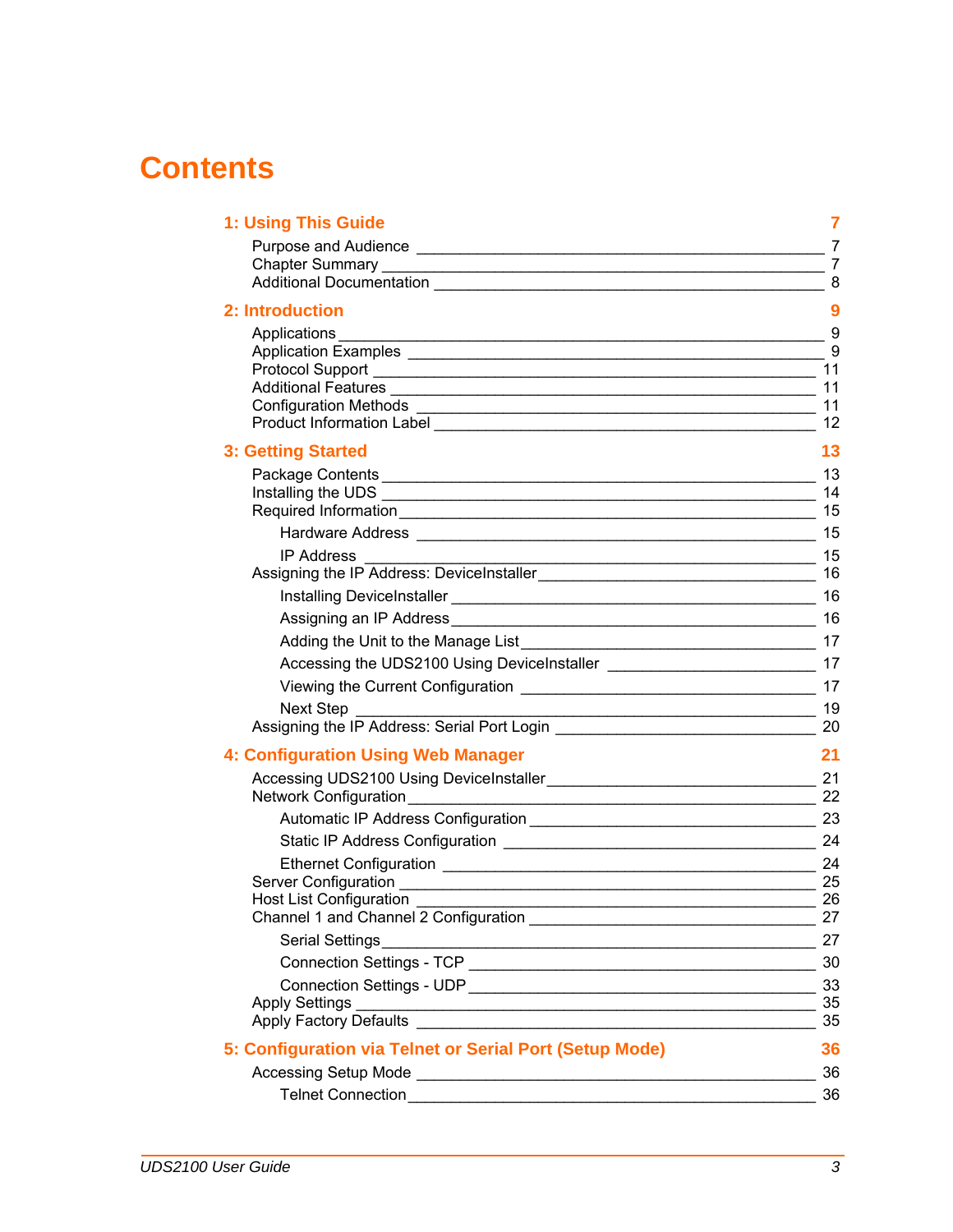# Contents

**1: Using This Guide** **7**

Purpose and Audience 7
Chapter Summary 7
Additional Documentation 8

**2: Introduction** **9**

Applications 9
Application Examples 9
Protocol Support 11
Additional Features 11
Configuration Methods 11
Product Information Label 12

**3: Getting Started** **13**

Package Contents 13
Installing the UDS 14
Required Information 15
- Hardware Address 15
- IP Address 15

Assigning the IP Address: DeviceInstaller 16
- Installing DeviceInstaller 16
- Assigning an IP Address 16
- Adding the Unit to the Manage List 17
- Accessing the UDS2100 Using DeviceInstaller 17
- Viewing the Current Configuration 17
- Next Step 19

Assigning the IP Address: Serial Port Login 20

**4: Configuration Using Web Manager** **21**

Accessing UDS2100 Using DeviceInstaller 21
Network Configuration 22
- Automatic IP Address Configuration 23
- Static IP Address Configuration 24
- Ethernet Configuration 24

Server Configuration 25
Host List Configuration 26
Channel 1 and Channel 2 Configuration 27
- Serial Settings 27
- Connection Settings - TCP 30
- Connection Settings - UDP 33

Apply Settings 35
Apply Factory Defaults 35

**5: Configuration via Telnet or Serial Port (Setup Mode)** **36**

Accessing Setup Mode 36
- Telnet Connection 36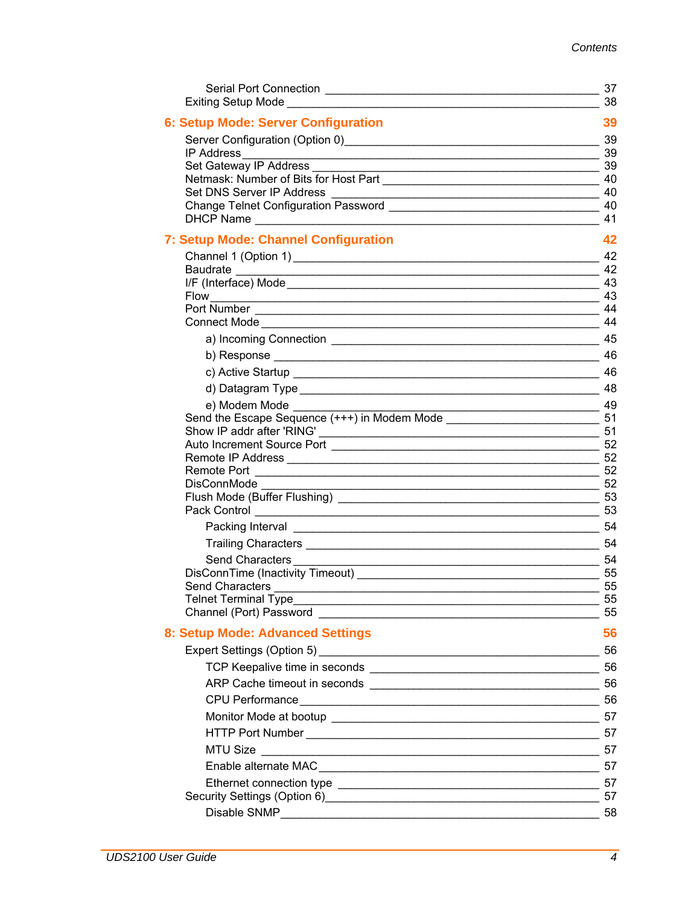Serial Port Connection _______________________________________________ 37
Exiting Setup Mode __________________________________________________ 38

**6: Setup Mode: Server Configuration** **39**

Server Configuration (Option 0)_______________________________________ 39
IP Address___________________________________________________________ 39
Set Gateway IP Address _____________________________________________ 39
Netmask: Number of Bits for Host Part _______________________________ 40
Set DNS Server IP Address ___________________________________________ 40
Change Telnet Configuration Password ________________________________ 40
DHCP Name ___________________________________________________________ 41

**7: Setup Mode: Channel Configuration** **42**

Channel 1 (Option 1) ________________________________________________ 42
Baudrate ____________________________________________________________ 42
I/F (Interface) Mode ________________________________________________ 43
Flow ________________________________________________________________ 43
Port Number _________________________________________________________ 44
Connect Mode ________________________________________________________ 44

a) Incoming Connection ______________________________________________ 45
b) Response _________________________________________________________ 46
c) Active Startup ____________________________________________________ 46
d) Datagram Type _____________________________________________________ 48
e) Modem Mode ________________________________________________________ 49

Send the Escape Sequence (+++) in Modem Mode ___________________________ 51
Show IP addr after 'RING' ___________________________________________ 51
Auto Increment Source Port __________________________________________ 52
Remote IP Address ___________________________________________________ 52
Remote Port _________________________________________________________ 52
DisConnMode _________________________________________________________ 52
Flush Mode (Buffer Flushing) _______________________________________ 53
Pack Control ________________________________________________________ 53

Packing Interval ____________________________________________________ 54
Trailing Characters _________________________________________________ 54
Send Characters _____________________________________________________ 54

DisConnTime (Inactivity Timeout) ____________________________________ 55
Send Characters _____________________________________________________ 55
Telnet Terminal Type_________________________________________________ 55
Channel (Port) Password _____________________________________________ 55

**8: Setup Mode: Advanced Settings** **56**

Expert Settings (Option 5) __________________________________________ 56

TCP Keepalive time in seconds _______________________________________ 56
ARP Cache timeout in seconds ________________________________________ 56
CPU Performance _____________________________________________________ 56
Monitor Mode at bootup ______________________________________________ 57
HTTP Port Number ____________________________________________________ 57
MTU Size ____________________________________________________________ 57
Enable alternate MAC _________________________________________________ 57
Ethernet connection type _____________________________________________ 57

Security Settings (Option 6)__________________________________________ 57

Disable SNMP__________________________________________________________ 58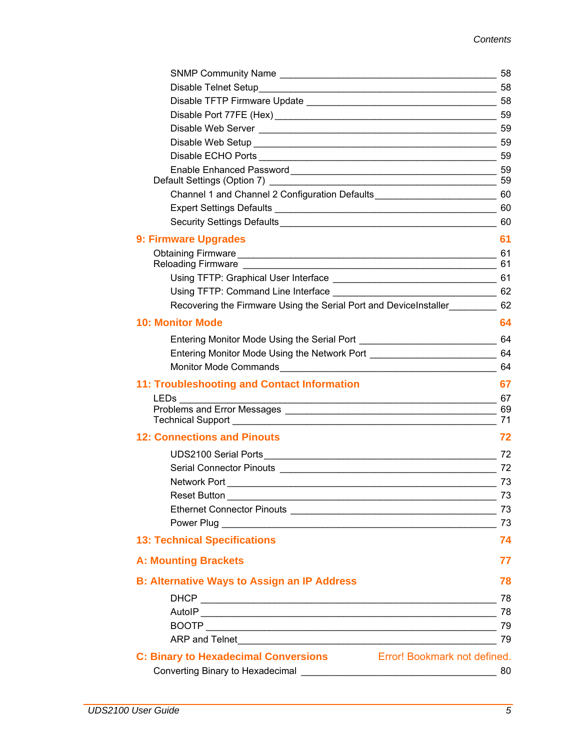- SNMP Community Name 58
- Disable Telnet Setup 58
- Disable TFTP Firmware Update 58
- Disable Port 77FE (Hex) 59
- Disable Web Server 59
- Disable Web Setup 59
- Disable ECHO Ports 59
- Enable Enhanced Password 59

Default Settings (Option 7) 59

- Channel 1 and Channel 2 Configuration Defaults 60
- Expert Settings Defaults 60
- Security Settings Defaults 60

**9: Firmware Upgrades 61**

Obtaining Firmware 61

Reloading Firmware 61

- Using TFTP: Graphical User Interface 61
- Using TFTP: Command Line Interface 62
- Recovering the Firmware Using the Serial Port and DeviceInstaller 62

**10: Monitor Mode 64**

- Entering Monitor Mode Using the Serial Port 64
- Entering Monitor Mode Using the Network Port 64
- Monitor Mode Commands 64

**11: Troubleshooting and Contact Information 67**

LEDs 67

Problems and Error Messages 69

Technical Support 71

**12: Connections and Pinouts 72**

- UDS2100 Serial Ports 72
- Serial Connector Pinouts 72
- Network Port 73
- Reset Button 73
- Ethernet Connector Pinouts 73
- Power Plug 73

**13: Technical Specifications 74**

**A: Mounting Brackets 77**

**B: Alternative Ways to Assign an IP Address 78**

- DHCP 78
- AutoIP 78
- BOOTP 79
- ARP and Telnet 79

**C: Binary to Hexadecimal Conversions Error! Bookmark not defined.**

Converting Binary to Hexadecimal 80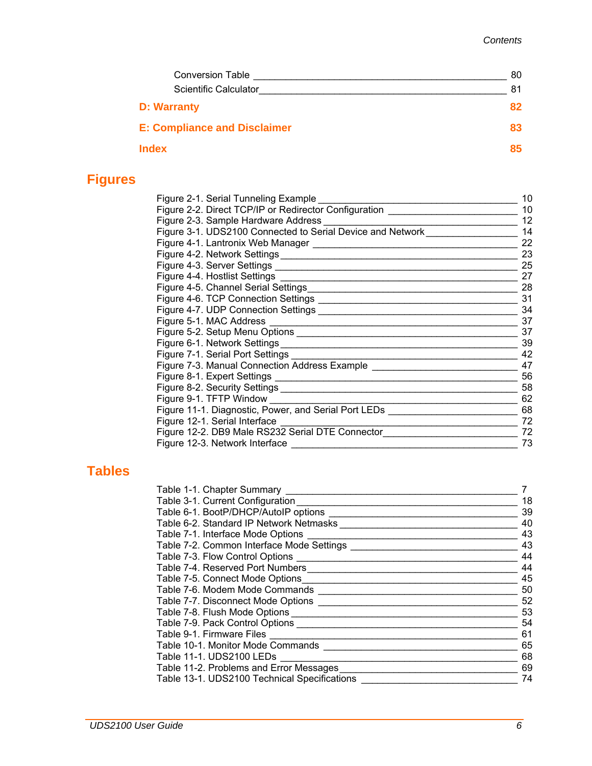Conversion Table 80
Scientific Calculator 81

**D: Warranty** **82**

**E: Compliance and Disclaimer** **83**

**Index** **85**

## Figures

Figure 2-1. Serial Tunneling Example 10
Figure 2-2. Direct TCP/IP or Redirector Configuration 10
Figure 2-3. Sample Hardware Address 12
Figure 3-1. UDS2100 Connected to Serial Device and Network 14
Figure 4-1. Lantronix Web Manager 22
Figure 4-2. Network Settings 23
Figure 4-3. Server Settings 25
Figure 4-4. Hostlist Settings 27
Figure 4-5. Channel Serial Settings 28
Figure 4-6. TCP Connection Settings 31
Figure 4-7. UDP Connection Settings 34
Figure 5-1. MAC Address 37
Figure 5-2. Setup Menu Options 37
Figure 6-1. Network Settings 39
Figure 7-1. Serial Port Settings 42
Figure 7-3. Manual Connection Address Example 47
Figure 8-1. Expert Settings 56
Figure 8-2. Security Settings 58
Figure 9-1. TFTP Window 62
Figure 11-1. Diagnostic, Power, and Serial Port LEDs 68
Figure 12-1. Serial Interface 72
Figure 12-2. DB9 Male RS232 Serial DTE Connector 72
Figure 12-3. Network Interface 73

## Tables

Table 1-1. Chapter Summary 7
Table 3-1. Current Configuration 18
Table 6-1. BootP/DHCP/AutoIP options 39
Table 6-2. Standard IP Network Netmasks 40
Table 7-1. Interface Mode Options 43
Table 7-2. Common Interface Mode Settings 43
Table 7-3. Flow Control Options 44
Table 7-4. Reserved Port Numbers 44
Table 7-5. Connect Mode Options 45
Table 7-6. Modem Mode Commands 50
Table 7-7. Disconnect Mode Options 52
Table 7-8. Flush Mode Options 53
Table 7-9. Pack Control Options 54
Table 9-1. Firmware Files 61
Table 10-1. Monitor Mode Commands 65
Table 11-1. UDS2100 LEDs 68
Table 11-2. Problems and Error Messages 69
Table 13-1. UDS2100 Technical Specifications 74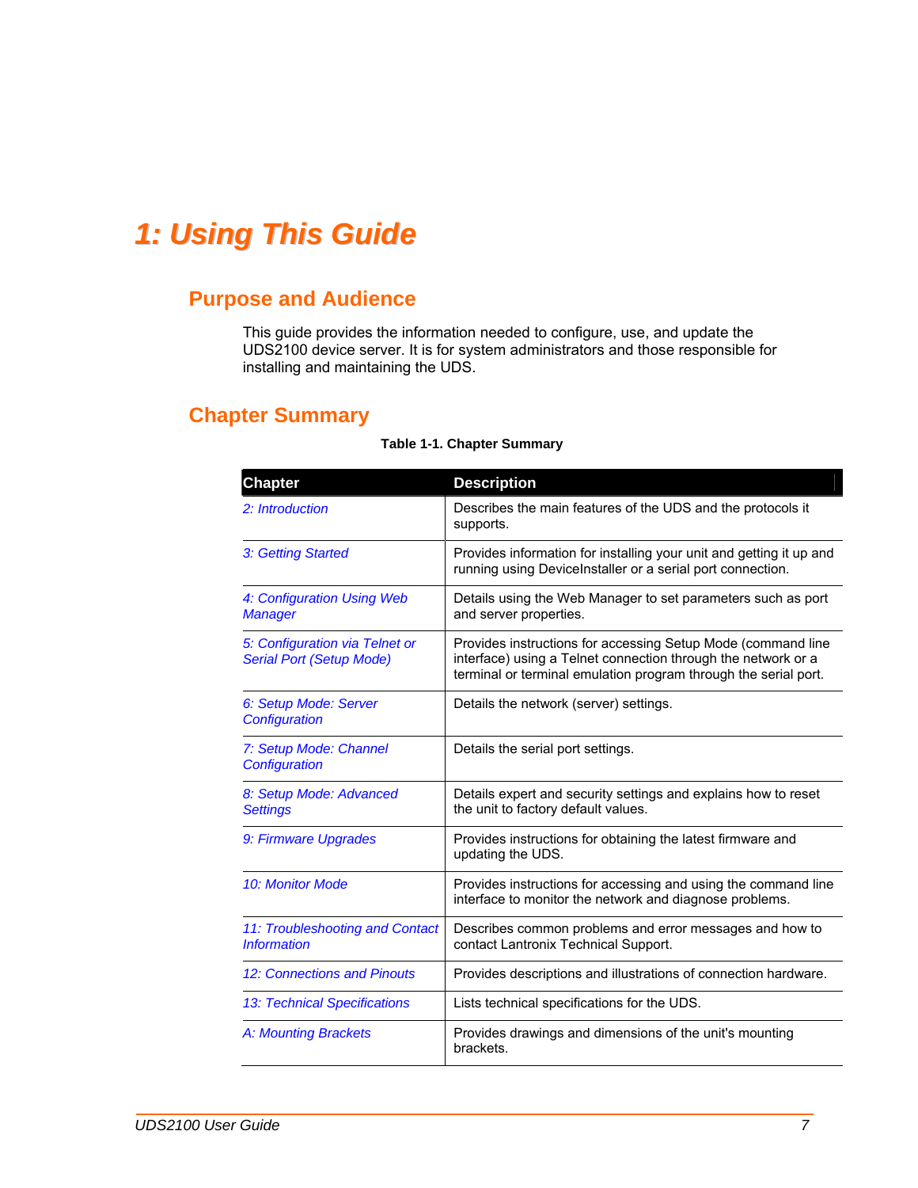# 1: Using This Guide

## Purpose and Audience

This guide provides the information needed to configure, use, and update the UDS2100 device server. It is for system administrators and those responsible for installing and maintaining the UDS.

## Chapter Summary

**Table 1-1. Chapter Summary**

| Chapter | Description |
|---|---|
| *2: Introduction* | Describes the main features of the UDS and the protocols it supports. |
| *3: Getting Started* | Provides information for installing your unit and getting it up and running using DeviceInstaller or a serial port connection. |
| *4: Configuration Using Web Manager* | Details using the Web Manager to set parameters such as port and server properties. |
| *5: Configuration via Telnet or Serial Port (Setup Mode)* | Provides instructions for accessing Setup Mode (command line interface) using a Telnet connection through the network or a terminal or terminal emulation program through the serial port. |
| *6: Setup Mode: Server Configuration* | Details the network (server) settings. |
| *7: Setup Mode: Channel Configuration* | Details the serial port settings. |
| *8: Setup Mode: Advanced Settings* | Details expert and security settings and explains how to reset the unit to factory default values. |
| *9: Firmware Upgrades* | Provides instructions for obtaining the latest firmware and updating the UDS. |
| *10: Monitor Mode* | Provides instructions for accessing and using the command line interface to monitor the network and diagnose problems. |
| *11: Troubleshooting and Contact Information* | Describes common problems and error messages and how to contact Lantronix Technical Support. |
| *12: Connections and Pinouts* | Provides descriptions and illustrations of connection hardware. |
| *13: Technical Specifications* | Lists technical specifications for the UDS. |
| *A: Mounting Brackets* | Provides drawings and dimensions of the unit's mounting brackets. |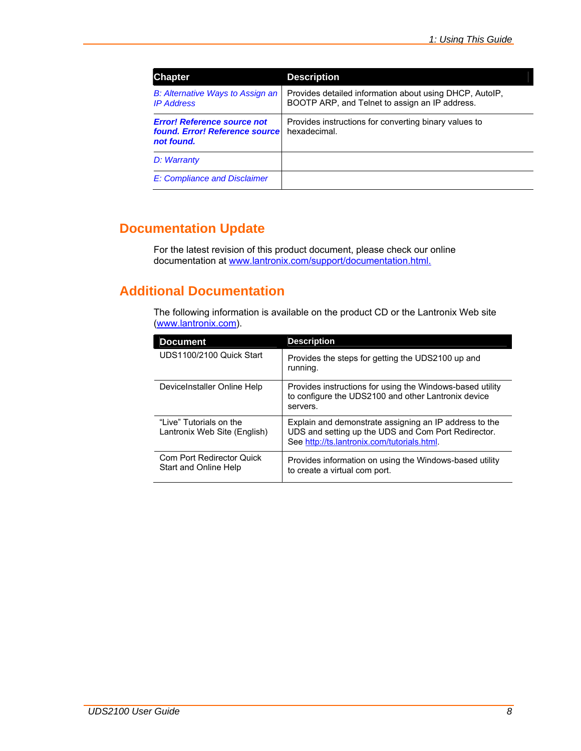| Chapter | Description |
| --- | --- |
| *B: Alternative Ways to Assign an IP Address* | Provides detailed information about using DHCP, AutoIP, BOOTP ARP, and Telnet to assign an IP address. |
| ***Error! Reference source not found. Error! Reference source not found.*** | Provides instructions for converting binary values to hexadecimal. |
| *D: Warranty* | |
| *E: Compliance and Disclaimer* | |

## Documentation Update

For the latest revision of this product document, please check our online documentation at www.lantronix.com/support/documentation.html.

## Additional Documentation

The following information is available on the product CD or the Lantronix Web site (www.lantronix.com).

| Document | Description |
| --- | --- |
| UDS1100/2100 Quick Start | Provides the steps for getting the UDS2100 up and running. |
| DeviceInstaller Online Help | Provides instructions for using the Windows-based utility to configure the UDS2100 and other Lantronix device servers. |
| "Live" Tutorials on the Lantronix Web Site (English) | Explain and demonstrate assigning an IP address to the UDS and setting up the UDS and Com Port Redirector. See http://ts.lantronix.com/tutorials.html. |
| Com Port Redirector Quick Start and Online Help | Provides information on using the Windows-based utility to create a virtual com port. |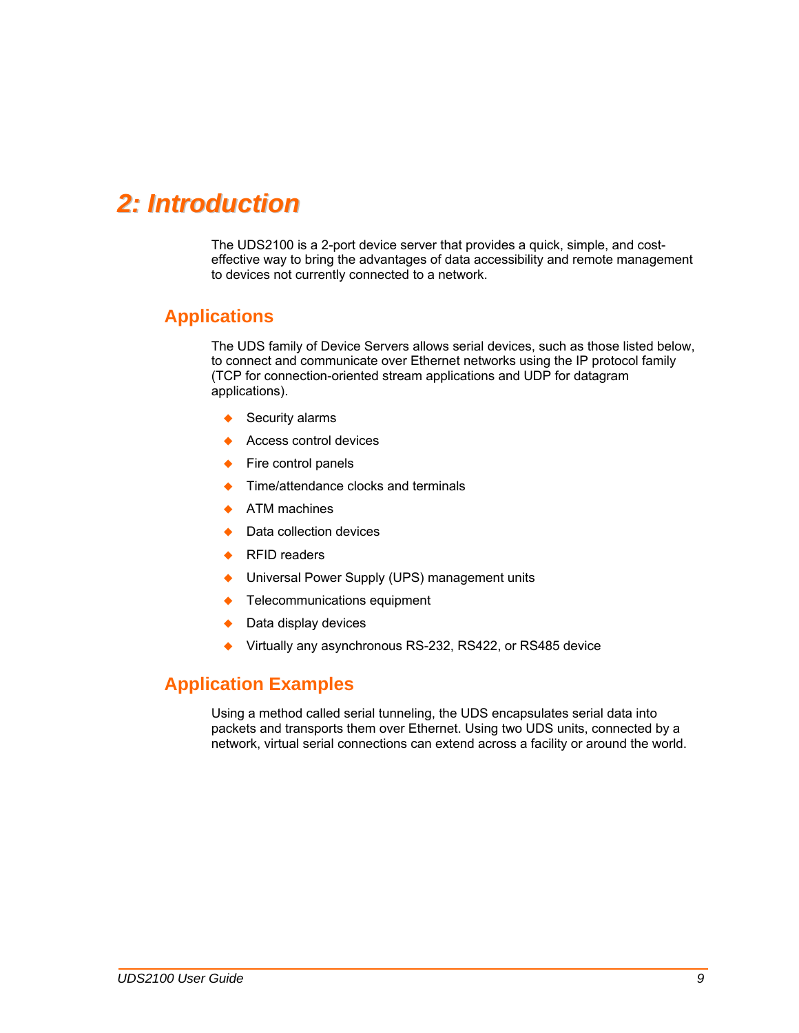# 2: Introduction

The UDS2100 is a 2-port device server that provides a quick, simple, and cost-effective way to bring the advantages of data accessibility and remote management to devices not currently connected to a network.

## Applications

The UDS family of Device Servers allows serial devices, such as those listed below, to connect and communicate over Ethernet networks using the IP protocol family (TCP for connection-oriented stream applications and UDP for datagram applications).

- Security alarms
- Access control devices
- Fire control panels
- Time/attendance clocks and terminals
- ATM machines
- Data collection devices
- RFID readers
- Universal Power Supply (UPS) management units
- Telecommunications equipment
- Data display devices
- Virtually any asynchronous RS-232, RS422, or RS485 device

## Application Examples

Using a method called serial tunneling, the UDS encapsulates serial data into packets and transports them over Ethernet. Using two UDS units, connected by a network, virtual serial connections can extend across a facility or around the world.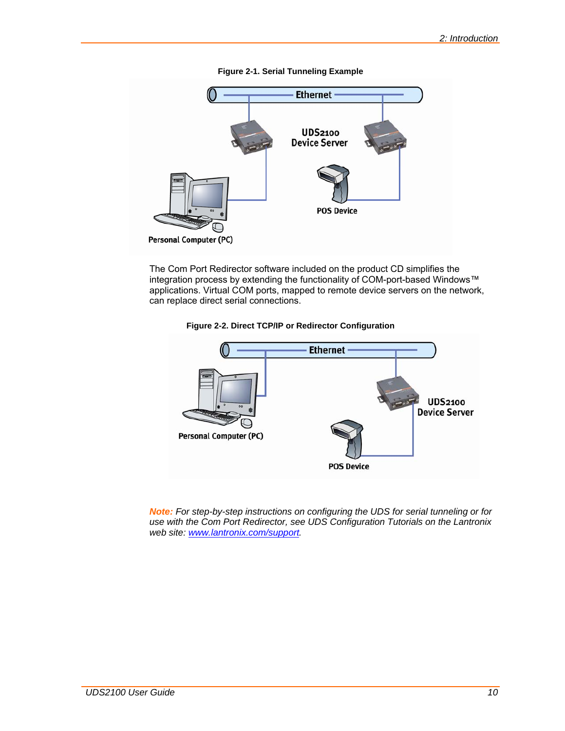**Figure 2-1. Serial Tunneling Example**

The Com Port Redirector software included on the product CD simplifies the integration process by extending the functionality of COM-port-based Windows™ applications. Virtual COM ports, mapped to remote device servers on the network, can replace direct serial connections.

**Figure 2-2. Direct TCP/IP or Redirector Configuration**

***Note:** For step-by-step instructions on configuring the UDS for serial tunneling or for use with the Com Port Redirector, see UDS Configuration Tutorials on the Lantronix web site: [www.lantronix.com/support](www.lantronix.com/support).*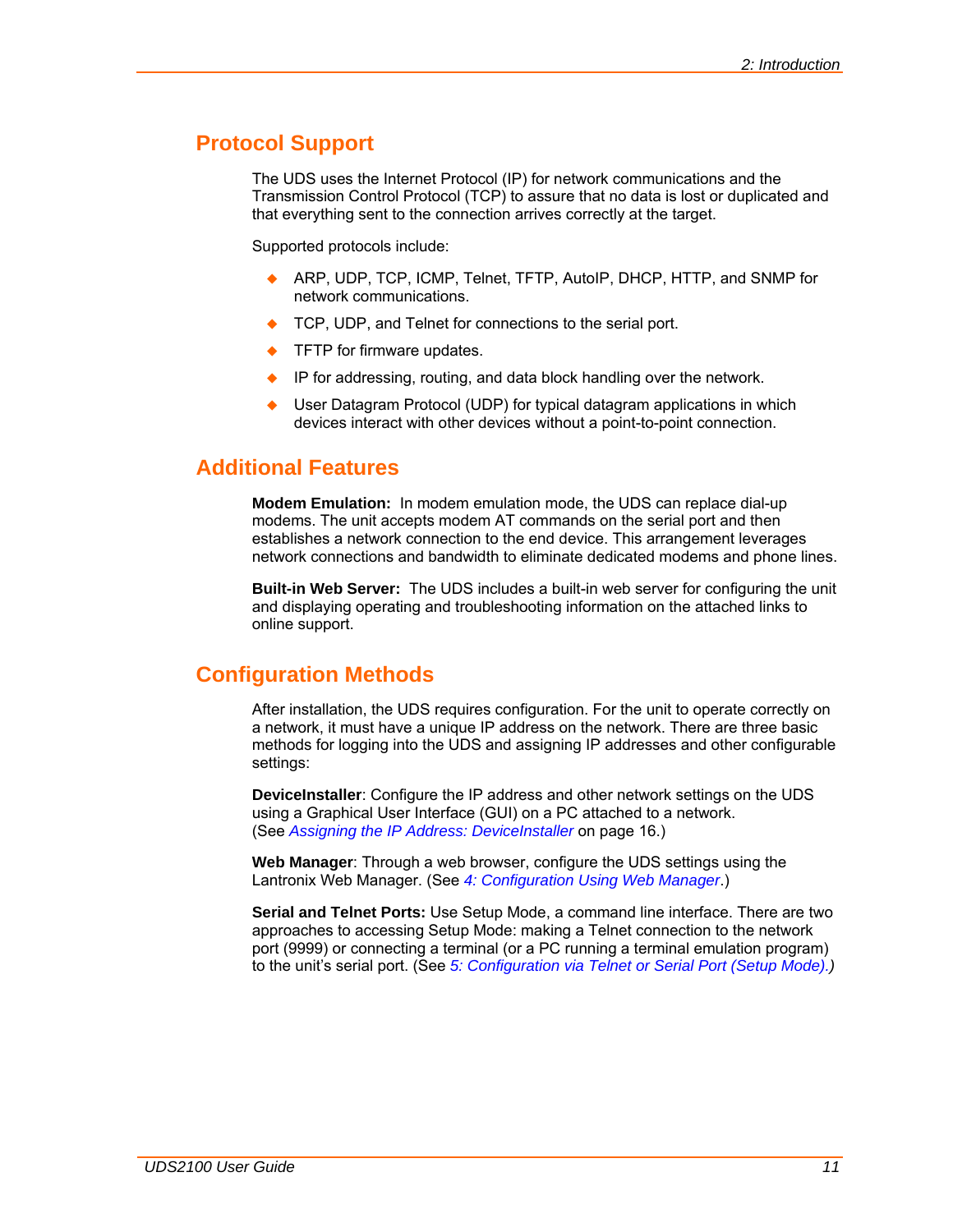## Protocol Support

The UDS uses the Internet Protocol (IP) for network communications and the Transmission Control Protocol (TCP) to assure that no data is lost or duplicated and that everything sent to the connection arrives correctly at the target.

Supported protocols include:

- ARP, UDP, TCP, ICMP, Telnet, TFTP, AutoIP, DHCP, HTTP, and SNMP for network communications.
- TCP, UDP, and Telnet for connections to the serial port.
- TFTP for firmware updates.
- IP for addressing, routing, and data block handling over the network.
- User Datagram Protocol (UDP) for typical datagram applications in which devices interact with other devices without a point-to-point connection.

## Additional Features

**Modem Emulation:** In modem emulation mode, the UDS can replace dial-up modems. The unit accepts modem AT commands on the serial port and then establishes a network connection to the end device. This arrangement leverages network connections and bandwidth to eliminate dedicated modems and phone lines.

**Built-in Web Server:** The UDS includes a built-in web server for configuring the unit and displaying operating and troubleshooting information on the attached links to online support.

## Configuration Methods

After installation, the UDS requires configuration. For the unit to operate correctly on a network, it must have a unique IP address on the network. There are three basic methods for logging into the UDS and assigning IP addresses and other configurable settings:

**DeviceInstaller**: Configure the IP address and other network settings on the UDS using a Graphical User Interface (GUI) on a PC attached to a network. (See *Assigning the IP Address: DeviceInstaller* on page 16.)

**Web Manager**: Through a web browser, configure the UDS settings using the Lantronix Web Manager. (See *4: Configuration Using Web Manager*.)

**Serial and Telnet Ports:** Use Setup Mode, a command line interface. There are two approaches to accessing Setup Mode: making a Telnet connection to the network port (9999) or connecting a terminal (or a PC running a terminal emulation program) to the unit's serial port. (See *5: Configuration via Telnet or Serial Port (Setup Mode).)*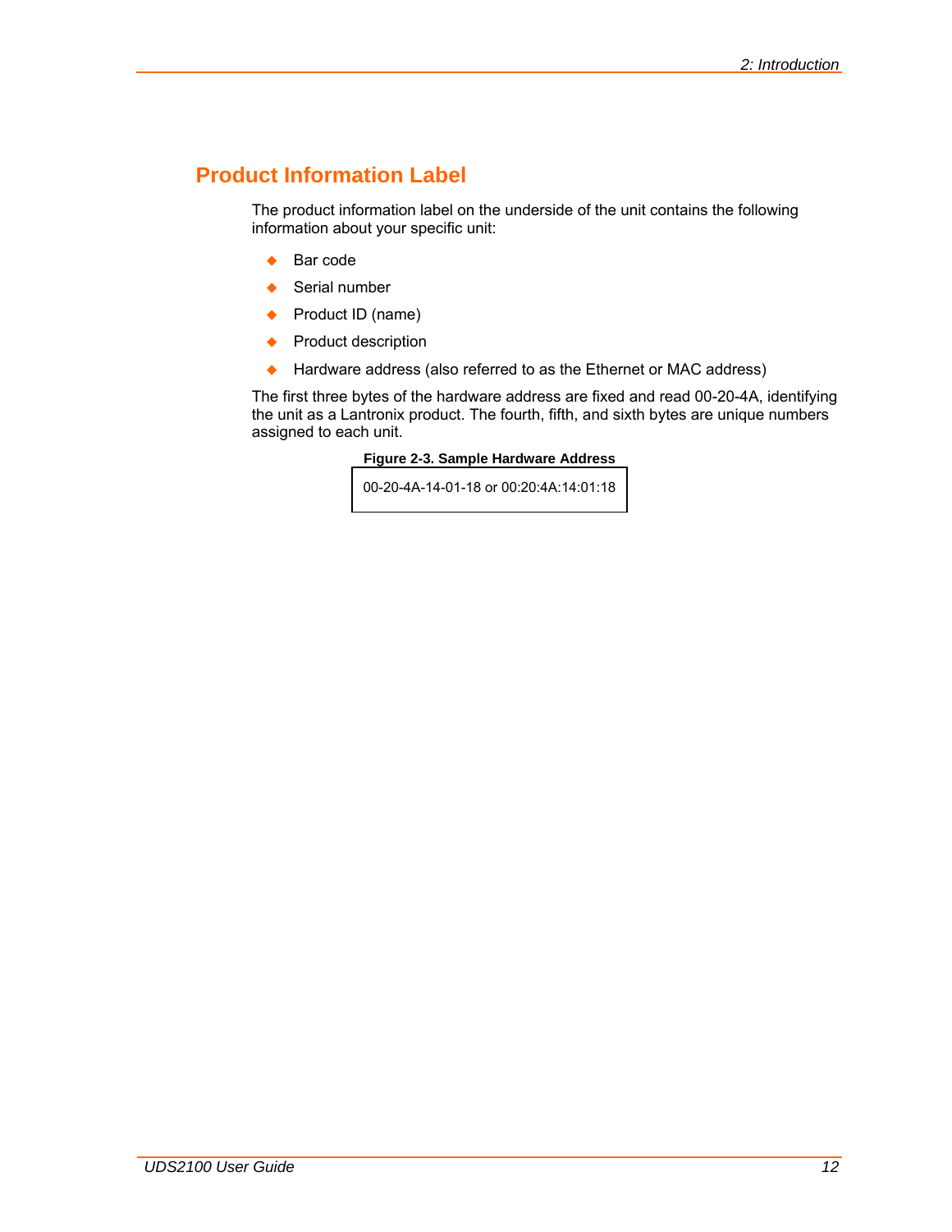## Product Information Label

The product information label on the underside of the unit contains the following information about your specific unit:

- Bar code
- Serial number
- Product ID (name)
- Product description
- Hardware address (also referred to as the Ethernet or MAC address)

The first three bytes of the hardware address are fixed and read 00-20-4A, identifying the unit as a Lantronix product. The fourth, fifth, and sixth bytes are unique numbers assigned to each unit.

**Figure 2-3. Sample Hardware Address**

```
00-20-4A-14-01-18 or 00:20:4A:14:01:18
```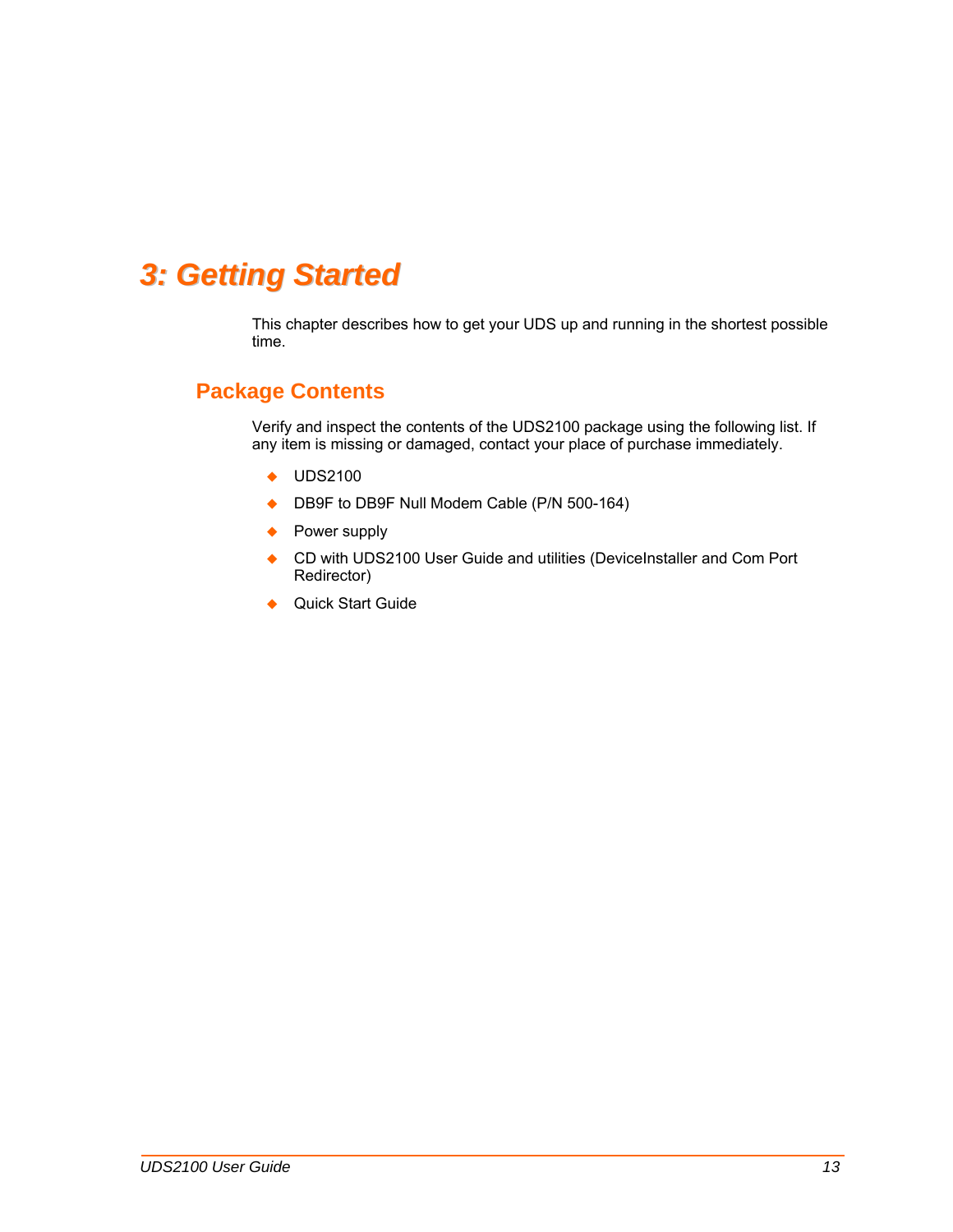# 3: Getting Started

This chapter describes how to get your UDS up and running in the shortest possible time.

## Package Contents

Verify and inspect the contents of the UDS2100 package using the following list. If any item is missing or damaged, contact your place of purchase immediately.

- UDS2100
- DB9F to DB9F Null Modem Cable (P/N 500-164)
- Power supply
- CD with UDS2100 User Guide and utilities (DeviceInstaller and Com Port Redirector)
- Quick Start Guide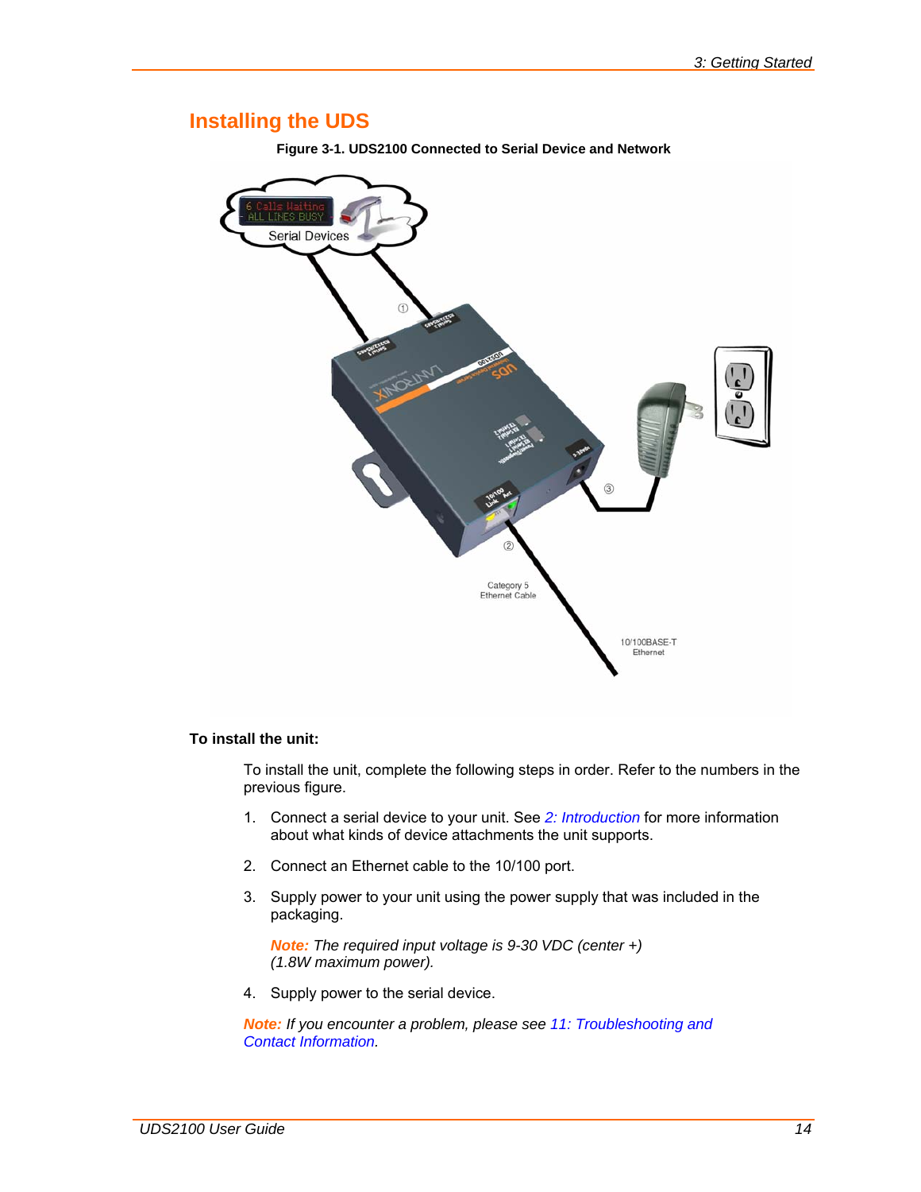## Installing the UDS

**Figure 3-1. UDS2100 Connected to Serial Device and Network**

**To install the unit:**

To install the unit, complete the following steps in order. Refer to the numbers in the previous figure.

1. Connect a serial device to your unit. See *2: Introduction* for more information about what kinds of device attachments the unit supports.
2. Connect an Ethernet cable to the 10/100 port.
3. Supply power to your unit using the power supply that was included in the packaging.

   ***Note:*** *The required input voltage is 9-30 VDC (center +) (1.8W maximum power).*

4. Supply power to the serial device.

***Note:*** *If you encounter a problem, please see 11: Troubleshooting and Contact Information.*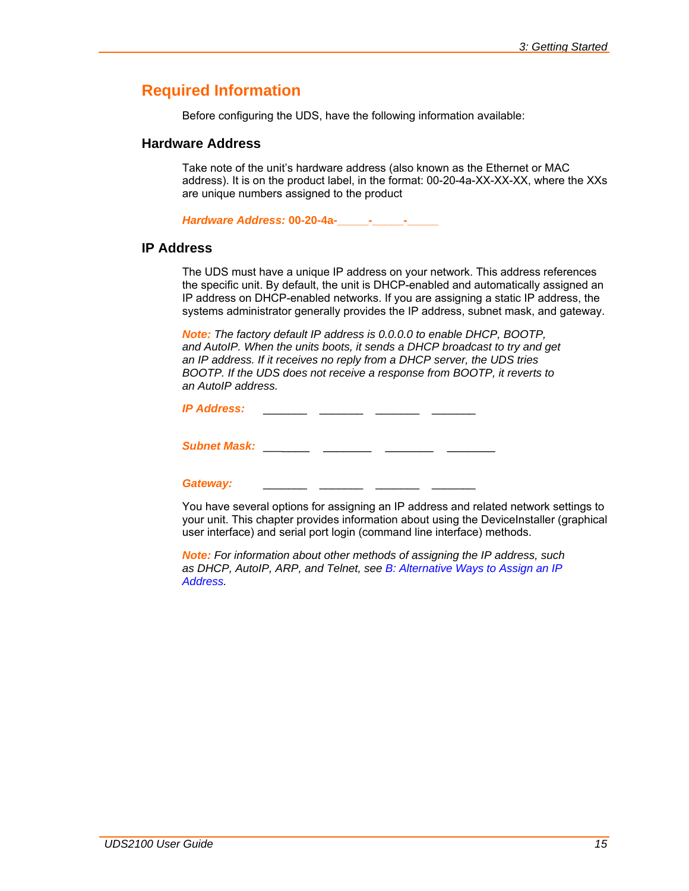## Required Information

Before configuring the UDS, have the following information available:

### Hardware Address

Take note of the unit's hardware address (also known as the Ethernet or MAC address). It is on the product label, in the format: 00-20-4a-XX-XX-XX, where the XXs are unique numbers assigned to the product

***Hardware Address:* 00-20-4a-_____-_____-_____**

### IP Address

The UDS must have a unique IP address on your network. This address references the specific unit. By default, the unit is DHCP-enabled and automatically assigned an IP address on DHCP-enabled networks. If you are assigning a static IP address, the systems administrator generally provides the IP address, subnet mask, and gateway.

*Note: The factory default IP address is 0.0.0.0 to enable DHCP, BOOTP, and AutoIP. When the units boots, it sends a DHCP broadcast to try and get an IP address. If it receives no reply from a DHCP server, the UDS tries BOOTP. If the UDS does not receive a response from BOOTP, it reverts to an AutoIP address.*

***IP Address:*** _______ _______ _______ _______

***Subnet Mask:*** _______ _______ _______ _______

***Gateway:*** _______ _______ _______ _______

You have several options for assigning an IP address and related network settings to your unit. This chapter provides information about using the DeviceInstaller (graphical user interface) and serial port login (command line interface) methods.

*Note: For information about other methods of assigning the IP address, such as DHCP, AutoIP, ARP, and Telnet, see B: Alternative Ways to Assign an IP Address.*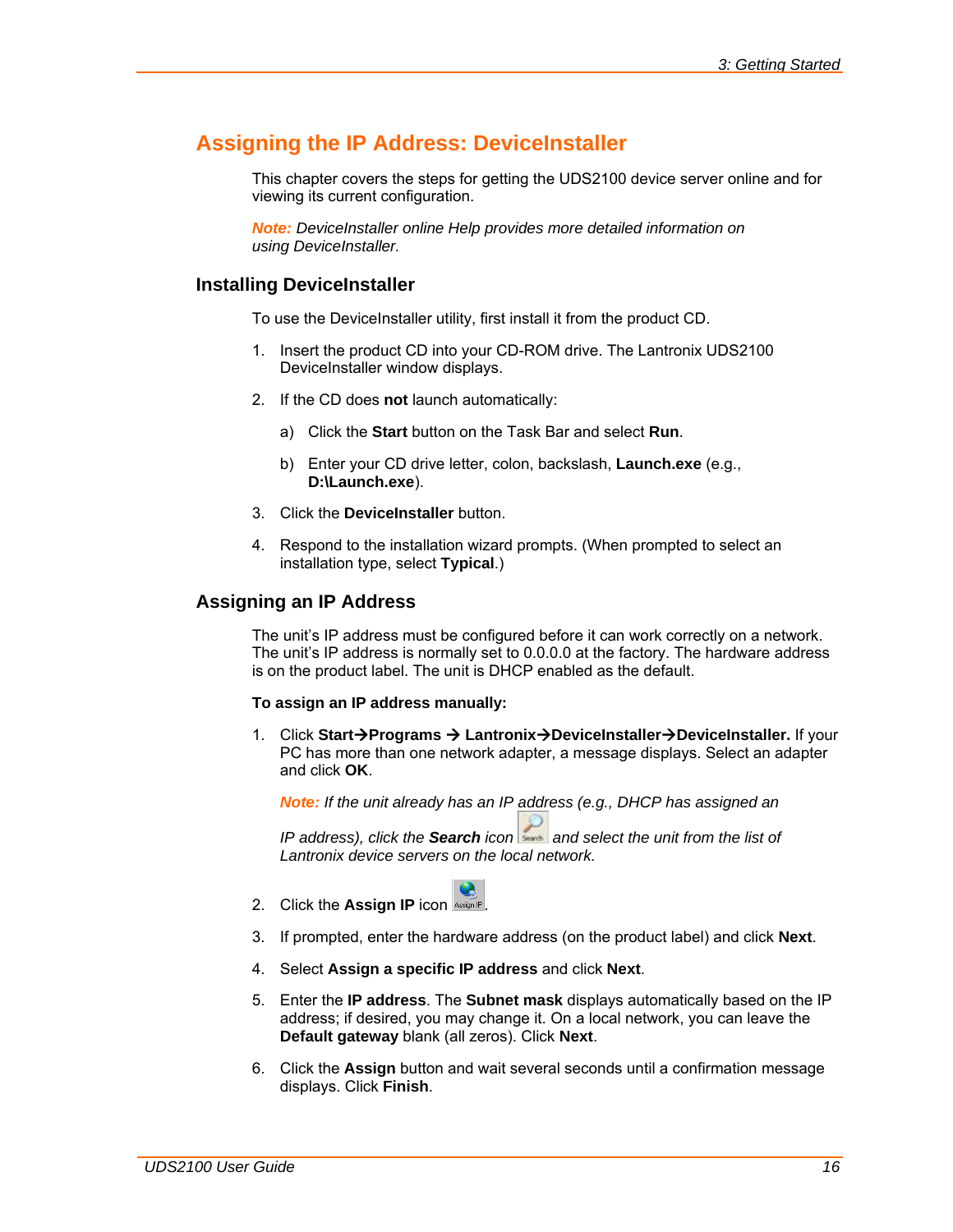## Assigning the IP Address: DeviceInstaller

This chapter covers the steps for getting the UDS2100 device server online and for viewing its current configuration.

***Note:*** *DeviceInstaller online Help provides more detailed information on using DeviceInstaller.*

### Installing DeviceInstaller

To use the DeviceInstaller utility, first install it from the product CD.

1. Insert the product CD into your CD-ROM drive. The Lantronix UDS2100 DeviceInstaller window displays.
2. If the CD does **not** launch automatically:
   a) Click the **Start** button on the Task Bar and select **Run**.
   b) Enter your CD drive letter, colon, backslash, **Launch.exe** (e.g., **D:\Launch.exe**).
3. Click the **DeviceInstaller** button.
4. Respond to the installation wizard prompts. (When prompted to select an installation type, select **Typical**.)

### Assigning an IP Address

The unit's IP address must be configured before it can work correctly on a network. The unit's IP address is normally set to 0.0.0.0 at the factory. The hardware address is on the product label. The unit is DHCP enabled as the default.

**To assign an IP address manually:**

1. Click **Start→Programs → Lantronix→DeviceInstaller→DeviceInstaller.** If your PC has more than one network adapter, a message displays. Select an adapter and click **OK**.

   ***Note:*** *If the unit already has an IP address (e.g., DHCP has assigned an IP address), click the **Search** icon and select the unit from the list of Lantronix device servers on the local network.*

2. Click the **Assign IP** icon.
3. If prompted, enter the hardware address (on the product label) and click **Next**.
4. Select **Assign a specific IP address** and click **Next**.
5. Enter the **IP address**. The **Subnet mask** displays automatically based on the IP address; if desired, you may change it. On a local network, you can leave the **Default gateway** blank (all zeros). Click **Next**.
6. Click the **Assign** button and wait several seconds until a confirmation message displays. Click **Finish**.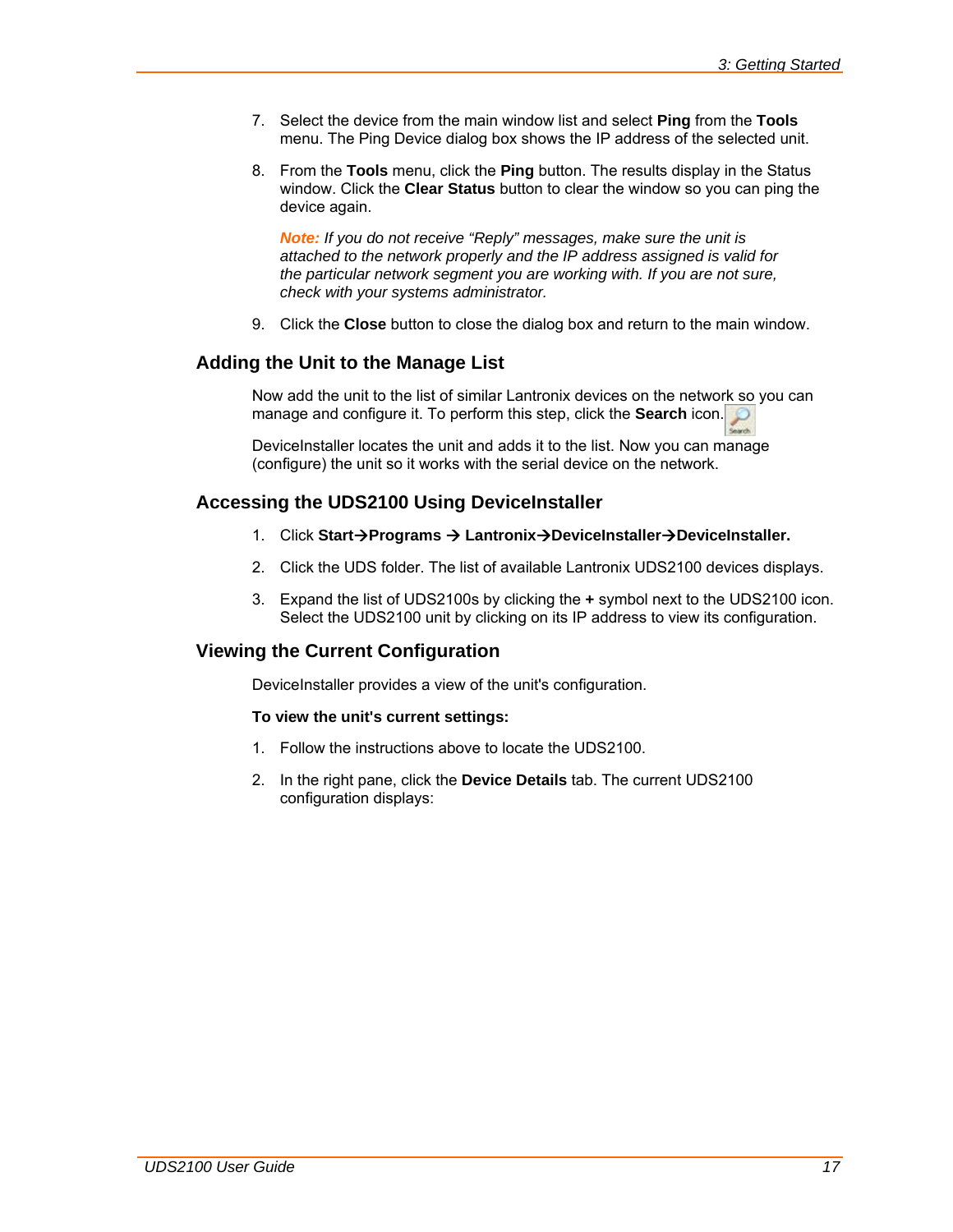7. Select the device from the main window list and select **Ping** from the **Tools** menu. The Ping Device dialog box shows the IP address of the selected unit.

8. From the **Tools** menu, click the **Ping** button. The results display in the Status window. Click the **Clear Status** button to clear the window so you can ping the device again.

   ***Note:*** *If you do not receive "Reply" messages, make sure the unit is attached to the network properly and the IP address assigned is valid for the particular network segment you are working with. If you are not sure, check with your systems administrator.*

9. Click the **Close** button to close the dialog box and return to the main window.

## Adding the Unit to the Manage List

Now add the unit to the list of similar Lantronix devices on the network so you can manage and configure it. To perform this step, click the **Search** icon.

DeviceInstaller locates the unit and adds it to the list. Now you can manage (configure) the unit so it works with the serial device on the network.

## Accessing the UDS2100 Using DeviceInstaller

1. Click **Start→Programs → Lantronix→DeviceInstaller→DeviceInstaller.**
2. Click the UDS folder. The list of available Lantronix UDS2100 devices displays.
3. Expand the list of UDS2100s by clicking the **+** symbol next to the UDS2100 icon. Select the UDS2100 unit by clicking on its IP address to view its configuration.

## Viewing the Current Configuration

DeviceInstaller provides a view of the unit's configuration.

**To view the unit's current settings:**

1. Follow the instructions above to locate the UDS2100.
2. In the right pane, click the **Device Details** tab. The current UDS2100 configuration displays: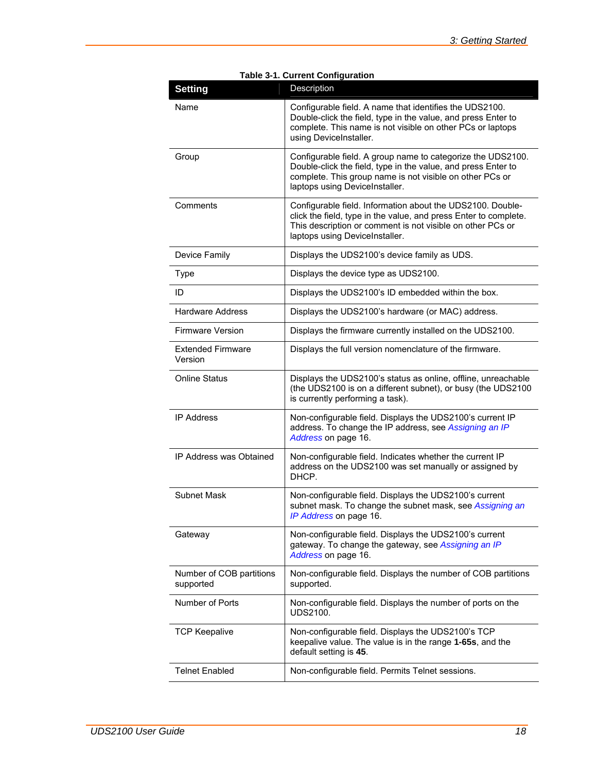**Table 3-1. Current Configuration**

| Setting | Description |
|---|---|
| Name | Configurable field. A name that identifies the UDS2100. Double-click the field, type in the value, and press Enter to complete. This name is not visible on other PCs or laptops using DeviceInstaller. |
| Group | Configurable field. A group name to categorize the UDS2100. Double-click the field, type in the value, and press Enter to complete. This group name is not visible on other PCs or laptops using DeviceInstaller. |
| Comments | Configurable field. Information about the UDS2100. Double-click the field, type in the value, and press Enter to complete. This description or comment is not visible on other PCs or laptops using DeviceInstaller. |
| Device Family | Displays the UDS2100's device family as UDS. |
| Type | Displays the device type as UDS2100. |
| ID | Displays the UDS2100's ID embedded within the box. |
| Hardware Address | Displays the UDS2100's hardware (or MAC) address. |
| Firmware Version | Displays the firmware currently installed on the UDS2100. |
| Extended Firmware Version | Displays the full version nomenclature of the firmware. |
| Online Status | Displays the UDS2100's status as online, offline, unreachable (the UDS2100 is on a different subnet), or busy (the UDS2100 is currently performing a task). |
| IP Address | Non-configurable field. Displays the UDS2100's current IP address. To change the IP address, see *Assigning an IP Address* on page 16. |
| IP Address was Obtained | Non-configurable field. Indicates whether the current IP address on the UDS2100 was set manually or assigned by DHCP. |
| Subnet Mask | Non-configurable field. Displays the UDS2100's current subnet mask. To change the subnet mask, see *Assigning an IP Address* on page 16. |
| Gateway | Non-configurable field. Displays the UDS2100's current gateway. To change the gateway, see *Assigning an IP Address* on page 16. |
| Number of COB partitions supported | Non-configurable field. Displays the number of COB partitions supported. |
| Number of Ports | Non-configurable field. Displays the number of ports on the UDS2100. |
| TCP Keepalive | Non-configurable field. Displays the UDS2100's TCP keepalive value. The value is in the range **1-65s**, and the default setting is **45**. |
| Telnet Enabled | Non-configurable field. Permits Telnet sessions. |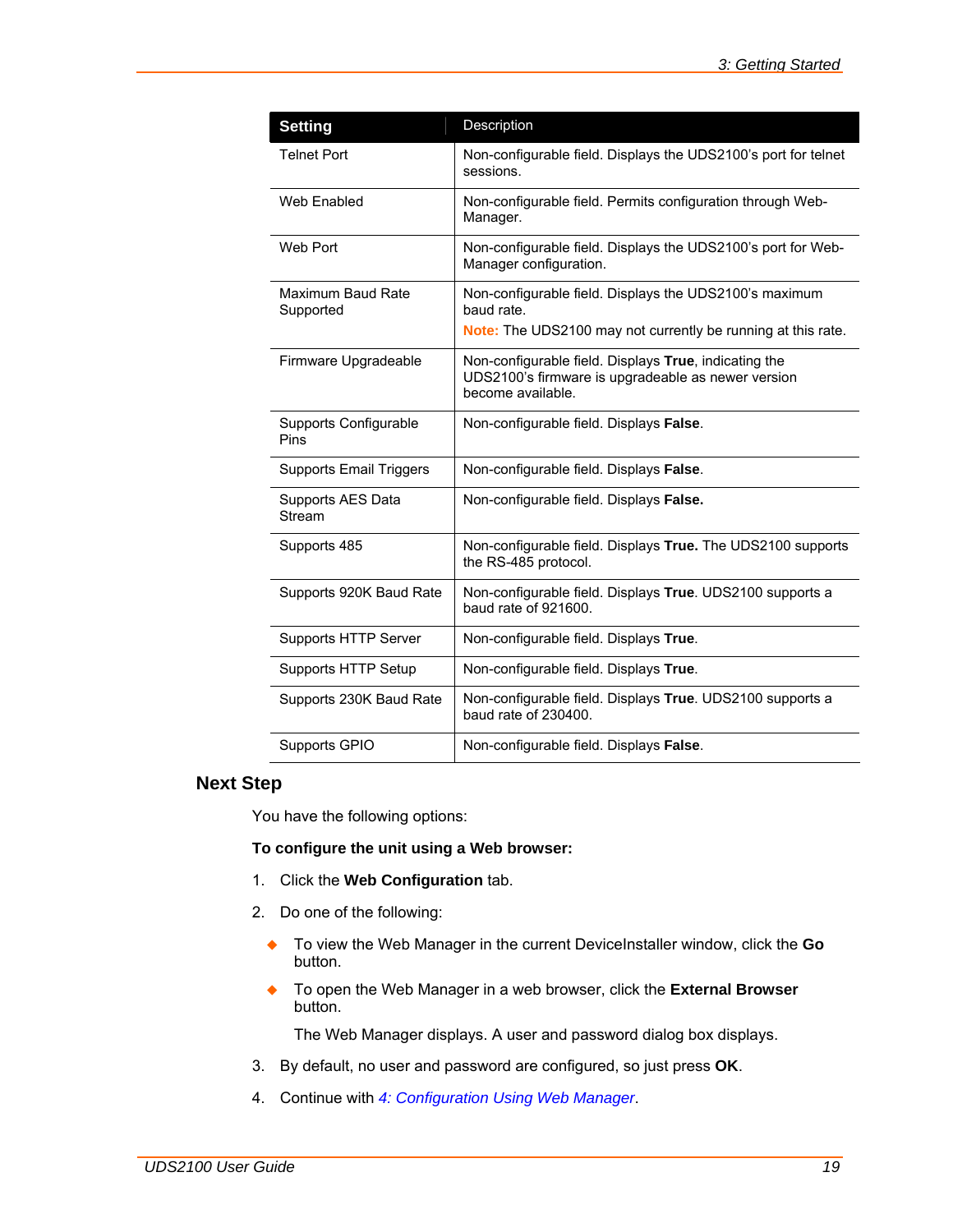| Setting | Description |
| --- | --- |
| Telnet Port | Non-configurable field. Displays the UDS2100's port for telnet sessions. |
| Web Enabled | Non-configurable field. Permits configuration through Web-Manager. |
| Web Port | Non-configurable field. Displays the UDS2100's port for Web-Manager configuration. |
| Maximum Baud Rate Supported | Non-configurable field. Displays the UDS2100's maximum baud rate.<br>**Note:** The UDS2100 may not currently be running at this rate. |
| Firmware Upgradeable | Non-configurable field. Displays **True**, indicating the UDS2100's firmware is upgradeable as newer version become available. |
| Supports Configurable Pins | Non-configurable field. Displays **False**. |
| Supports Email Triggers | Non-configurable field. Displays **False**. |
| Supports AES Data Stream | Non-configurable field. Displays **False.** |
| Supports 485 | Non-configurable field. Displays **True.** The UDS2100 supports the RS-485 protocol. |
| Supports 920K Baud Rate | Non-configurable field. Displays **True**. UDS2100 supports a baud rate of 921600. |
| Supports HTTP Server | Non-configurable field. Displays **True**. |
| Supports HTTP Setup | Non-configurable field. Displays **True**. |
| Supports 230K Baud Rate | Non-configurable field. Displays **True**. UDS2100 supports a baud rate of 230400. |
| Supports GPIO | Non-configurable field. Displays **False**. |

## Next Step

You have the following options:

**To configure the unit using a Web browser:**

1. Click the **Web Configuration** tab.
2. Do one of the following:
   - To view the Web Manager in the current DeviceInstaller window, click the **Go** button.
   - To open the Web Manager in a web browser, click the **External Browser** button.

   The Web Manager displays. A user and password dialog box displays.
3. By default, no user and password are configured, so just press **OK**.
4. Continue with *4: Configuration Using Web Manager*.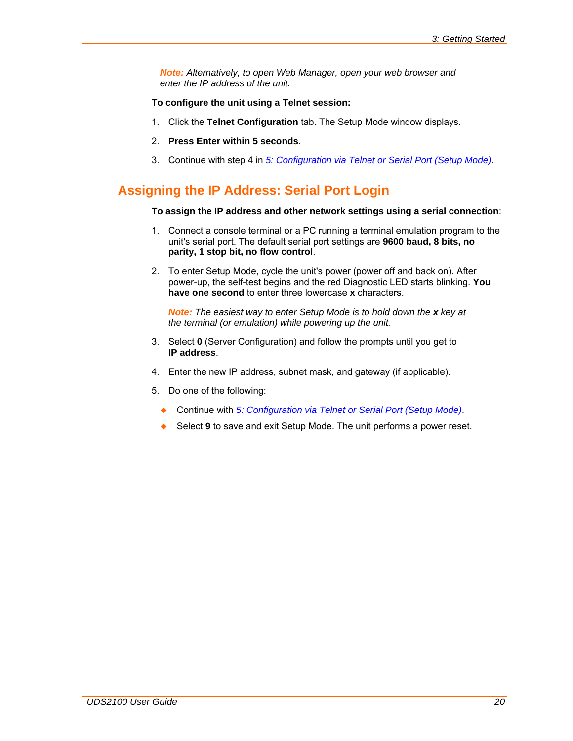*Note: Alternatively, to open Web Manager, open your web browser and enter the IP address of the unit.*

**To configure the unit using a Telnet session:**

1. Click the **Telnet Configuration** tab. The Setup Mode window displays.
2. **Press Enter within 5 seconds**.
3. Continue with step 4 in *5: Configuration via Telnet or Serial Port (Setup Mode)*.

## Assigning the IP Address: Serial Port Login

**To assign the IP address and other network settings using a serial connection**:

1. Connect a console terminal or a PC running a terminal emulation program to the unit's serial port. The default serial port settings are **9600 baud, 8 bits, no parity, 1 stop bit, no flow control**.
2. To enter Setup Mode, cycle the unit's power (power off and back on). After power-up, the self-test begins and the red Diagnostic LED starts blinking. **You have one second** to enter three lowercase **x** characters.

   *Note: The easiest way to enter Setup Mode is to hold down the **x** key at the terminal (or emulation) while powering up the unit.*

3. Select **0** (Server Configuration) and follow the prompts until you get to **IP address**.
4. Enter the new IP address, subnet mask, and gateway (if applicable).
5. Do one of the following:
   - Continue with *5: Configuration via Telnet or Serial Port (Setup Mode)*.
   - Select **9** to save and exit Setup Mode. The unit performs a power reset.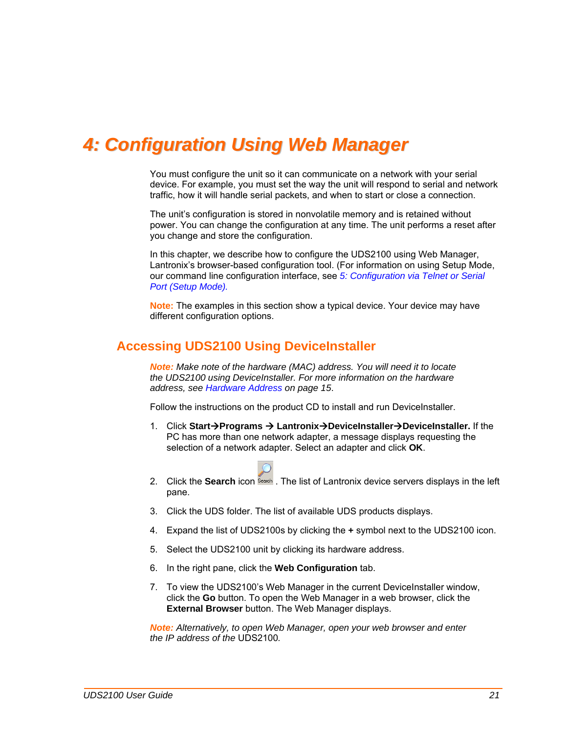# 4: Configuration Using Web Manager

You must configure the unit so it can communicate on a network with your serial device. For example, you must set the way the unit will respond to serial and network traffic, how it will handle serial packets, and when to start or close a connection.

The unit's configuration is stored in nonvolatile memory and is retained without power. You can change the configuration at any time. The unit performs a reset after you change and store the configuration.

In this chapter, we describe how to configure the UDS2100 using Web Manager, Lantronix's browser-based configuration tool. (For information on using Setup Mode, our command line configuration interface, see *5: Configuration via Telnet or Serial Port (Setup Mode).*

**Note:** The examples in this section show a typical device. Your device may have different configuration options.

## Accessing UDS2100 Using DeviceInstaller

***Note:*** *Make note of the hardware (MAC) address. You will need it to locate the UDS2100 using DeviceInstaller. For more information on the hardware address, see Hardware Address on page 15.*

Follow the instructions on the product CD to install and run DeviceInstaller.

1. Click **Start→Programs → Lantronix→DeviceInstaller→DeviceInstaller.** If the PC has more than one network adapter, a message displays requesting the selection of a network adapter. Select an adapter and click **OK**.
2. Click the **Search** icon. The list of Lantronix device servers displays in the left pane.
3. Click the UDS folder. The list of available UDS products displays.
4. Expand the list of UDS2100s by clicking the **+** symbol next to the UDS2100 icon.
5. Select the UDS2100 unit by clicking its hardware address.
6. In the right pane, click the **Web Configuration** tab.
7. To view the UDS2100's Web Manager in the current DeviceInstaller window, click the **Go** button. To open the Web Manager in a web browser, click the **External Browser** button. The Web Manager displays.

***Note:*** *Alternatively, to open Web Manager, open your web browser and enter the IP address of the* UDS2100.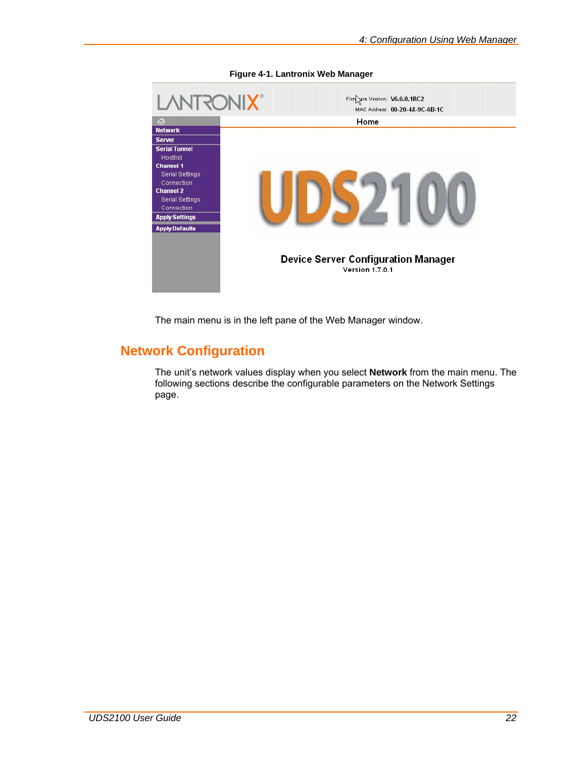**Figure 4-1. Lantronix Web Manager**

The main menu is in the left pane of the Web Manager window.

## Network Configuration

The unit's network values display when you select **Network** from the main menu. The following sections describe the configurable parameters on the Network Settings page.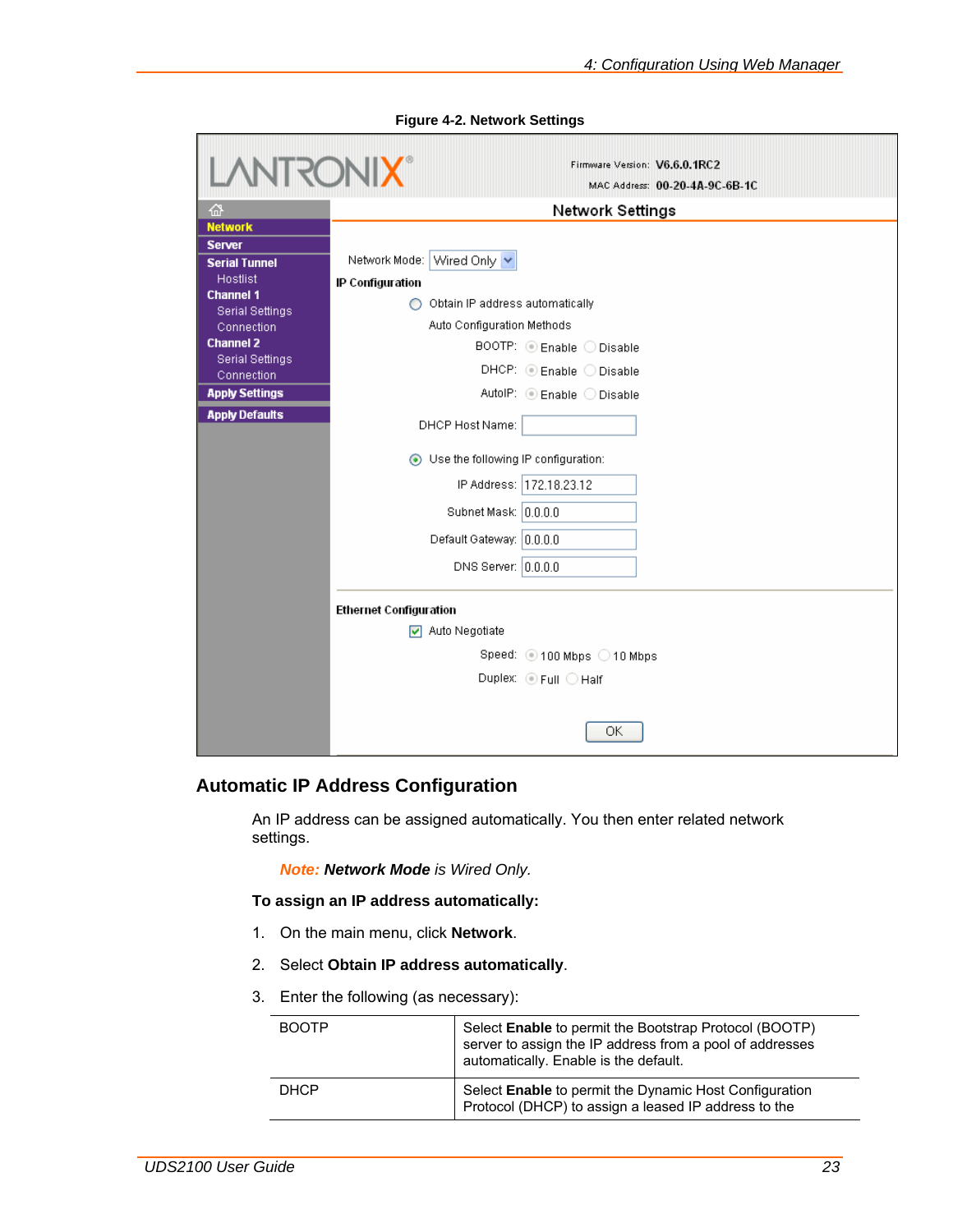**Figure 4-2. Network Settings**

## Automatic IP Address Configuration

An IP address can be assigned automatically. You then enter related network settings.

*Note: **Network Mode** is Wired Only.*

**To assign an IP address automatically:**

1. On the main menu, click **Network**.
2. Select **Obtain IP address automatically**.
3. Enter the following (as necessary):

| | |
|---|---|
| BOOTP | Select **Enable** to permit the Bootstrap Protocol (BOOTP) server to assign the IP address from a pool of addresses automatically. Enable is the default. |
| DHCP | Select **Enable** to permit the Dynamic Host Configuration Protocol (DHCP) to assign a leased IP address to the |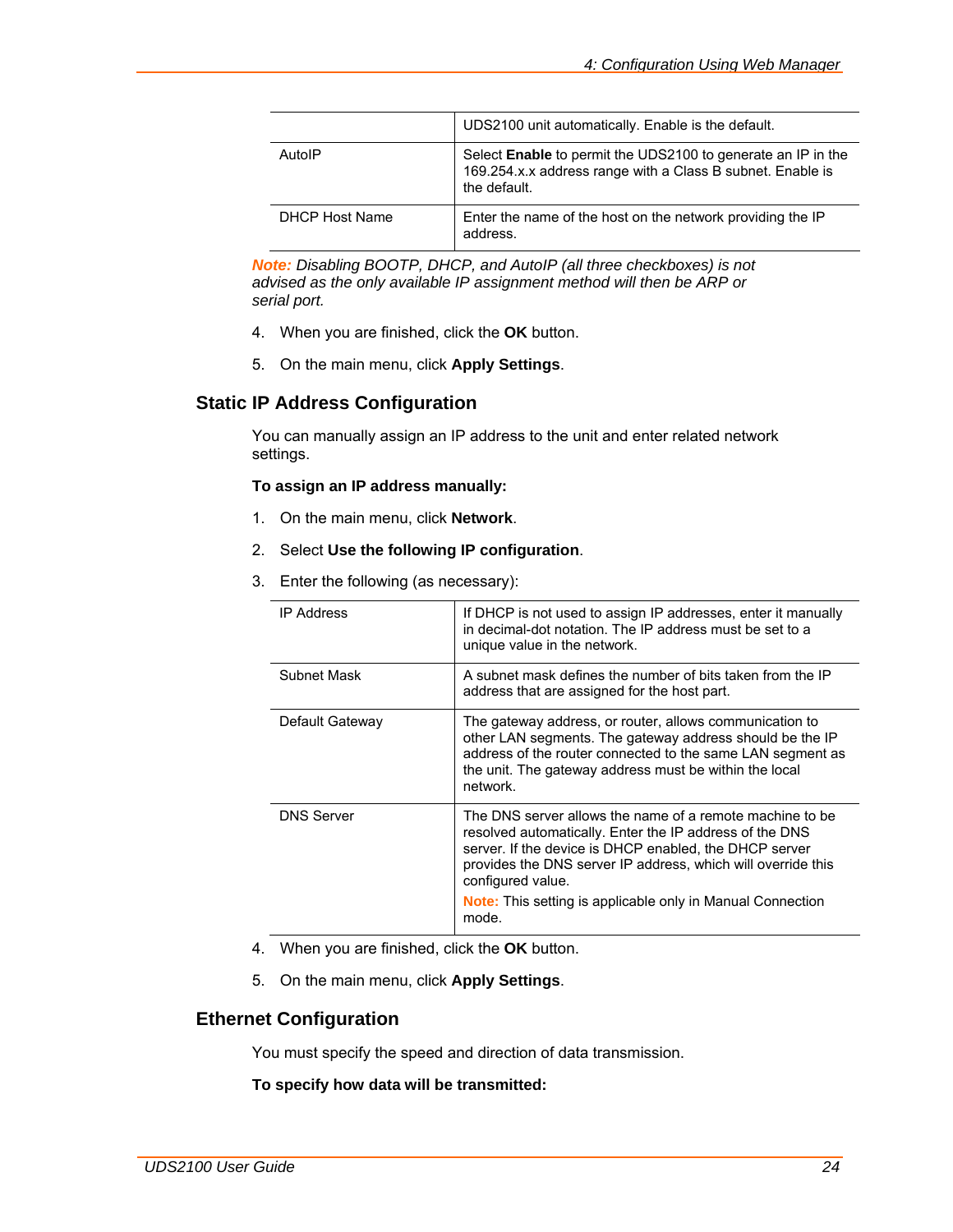|  |  |
|---|---|
|  | UDS2100 unit automatically. Enable is the default. |
| AutoIP | Select **Enable** to permit the UDS2100 to generate an IP in the 169.254.x.x address range with a Class B subnet. Enable is the default. |
| DHCP Host Name | Enter the name of the host on the network providing the IP address. |

*Note: Disabling BOOTP, DHCP, and AutoIP (all three checkboxes) is not advised as the only available IP assignment method will then be ARP or serial port.*

4. When you are finished, click the **OK** button.
5. On the main menu, click **Apply Settings**.

## Static IP Address Configuration

You can manually assign an IP address to the unit and enter related network settings.

**To assign an IP address manually:**

1. On the main menu, click **Network**.
2. Select **Use the following IP configuration**.
3. Enter the following (as necessary):

|  |  |
|---|---|
| IP Address | If DHCP is not used to assign IP addresses, enter it manually in decimal-dot notation. The IP address must be set to a unique value in the network. |
| Subnet Mask | A subnet mask defines the number of bits taken from the IP address that are assigned for the host part. |
| Default Gateway | The gateway address, or router, allows communication to other LAN segments. The gateway address should be the IP address of the router connected to the same LAN segment as the unit. The gateway address must be within the local network. |
| DNS Server | The DNS server allows the name of a remote machine to be resolved automatically. Enter the IP address of the DNS server. If the device is DHCP enabled, the DHCP server provides the DNS server IP address, which will override this configured value. Note: This setting is applicable only in Manual Connection mode. |

4. When you are finished, click the **OK** button.
5. On the main menu, click **Apply Settings**.

## Ethernet Configuration

You must specify the speed and direction of data transmission.

**To specify how data will be transmitted:**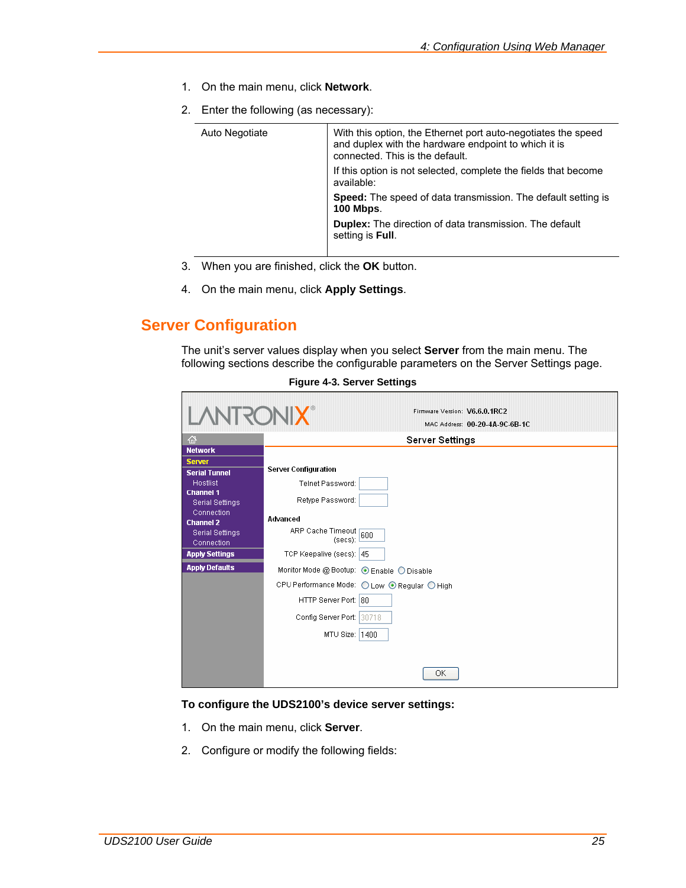1. On the main menu, click **Network**.
2. Enter the following (as necessary):

| | |
|---|---|
| Auto Negotiate | With this option, the Ethernet port auto-negotiates the speed and duplex with the hardware endpoint to which it is connected. This is the default.<br>If this option is not selected, complete the fields that become available:<br>**Speed:** The speed of data transmission. The default setting is **100 Mbps**.<br>**Duplex:** The direction of data transmission. The default setting is **Full**. |

3. When you are finished, click the **OK** button.
4. On the main menu, click **Apply Settings**.

## Server Configuration

The unit's server values display when you select **Server** from the main menu. The following sections describe the configurable parameters on the Server Settings page.

**Figure 4-3. Server Settings**

**To configure the UDS2100's device server settings:**

1. On the main menu, click **Server**.
2. Configure or modify the following fields: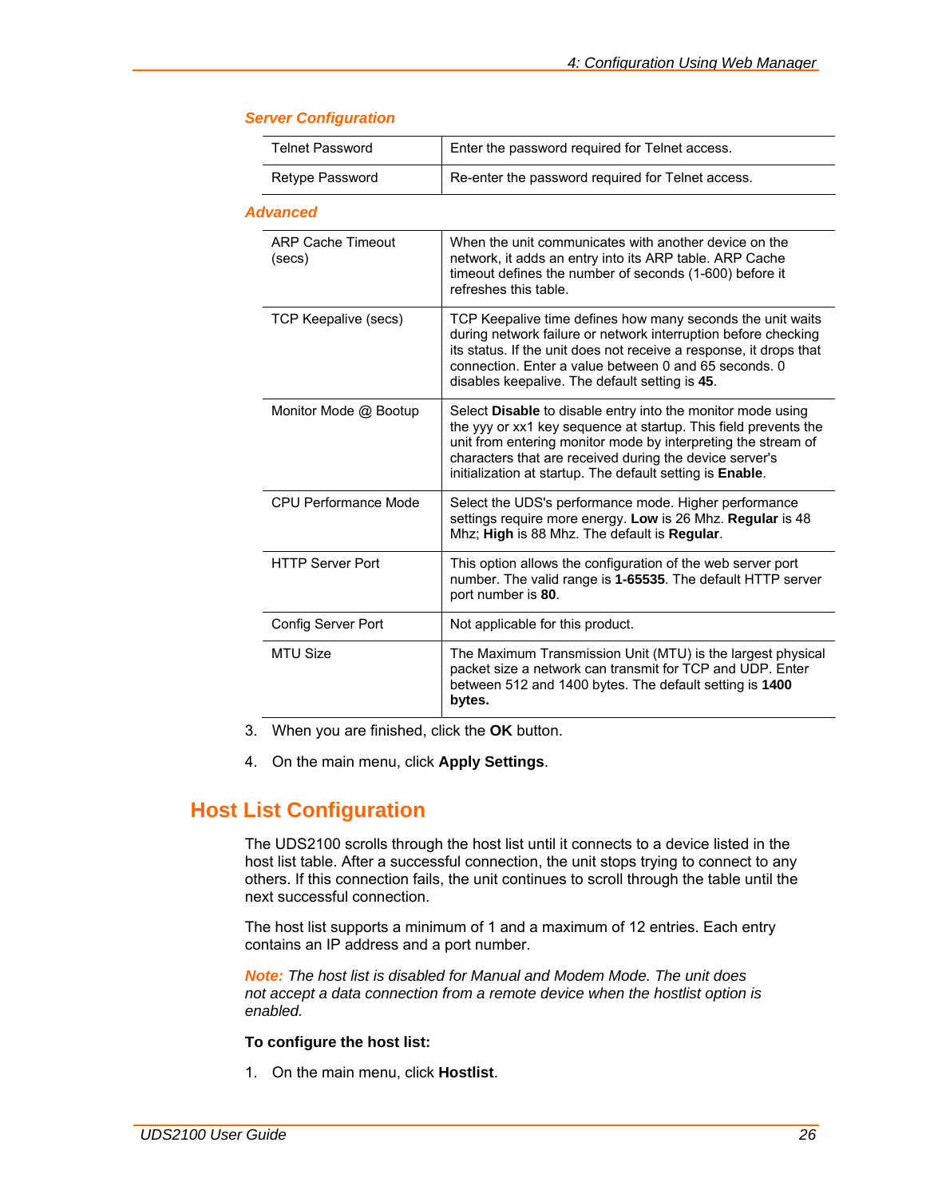### Server Configuration

| | |
|---|---|
| Telnet Password | Enter the password required for Telnet access. |
| Retype Password | Re-enter the password required for Telnet access. |

### Advanced

| | |
|---|---|
| ARP Cache Timeout (secs) | When the unit communicates with another device on the network, it adds an entry into its ARP table. ARP Cache timeout defines the number of seconds (1-600) before it refreshes this table. |
| TCP Keepalive (secs) | TCP Keepalive time defines how many seconds the unit waits during network failure or network interruption before checking its status. If the unit does not receive a response, it drops that connection. Enter a value between 0 and 65 seconds. 0 disables keepalive. The default setting is **45**. |
| Monitor Mode @ Bootup | Select **Disable** to disable entry into the monitor mode using the yyy or xx1 key sequence at startup. This field prevents the unit from entering monitor mode by interpreting the stream of characters that are received during the device server's initialization at startup. The default setting is **Enable**. |
| CPU Performance Mode | Select the UDS's performance mode. Higher performance settings require more energy. **Low** is 26 Mhz. **Regular** is 48 Mhz; **High** is 88 Mhz. The default is **Regular**. |
| HTTP Server Port | This option allows the configuration of the web server port number. The valid range is **1-65535**. The default HTTP server port number is **80**. |
| Config Server Port | Not applicable for this product. |
| MTU Size | The Maximum Transmission Unit (MTU) is the largest physical packet size a network can transmit for TCP and UDP. Enter between 512 and 1400 bytes. The default setting is **1400 bytes.** |

3. When you are finished, click the **OK** button.
4. On the main menu, click **Apply Settings**.

## Host List Configuration

The UDS2100 scrolls through the host list until it connects to a device listed in the host list table. After a successful connection, the unit stops trying to connect to any others. If this connection fails, the unit continues to scroll through the table until the next successful connection.

The host list supports a minimum of 1 and a maximum of 12 entries. Each entry contains an IP address and a port number.

***Note:*** *The host list is disabled for Manual and Modem Mode. The unit does not accept a data connection from a remote device when the hostlist option is enabled.*

**To configure the host list:**

1. On the main menu, click **Hostlist**.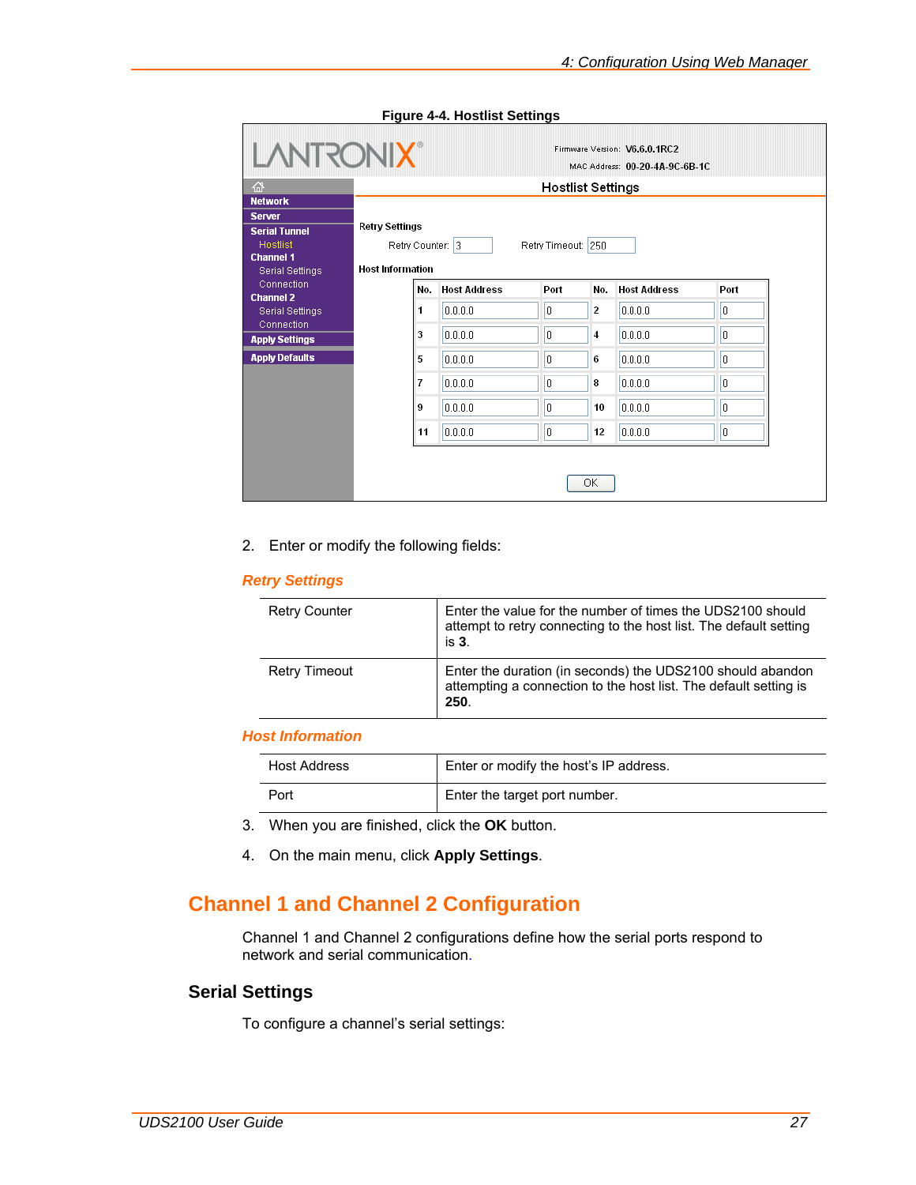**Figure 4-4. Hostlist Settings**

2. Enter or modify the following fields:

### *Retry Settings*

| | |
|---|---|
| Retry Counter | Enter the value for the number of times the UDS2100 should attempt to retry connecting to the host list. The default setting is **3**. |
| Retry Timeout | Enter the duration (in seconds) the UDS2100 should abandon attempting a connection to the host list. The default setting is **250**. |

### *Host Information*

| | |
|---|---|
| Host Address | Enter or modify the host's IP address. |
| Port | Enter the target port number. |

3. When you are finished, click the **OK** button.

4. On the main menu, click **Apply Settings**.

## Channel 1 and Channel 2 Configuration

Channel 1 and Channel 2 configurations define how the serial ports respond to network and serial communication.

### Serial Settings

To configure a channel's serial settings: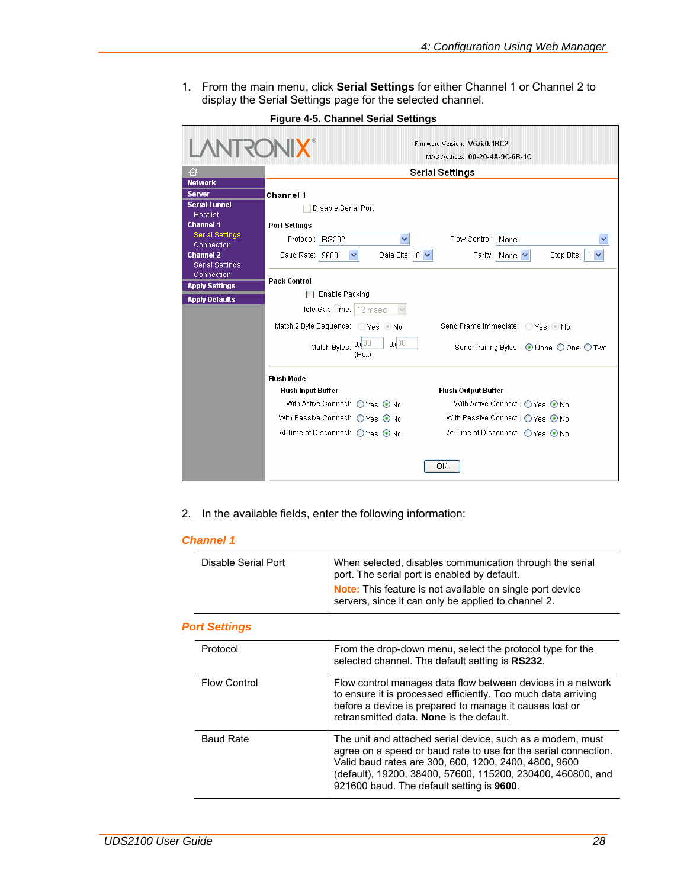1. From the main menu, click **Serial Settings** for either Channel 1 or Channel 2 to display the Serial Settings page for the selected channel.

**Figure 4-5. Channel Serial Settings**

2. In the available fields, enter the following information:

### *Channel 1*

| | |
|---|---|
| Disable Serial Port | When selected, disables communication through the serial port. The serial port is enabled by default.<br>**Note:** This feature is not available on single port device servers, since it can only be applied to channel 2. |

### *Port Settings*

| | |
|---|---|
| Protocol | From the drop-down menu, select the protocol type for the selected channel. The default setting is **RS232**. |
| Flow Control | Flow control manages data flow between devices in a network to ensure it is processed efficiently. Too much data arriving before a device is prepared to manage it causes lost or retransmitted data. **None** is the default. |
| Baud Rate | The unit and attached serial device, such as a modem, must agree on a speed or baud rate to use for the serial connection. Valid baud rates are 300, 600, 1200, 2400, 4800, 9600 (default), 19200, 38400, 57600, 115200, 230400, 460800, and 921600 baud. The default setting is **9600**. |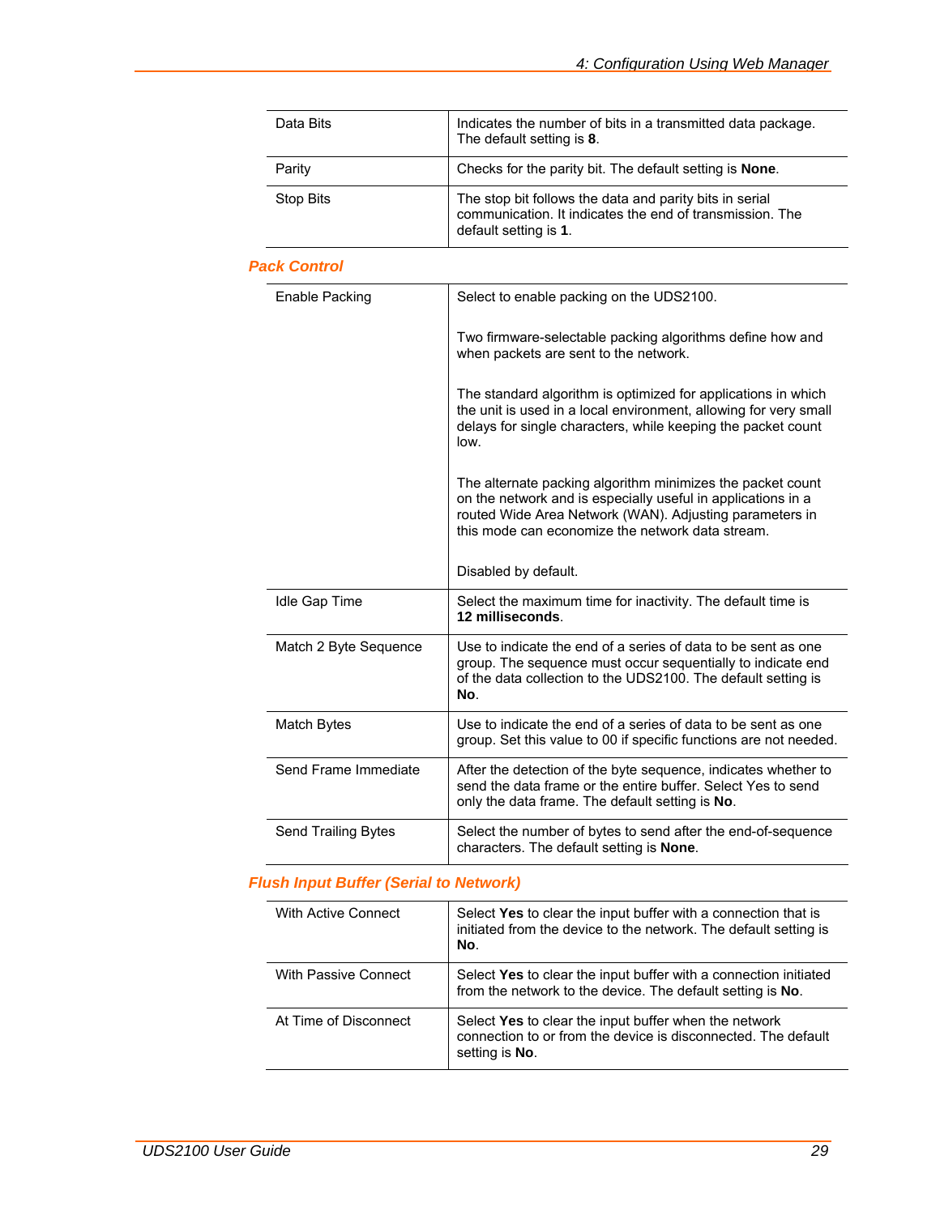| | |
|---|---|
| Data Bits | Indicates the number of bits in a transmitted data package. The default setting is **8**. |
| Parity | Checks for the parity bit. The default setting is **None**. |
| Stop Bits | The stop bit follows the data and parity bits in serial communication. It indicates the end of transmission. The default setting is **1**. |

### *Pack Control*

| | |
|---|---|
| Enable Packing | Select to enable packing on the UDS2100.<br><br>Two firmware-selectable packing algorithms define how and when packets are sent to the network.<br><br>The standard algorithm is optimized for applications in which the unit is used in a local environment, allowing for very small delays for single characters, while keeping the packet count low.<br><br>The alternate packing algorithm minimizes the packet count on the network and is especially useful in applications in a routed Wide Area Network (WAN). Adjusting parameters in this mode can economize the network data stream.<br><br>Disabled by default. |
| Idle Gap Time | Select the maximum time for inactivity. The default time is **12 milliseconds**. |
| Match 2 Byte Sequence | Use to indicate the end of a series of data to be sent as one group. The sequence must occur sequentially to indicate end of the data collection to the UDS2100. The default setting is **No**. |
| Match Bytes | Use to indicate the end of a series of data to be sent as one group. Set this value to 00 if specific functions are not needed. |
| Send Frame Immediate | After the detection of the byte sequence, indicates whether to send the data frame or the entire buffer. Select Yes to send only the data frame. The default setting is **No**. |
| Send Trailing Bytes | Select the number of bytes to send after the end-of-sequence characters. The default setting is **None**. |

### *Flush Input Buffer (Serial to Network)*

| | |
|---|---|
| With Active Connect | Select **Yes** to clear the input buffer with a connection that is initiated from the device to the network. The default setting is **No**. |
| With Passive Connect | Select **Yes** to clear the input buffer with a connection initiated from the network to the device. The default setting is **No**. |
| At Time of Disconnect | Select **Yes** to clear the input buffer when the network connection to or from the device is disconnected. The default setting is **No**. |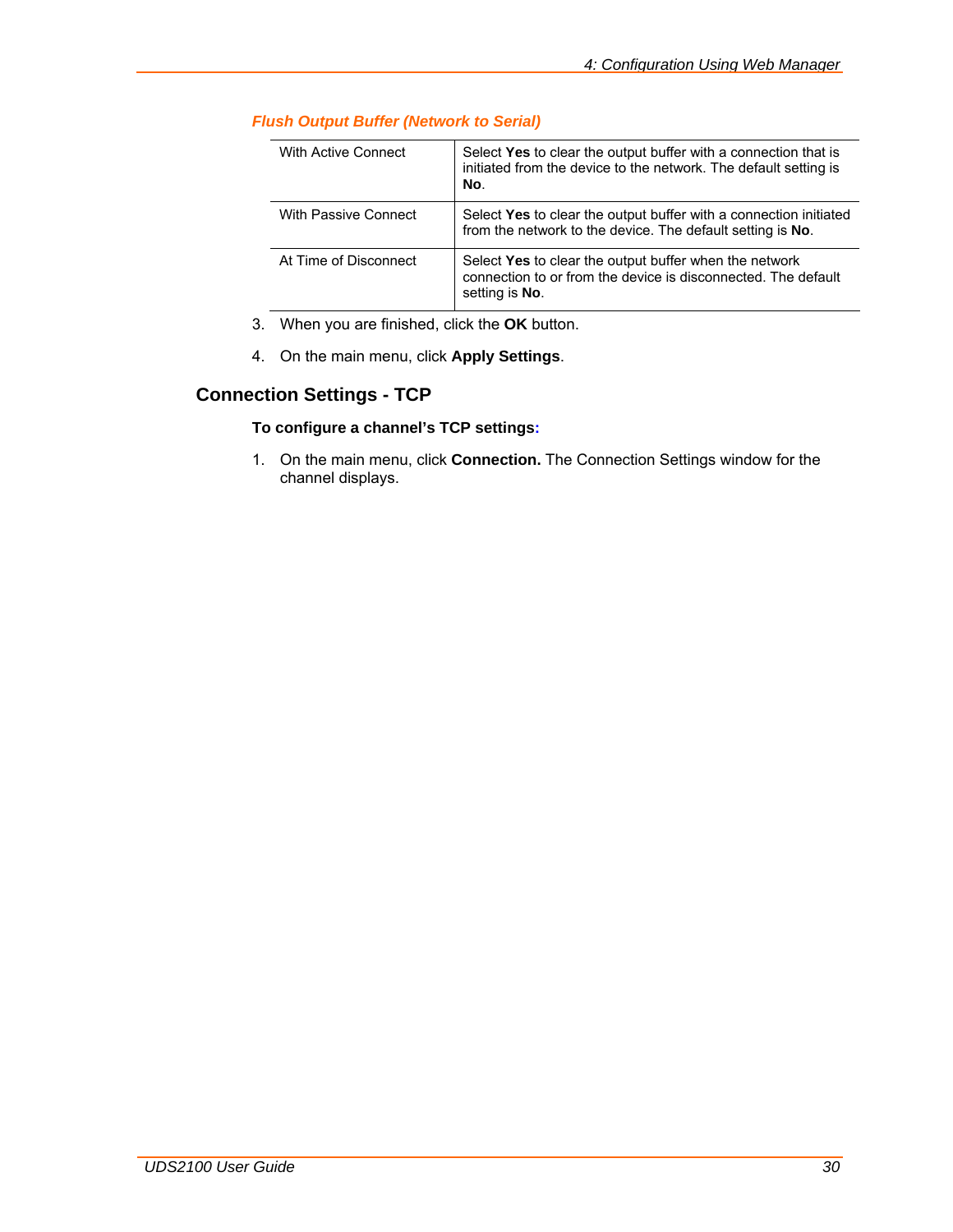#### *Flush Output Buffer (Network to Serial)*

| | |
|---|---|
| With Active Connect | Select **Yes** to clear the output buffer with a connection that is initiated from the device to the network. The default setting is **No**. |
| With Passive Connect | Select **Yes** to clear the output buffer with a connection initiated from the network to the device. The default setting is **No**. |
| At Time of Disconnect | Select **Yes** to clear the output buffer when the network connection to or from the device is disconnected. The default setting is **No**. |

3. When you are finished, click the **OK** button.
4. On the main menu, click **Apply Settings**.

## Connection Settings - TCP

**To configure a channel's TCP settings:**

1. On the main menu, click **Connection.** The Connection Settings window for the channel displays.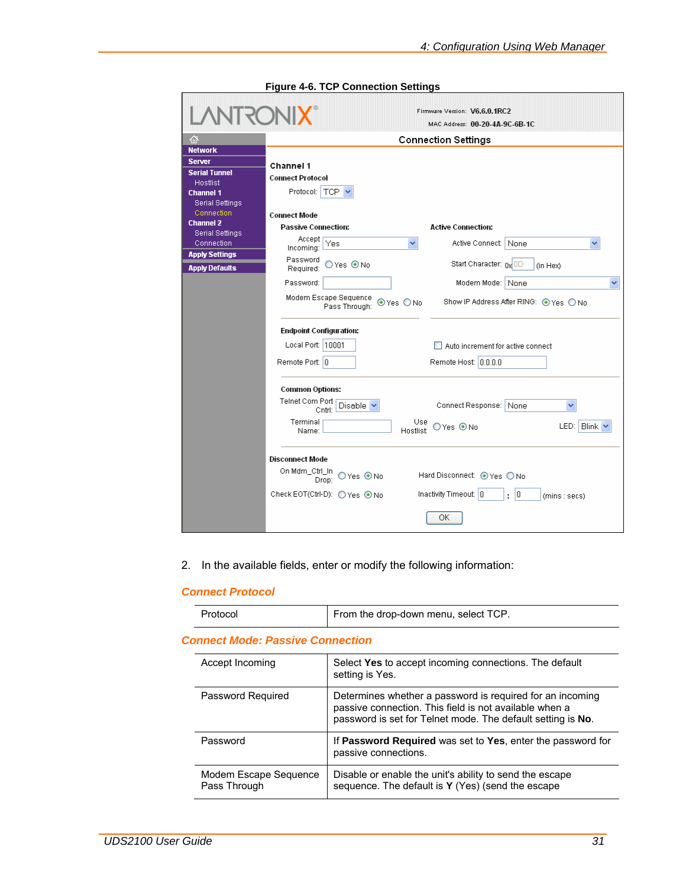**Figure 4-6. TCP Connection Settings**

2. In the available fields, enter or modify the following information:

### *Connect Protocol*

| | |
|---|---|
| Protocol | From the drop-down menu, select TCP. |

### *Connect Mode: Passive Connection*

| | |
|---|---|
| Accept Incoming | Select **Yes** to accept incoming connections. The default setting is Yes. |
| Password Required | Determines whether a password is required for an incoming passive connection. This field is not available when a password is set for Telnet mode. The default setting is **No**. |
| Password | If **Password Required** was set to **Yes**, enter the password for passive connections. |
| Modem Escape Sequence Pass Through | Disable or enable the unit's ability to send the escape sequence. The default is **Y** (Yes) (send the escape |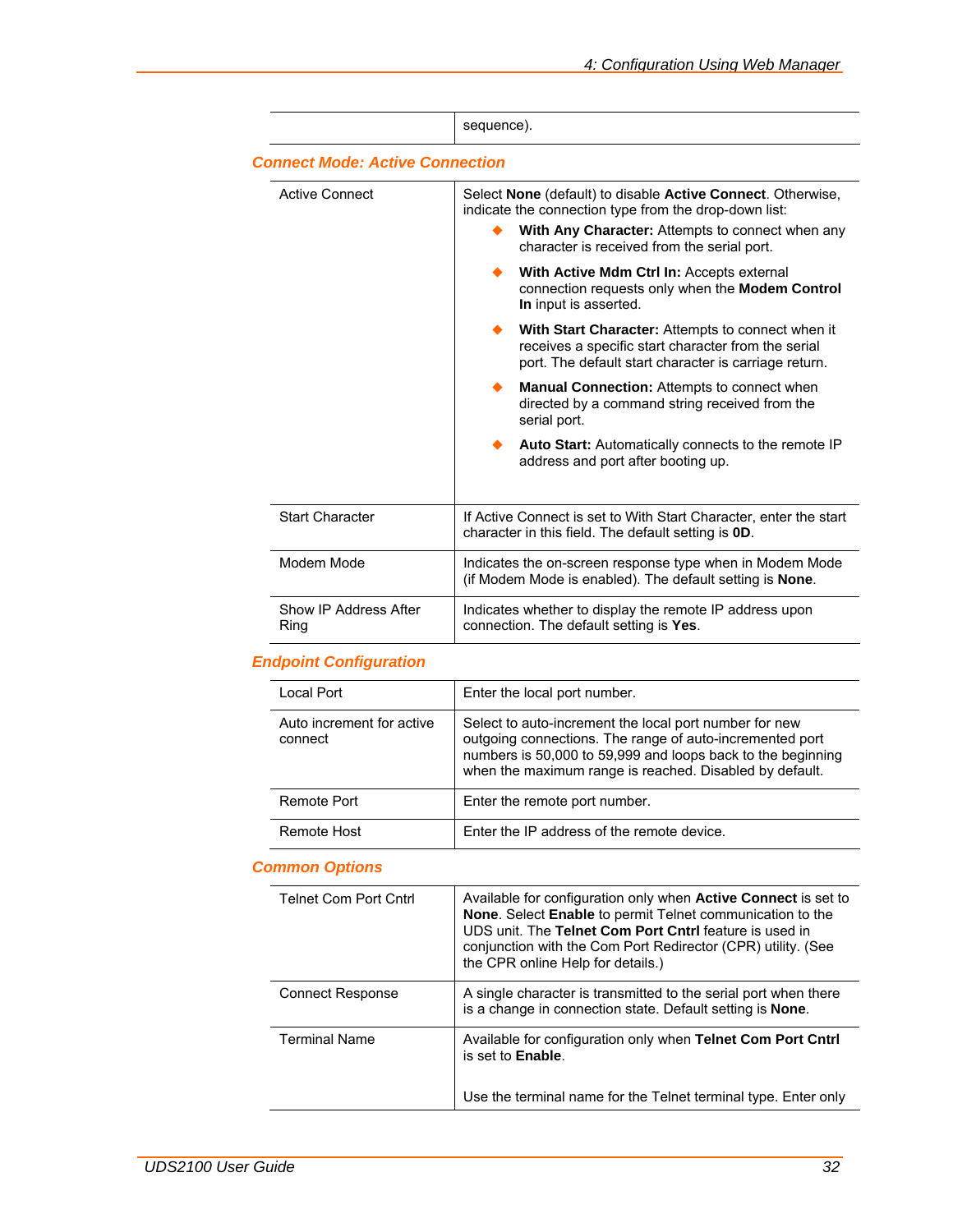| | |
|---|---|
| | sequence). |

### Connect Mode: Active Connection

| | |
|---|---|
| Active Connect | Select **None** (default) to disable **Active Connect**. Otherwise, indicate the connection type from the drop-down list:<br>◆ **With Any Character:** Attempts to connect when any character is received from the serial port.<br>◆ **With Active Mdm Ctrl In:** Accepts external connection requests only when the **Modem Control In** input is asserted.<br>◆ **With Start Character:** Attempts to connect when it receives a specific start character from the serial port. The default start character is carriage return.<br>◆ **Manual Connection:** Attempts to connect when directed by a command string received from the serial port.<br>◆ **Auto Start:** Automatically connects to the remote IP address and port after booting up. |
| Start Character | If Active Connect is set to With Start Character, enter the start character in this field. The default setting is **0D**. |
| Modem Mode | Indicates the on-screen response type when in Modem Mode (if Modem Mode is enabled). The default setting is **None**. |
| Show IP Address After Ring | Indicates whether to display the remote IP address upon connection. The default setting is **Yes**. |

### Endpoint Configuration

| | |
|---|---|
| Local Port | Enter the local port number. |
| Auto increment for active connect | Select to auto-increment the local port number for new outgoing connections. The range of auto-incremented port numbers is 50,000 to 59,999 and loops back to the beginning when the maximum range is reached. Disabled by default. |
| Remote Port | Enter the remote port number. |
| Remote Host | Enter the IP address of the remote device. |

### Common Options

| | |
|---|---|
| Telnet Com Port Cntrl | Available for configuration only when **Active Connect** is set to **None**. Select **Enable** to permit Telnet communication to the UDS unit. The **Telnet Com Port Cntrl** feature is used in conjunction with the Com Port Redirector (CPR) utility. (See the CPR online Help for details.) |
| Connect Response | A single character is transmitted to the serial port when there is a change in connection state. Default setting is **None**. |
| Terminal Name | Available for configuration only when **Telnet Com Port Cntrl** is set to **Enable**.<br><br>Use the terminal name for the Telnet terminal type. Enter only |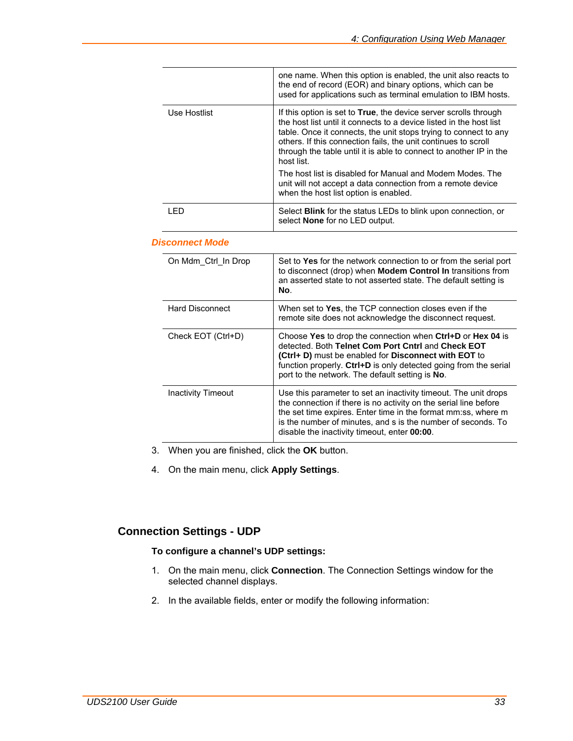| | |
|---|---|
| | one name. When this option is enabled, the unit also reacts to the end of record (EOR) and binary options, which can be used for applications such as terminal emulation to IBM hosts. |
| Use Hostlist | If this option is set to **True**, the device server scrolls through the host list until it connects to a device listed in the host list table. Once it connects, the unit stops trying to connect to any others. If this connection fails, the unit continues to scroll through the table until it is able to connect to another IP in the host list.<br><br>The host list is disabled for Manual and Modem Modes. The unit will not accept a data connection from a remote device when the host list option is enabled. |
| LED | Select **Blink** for the status LEDs to blink upon connection, or select **None** for no LED output. |

***Disconnect Mode***

| | |
|---|---|
| On Mdm_Ctrl_In Drop | Set to **Yes** for the network connection to or from the serial port to disconnect (drop) when **Modem Control In** transitions from an asserted state to not asserted state. The default setting is **No**. |
| Hard Disconnect | When set to **Yes**, the TCP connection closes even if the remote site does not acknowledge the disconnect request. |
| Check EOT (Ctrl+D) | Choose **Yes** to drop the connection when **Ctrl+D** or **Hex 04** is detected. Both **Telnet Com Port Cntrl** and **Check EOT (Ctrl+ D)** must be enabled for **Disconnect with EOT** to function properly. **Ctrl+D** is only detected going from the serial port to the network. The default setting is **No**. |
| Inactivity Timeout | Use this parameter to set an inactivity timeout. The unit drops the connection if there is no activity on the serial line before the set time expires. Enter time in the format mm:ss, where m is the number of minutes, and s is the number of seconds. To disable the inactivity timeout, enter **00:00**. |

3. When you are finished, click the **OK** button.
4. On the main menu, click **Apply Settings**.

## Connection Settings - UDP

**To configure a channel's UDP settings:**

1. On the main menu, click **Connection**. The Connection Settings window for the selected channel displays.
2. In the available fields, enter or modify the following information: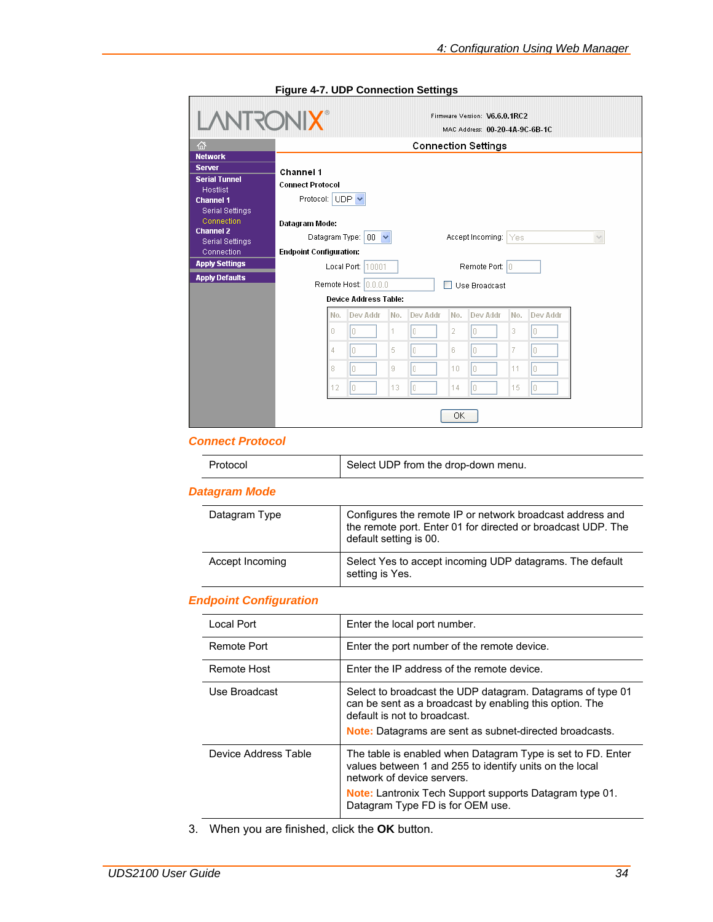**Figure 4-7. UDP Connection Settings**

### Connect Protocol

| | |
|---|---|
| Protocol | Select UDP from the drop-down menu. |

### Datagram Mode

| | |
|---|---|
| Datagram Type | Configures the remote IP or network broadcast address and the remote port. Enter 01 for directed or broadcast UDP. The default setting is 00. |
| Accept Incoming | Select Yes to accept incoming UDP datagrams. The default setting is Yes. |

### Endpoint Configuration

| | |
|---|---|
| Local Port | Enter the local port number. |
| Remote Port | Enter the port number of the remote device. |
| Remote Host | Enter the IP address of the remote device. |
| Use Broadcast | Select to broadcast the UDP datagram. Datagrams of type 01 can be sent as a broadcast by enabling this option. The default is not to broadcast.<br>**Note:** Datagrams are sent as subnet-directed broadcasts. |
| Device Address Table | The table is enabled when Datagram Type is set to FD. Enter values between 1 and 255 to identify units on the local network of device servers.<br>**Note:** Lantronix Tech Support supports Datagram type 01. Datagram Type FD is for OEM use. |

3. When you are finished, click the **OK** button.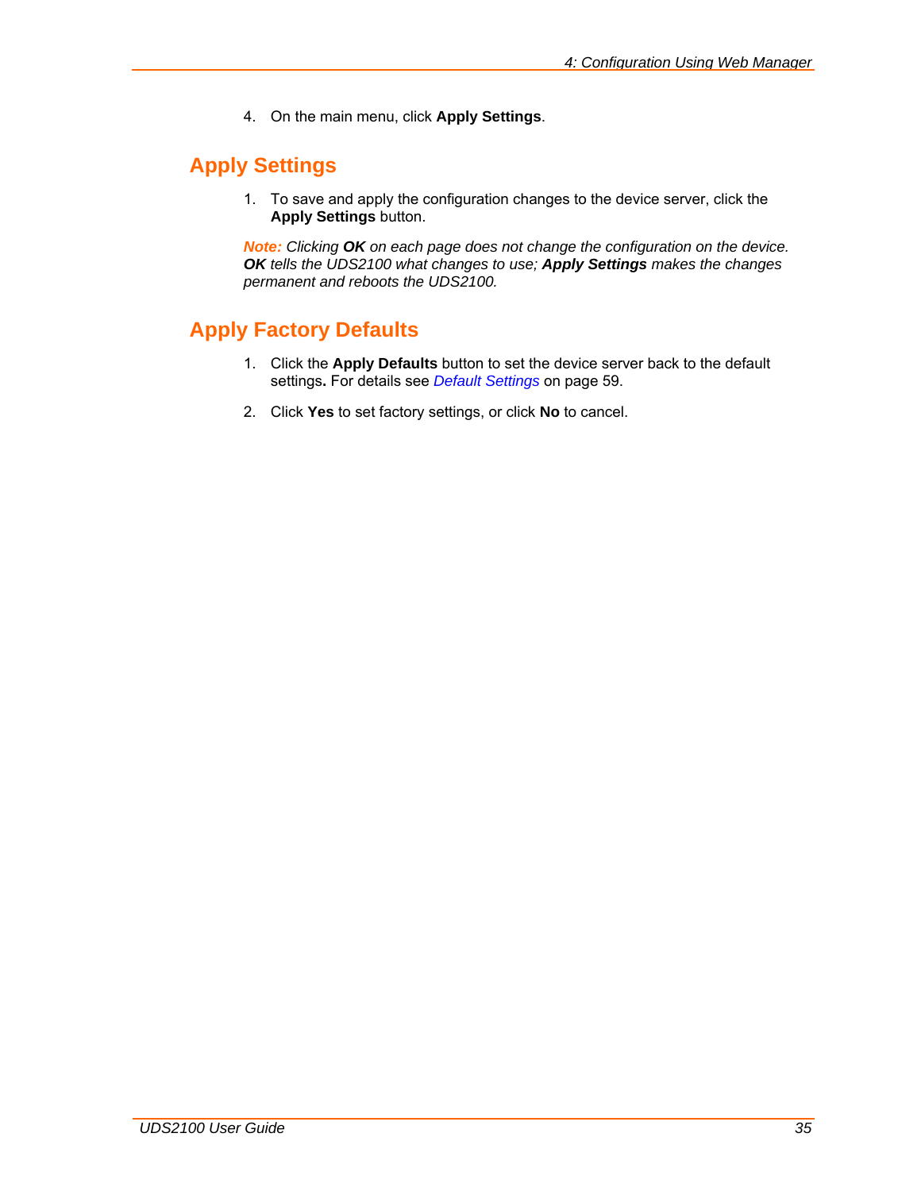4. On the main menu, click **Apply Settings**.

## Apply Settings

1. To save and apply the configuration changes to the device server, click the **Apply Settings** button.

*Note: Clicking **OK** on each page does not change the configuration on the device. **OK** tells the UDS2100 what changes to use; **Apply Settings** makes the changes permanent and reboots the UDS2100.*

## Apply Factory Defaults

1. Click the **Apply Defaults** button to set the device server back to the default settings**.** For details see *Default Settings* on page 59.

2. Click **Yes** to set factory settings, or click **No** to cancel.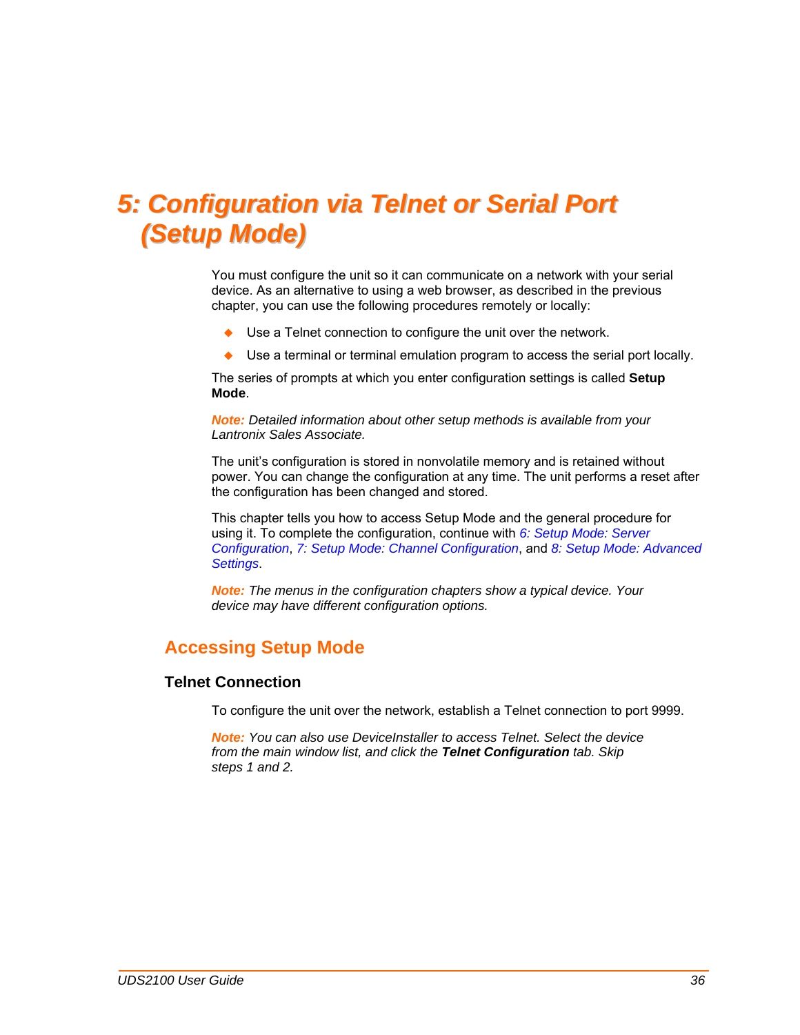# 5: Configuration via Telnet or Serial Port (Setup Mode)

You must configure the unit so it can communicate on a network with your serial device. As an alternative to using a web browser, as described in the previous chapter, you can use the following procedures remotely or locally:

- Use a Telnet connection to configure the unit over the network.
- Use a terminal or terminal emulation program to access the serial port locally.

The series of prompts at which you enter configuration settings is called **Setup Mode**.

***Note:*** *Detailed information about other setup methods is available from your Lantronix Sales Associate.*

The unit's configuration is stored in nonvolatile memory and is retained without power. You can change the configuration at any time. The unit performs a reset after the configuration has been changed and stored.

This chapter tells you how to access Setup Mode and the general procedure for using it. To complete the configuration, continue with *6: Setup Mode: Server Configuration*, *7: Setup Mode: Channel Configuration*, and *8: Setup Mode: Advanced Settings*.

***Note:*** *The menus in the configuration chapters show a typical device. Your device may have different configuration options.*

## Accessing Setup Mode

### Telnet Connection

To configure the unit over the network, establish a Telnet connection to port 9999.

***Note:*** *You can also use DeviceInstaller to access Telnet. Select the device from the main window list, and click the* ***Telnet Configuration*** *tab. Skip steps 1 and 2.*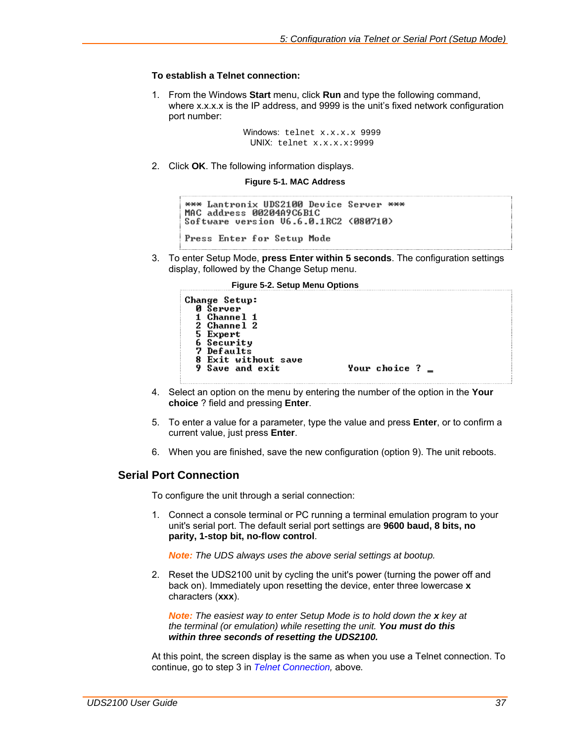**To establish a Telnet connection:**

1. From the Windows **Start** menu, click **Run** and type the following command, where x.x.x.x is the IP address, and 9999 is the unit's fixed network configuration port number:

   Windows: `telnet x.x.x.x 9999`
   UNIX: `telnet x.x.x.x:9999`

2. Click **OK**. The following information displays.

**Figure 5-1. MAC Address**

```
*** Lantronix UDS2100 Device Server ***
MAC address 00204A9C6B1C
Software version V6.6.0.1RC2 (080710)

Press Enter for Setup Mode
```

3. To enter Setup Mode, **press Enter within 5 seconds**. The configuration settings display, followed by the Change Setup menu.

**Figure 5-2. Setup Menu Options**

```
Change Setup:
  0 Server
  1 Channel 1
  2 Channel 2
  5 Expert
  6 Security
  7 Defaults
  8 Exit without save
  9 Save and exit                 Your choice ? _
```

4. Select an option on the menu by entering the number of the option in the **Your choice** ? field and pressing **Enter**.

5. To enter a value for a parameter, type the value and press **Enter**, or to confirm a current value, just press **Enter**.

6. When you are finished, save the new configuration (option 9). The unit reboots.

## Serial Port Connection

To configure the unit through a serial connection:

1. Connect a console terminal or PC running a terminal emulation program to your unit's serial port. The default serial port settings are **9600 baud, 8 bits, no parity, 1-stop bit, no-flow control**.

   ***Note:*** *The UDS always uses the above serial settings at bootup.*

2. Reset the UDS2100 unit by cycling the unit's power (turning the power off and back on). Immediately upon resetting the device, enter three lowercase **x** characters (**xxx**).

   ***Note:*** *The easiest way to enter Setup Mode is to hold down the* ***x*** *key at the terminal (or emulation) while resetting the unit.* ***You must do this within three seconds of resetting the UDS2100.***

At this point, the screen display is the same as when you use a Telnet connection. To continue, go to step 3 in *Telnet Connection,* above.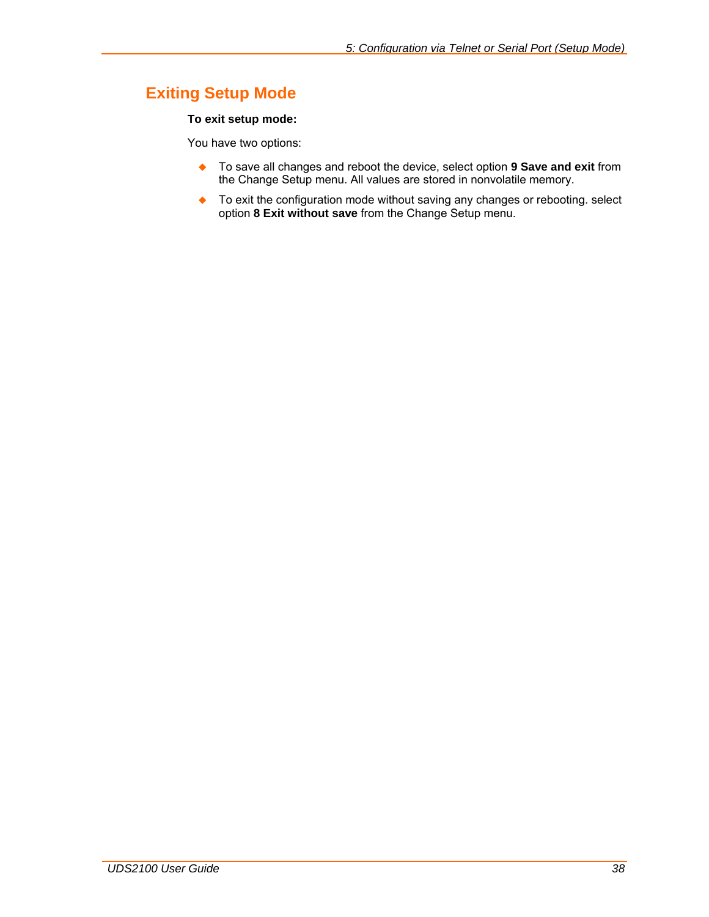## Exiting Setup Mode

**To exit setup mode:**

You have two options:

- To save all changes and reboot the device, select option **9 Save and exit** from the Change Setup menu. All values are stored in nonvolatile memory.
- To exit the configuration mode without saving any changes or rebooting. select option **8 Exit without save** from the Change Setup menu.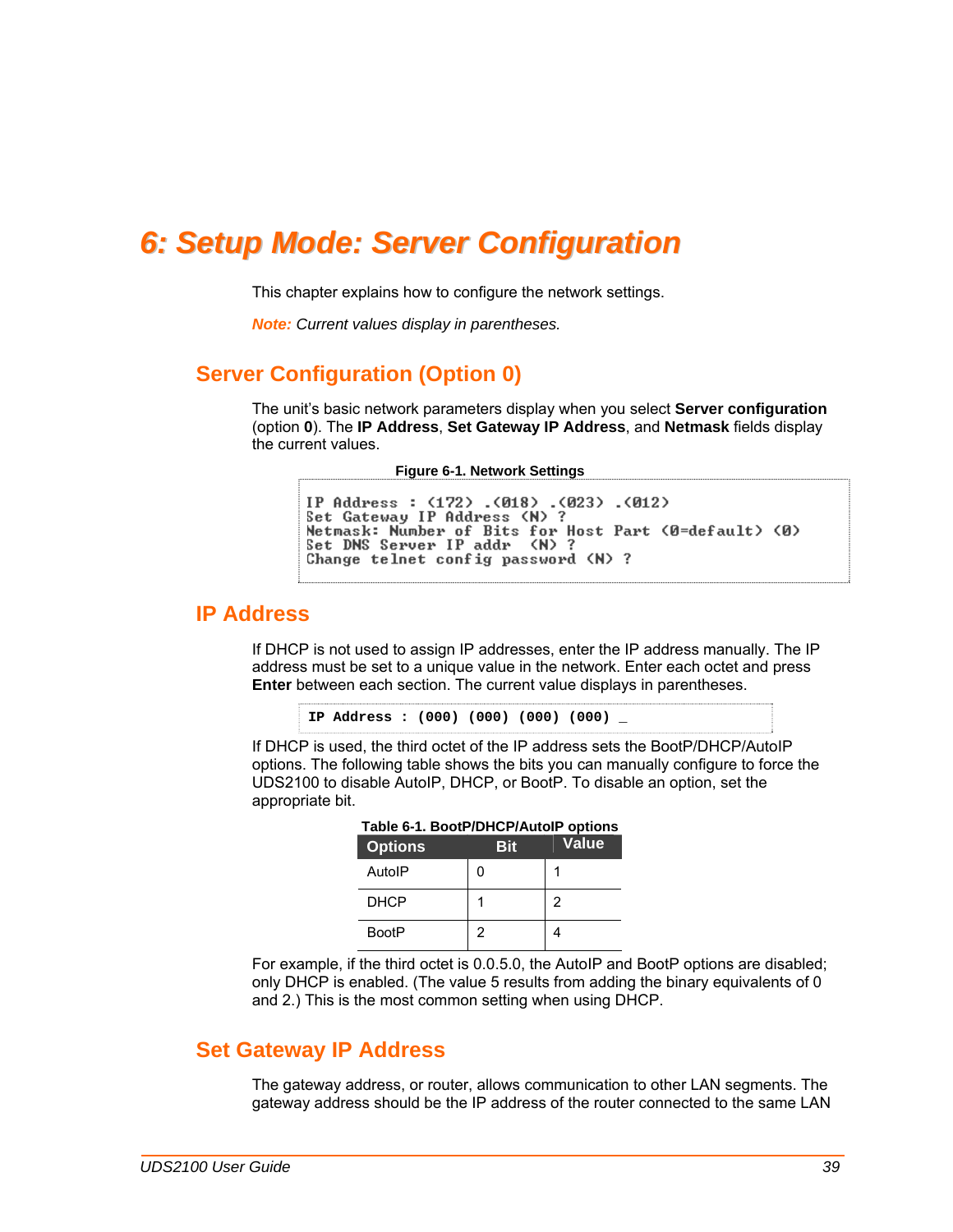# 6: Setup Mode: Server Configuration

This chapter explains how to configure the network settings.

***Note:*** *Current values display in parentheses.*

## Server Configuration (Option 0)

The unit's basic network parameters display when you select **Server configuration** (option **0**). The **IP Address**, **Set Gateway IP Address**, and **Netmask** fields display the current values.

**Figure 6-1. Network Settings**

```
IP Address : (172) .(018) .(023) .(012)
Set Gateway IP Address (N) ?
Netmask: Number of Bits for Host Part (0=default) (0)
Set DNS Server IP addr  (N) ?
Change telnet config password (N) ?
```

## IP Address

If DHCP is not used to assign IP addresses, enter the IP address manually. The IP address must be set to a unique value in the network. Enter each octet and press **Enter** between each section. The current value displays in parentheses.

```
IP Address : (000) (000) (000) (000) _
```

If DHCP is used, the third octet of the IP address sets the BootP/DHCP/AutoIP options. The following table shows the bits you can manually configure to force the UDS2100 to disable AutoIP, DHCP, or BootP. To disable an option, set the appropriate bit.

**Table 6-1. BootP/DHCP/AutoIP options**

| Options | Bit | Value |
|---|---|---|
| AutoIP | 0 | 1 |
| DHCP | 1 | 2 |
| BootP | 2 | 4 |

For example, if the third octet is 0.0.5.0, the AutoIP and BootP options are disabled; only DHCP is enabled. (The value 5 results from adding the binary equivalents of 0 and 2.) This is the most common setting when using DHCP.

## Set Gateway IP Address

The gateway address, or router, allows communication to other LAN segments. The gateway address should be the IP address of the router connected to the same LAN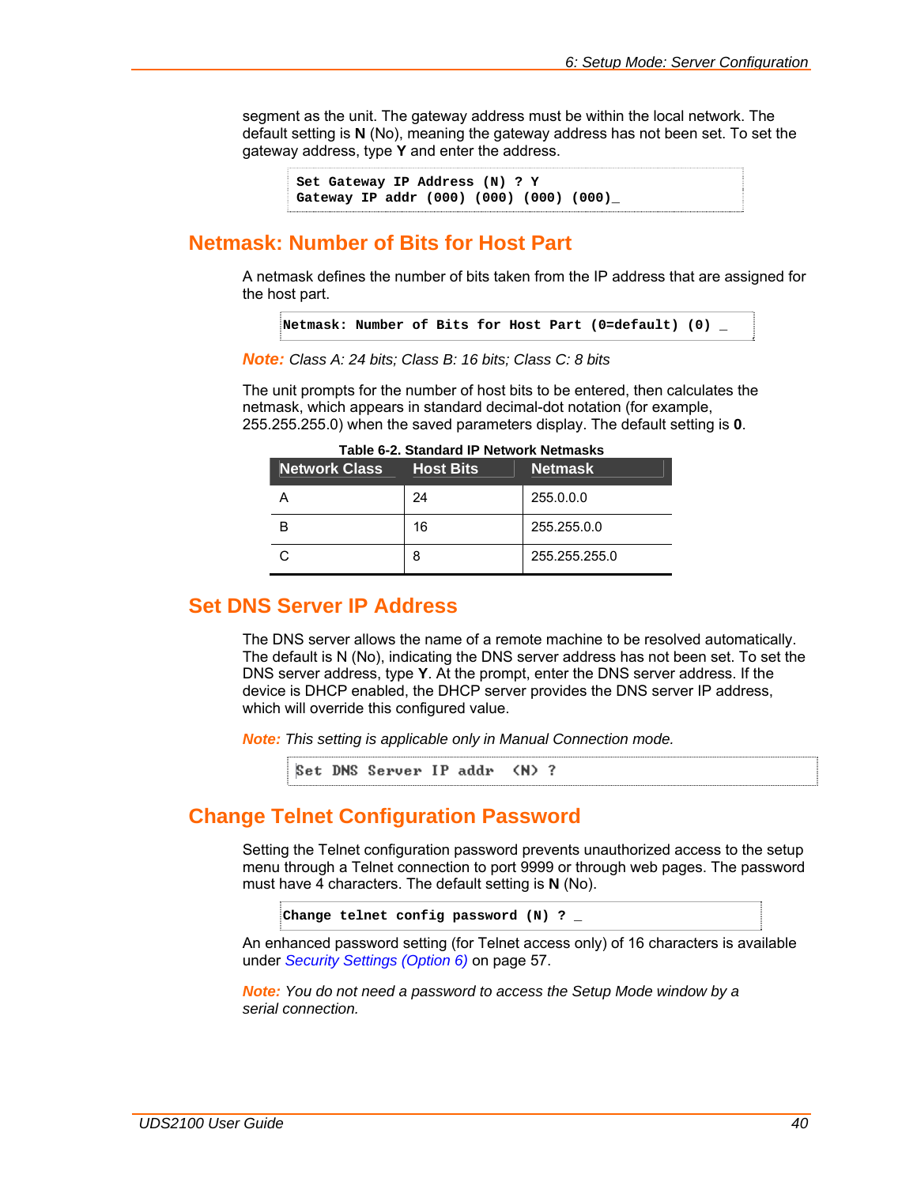segment as the unit. The gateway address must be within the local network. The default setting is **N** (No), meaning the gateway address has not been set. To set the gateway address, type **Y** and enter the address.

```
Set Gateway IP Address (N) ? Y
Gateway IP addr (000) (000) (000) (000)_
```

## Netmask: Number of Bits for Host Part

A netmask defines the number of bits taken from the IP address that are assigned for the host part.

```
Netmask: Number of Bits for Host Part (0=default) (0) _
```

**Note:** *Class A: 24 bits; Class B: 16 bits; Class C: 8 bits*

The unit prompts for the number of host bits to be entered, then calculates the netmask, which appears in standard decimal-dot notation (for example, 255.255.255.0) when the saved parameters display. The default setting is **0**.

**Table 6-2. Standard IP Network Netmasks**

| Network Class | Host Bits | Netmask |
|---|---|---|
| A | 24 | 255.0.0.0 |
| B | 16 | 255.255.0.0 |
| C | 8 | 255.255.255.0 |

## Set DNS Server IP Address

The DNS server allows the name of a remote machine to be resolved automatically. The default is N (No), indicating the DNS server address has not been set. To set the DNS server address, type **Y**. At the prompt, enter the DNS server address. If the device is DHCP enabled, the DHCP server provides the DNS server IP address, which will override this configured value.

**Note:** *This setting is applicable only in Manual Connection mode.*

```
Set DNS Server IP addr  (N) ?
```

## Change Telnet Configuration Password

Setting the Telnet configuration password prevents unauthorized access to the setup menu through a Telnet connection to port 9999 or through web pages. The password must have 4 characters. The default setting is **N** (No).

```
Change telnet config password (N) ? _
```

An enhanced password setting (for Telnet access only) of 16 characters is available under *Security Settings (Option 6)* on page 57.

**Note:** *You do not need a password to access the Setup Mode window by a serial connection.*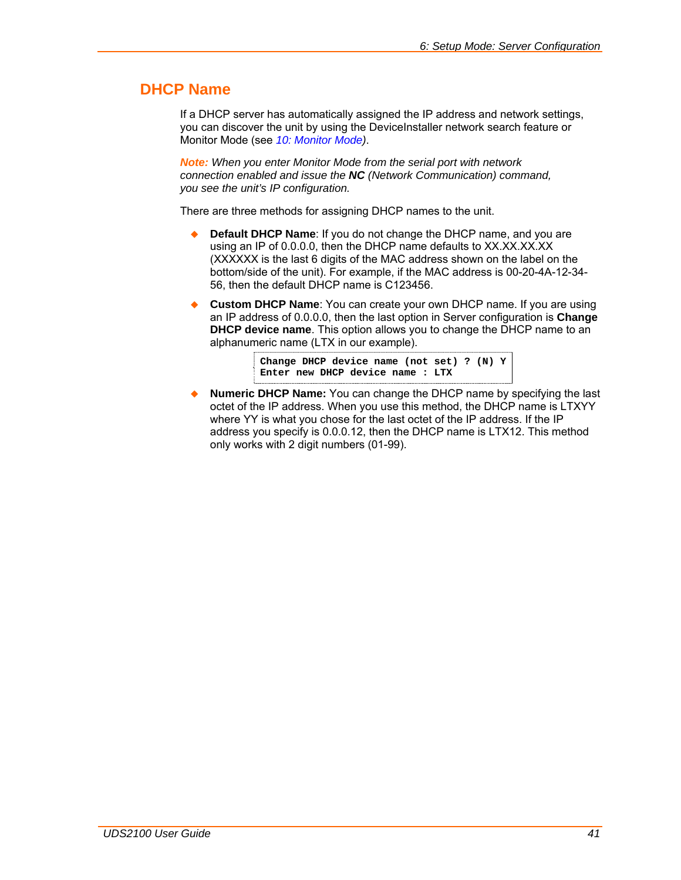## DHCP Name

If a DHCP server has automatically assigned the IP address and network settings, you can discover the unit by using the DeviceInstaller network search feature or Monitor Mode (see *10: Monitor Mode*).

***Note:** When you enter Monitor Mode from the serial port with network connection enabled and issue the **NC** (Network Communication) command, you see the unit's IP configuration.*

There are three methods for assigning DHCP names to the unit.

- **Default DHCP Name**: If you do not change the DHCP name, and you are using an IP of 0.0.0.0, then the DHCP name defaults to XX.XX.XX.XX (XXXXXX is the last 6 digits of the MAC address shown on the label on the bottom/side of the unit). For example, if the MAC address is 00-20-4A-12-34-56, then the default DHCP name is C123456.
- **Custom DHCP Name**: You can create your own DHCP name. If you are using an IP address of 0.0.0.0, then the last option in Server configuration is **Change DHCP device name**. This option allows you to change the DHCP name to an alphanumeric name (LTX in our example).

```
Change DHCP device name (not set) ? (N) Y
Enter new DHCP device name : LTX
```

- **Numeric DHCP Name:** You can change the DHCP name by specifying the last octet of the IP address. When you use this method, the DHCP name is LTXYY where YY is what you chose for the last octet of the IP address. If the IP address you specify is 0.0.0.12, then the DHCP name is LTX12. This method only works with 2 digit numbers (01-99).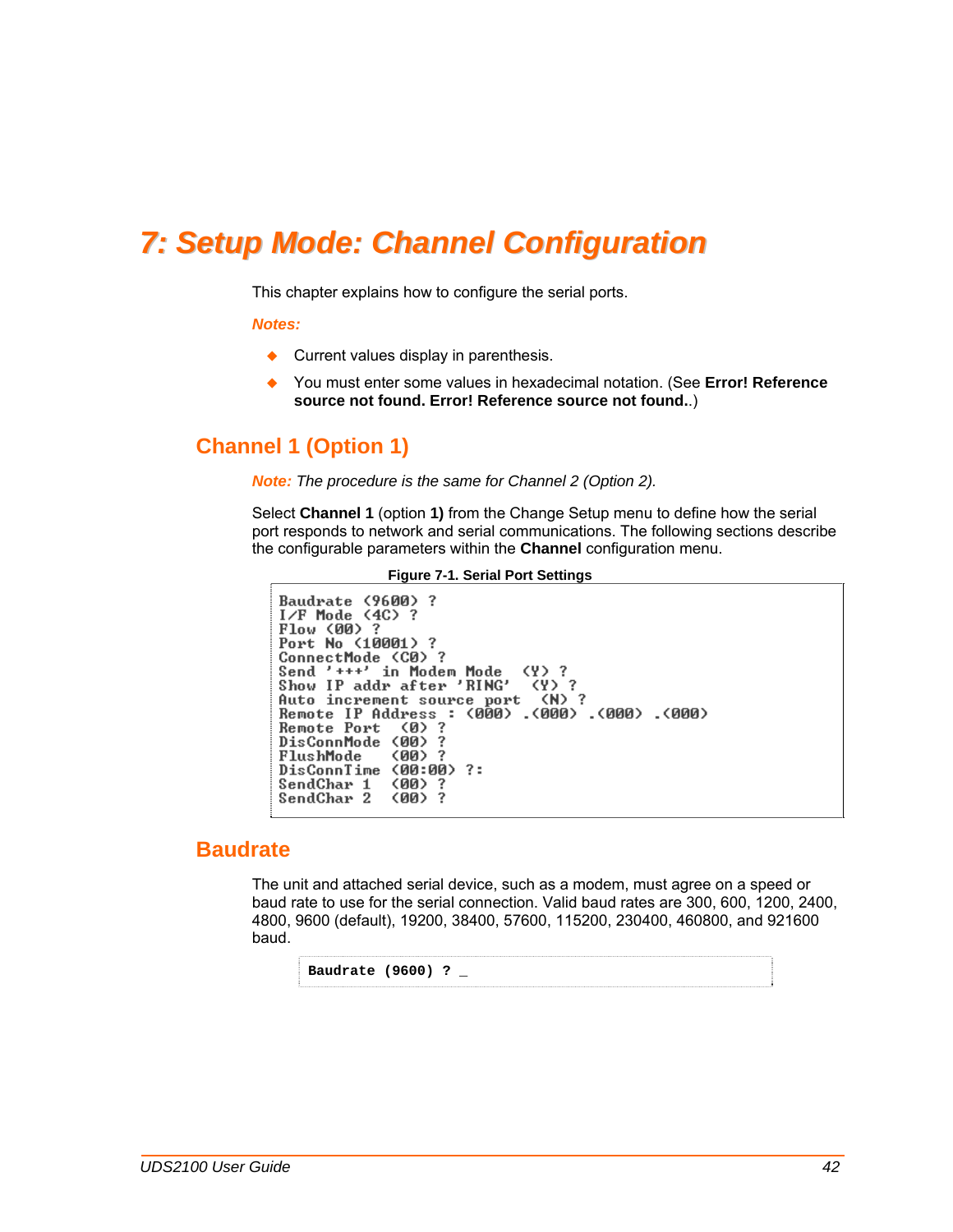# 7: Setup Mode: Channel Configuration

This chapter explains how to configure the serial ports.

***Notes:***

- Current values display in parenthesis.
- You must enter some values in hexadecimal notation. (See **Error! Reference source not found. Error! Reference source not found.**.)

## Channel 1 (Option 1)

***Note:*** *The procedure is the same for Channel 2 (Option 2).*

Select **Channel 1** (option **1)** from the Change Setup menu to define how the serial port responds to network and serial communications. The following sections describe the configurable parameters within the **Channel** configuration menu.

**Figure 7-1. Serial Port Settings**

```
Baudrate (9600) ?
I/F Mode (4C) ?
Flow (00) ?
Port No (10001) ?
ConnectMode (C0) ?
Send '+++' in Modem Mode  (Y) ?
Show IP addr after 'RING'  (Y) ?
Auto increment source port  (N) ?
Remote IP Address : (000) .(000) .(000) .(000)
Remote Port  (0) ?
DisConnMode (00) ?
FlushMode   (00) ?
DisConnTime (00:00) ?:
SendChar 1  (00) ?
SendChar 2  (00) ?
```

## Baudrate

The unit and attached serial device, such as a modem, must agree on a speed or baud rate to use for the serial connection. Valid baud rates are 300, 600, 1200, 2400, 4800, 9600 (default), 19200, 38400, 57600, 115200, 230400, 460800, and 921600 baud.

```
Baudrate (9600) ? _
```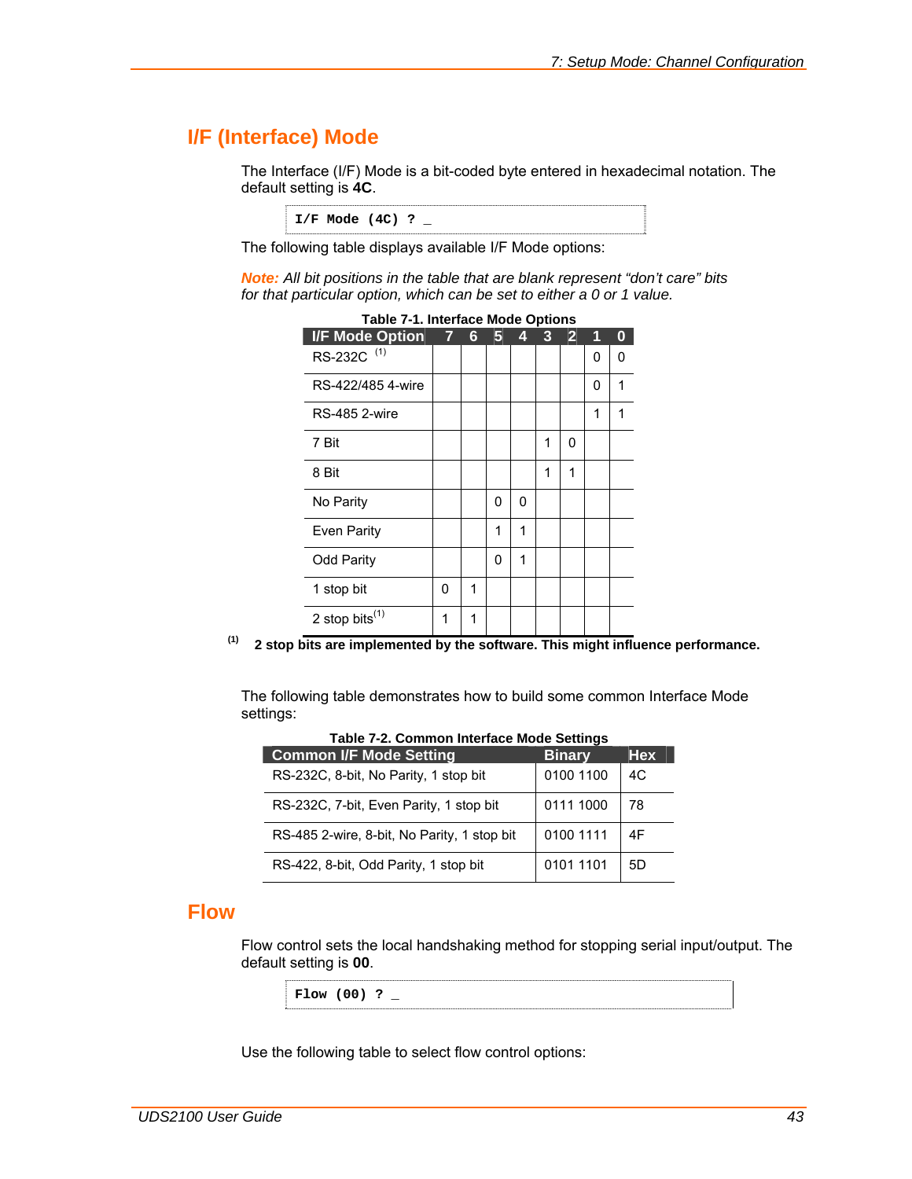## I/F (Interface) Mode

The Interface (I/F) Mode is a bit-coded byte entered in hexadecimal notation. The default setting is **4C**.

```
I/F Mode (4C) ? _
```

The following table displays available I/F Mode options:

***Note:*** *All bit positions in the table that are blank represent "don't care" bits for that particular option, which can be set to either a 0 or 1 value.*

**Table 7-1. Interface Mode Options**

| I/F Mode Option | 7 | 6 | 5 | 4 | 3 | 2 | 1 | 0 |
|---|---|---|---|---|---|---|---|---|
| RS-232C (1) | | | | | | | 0 | 0 |
| RS-422/485 4-wire | | | | | | | 0 | 1 |
| RS-485 2-wire | | | | | | | 1 | 1 |
| 7 Bit | | | | | 1 | 0 | | |
| 8 Bit | | | | | 1 | 1 | | |
| No Parity | | | 0 | 0 | | | | |
| Even Parity | | | 1 | 1 | | | | |
| Odd Parity | | | 0 | 1 | | | | |
| 1 stop bit | 0 | 1 | | | | | | |
| 2 stop bits (1) | 1 | 1 | | | | | | |

(1) **2 stop bits are implemented by the software. This might influence performance.**

The following table demonstrates how to build some common Interface Mode settings:

**Table 7-2. Common Interface Mode Settings**

| Common I/F Mode Setting | Binary | Hex |
|---|---|---|
| RS-232C, 8-bit, No Parity, 1 stop bit | 0100 1100 | 4C |
| RS-232C, 7-bit, Even Parity, 1 stop bit | 0111 1000 | 78 |
| RS-485 2-wire, 8-bit, No Parity, 1 stop bit | 0100 1111 | 4F |
| RS-422, 8-bit, Odd Parity, 1 stop bit | 0101 1101 | 5D |

## Flow

Flow control sets the local handshaking method for stopping serial input/output. The default setting is **00**.

```
Flow (00) ? _
```

Use the following table to select flow control options: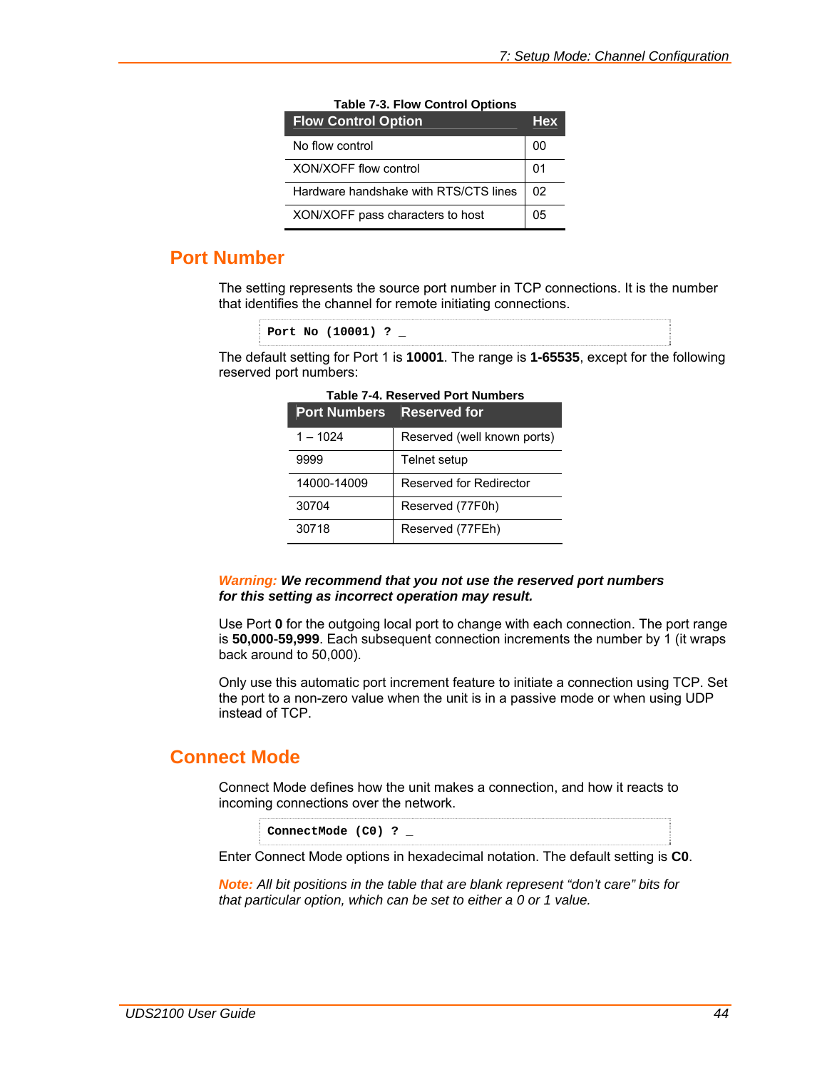**Table 7-3. Flow Control Options**

| Flow Control Option | Hex |
|---|---|
| No flow control | 00 |
| XON/XOFF flow control | 01 |
| Hardware handshake with RTS/CTS lines | 02 |
| XON/XOFF pass characters to host | 05 |

## Port Number

The setting represents the source port number in TCP connections. It is the number that identifies the channel for remote initiating connections.

```
Port No (10001) ? _
```

The default setting for Port 1 is **10001**. The range is **1-65535**, except for the following reserved port numbers:

**Table 7-4. Reserved Port Numbers**

| Port Numbers | Reserved for |
|---|---|
| 1 – 1024 | Reserved (well known ports) |
| 9999 | Telnet setup |
| 14000-14009 | Reserved for Redirector |
| 30704 | Reserved (77F0h) |
| 30718 | Reserved (77FEh) |

***Warning:* We recommend that you not use the reserved port numbers for this setting as incorrect operation may result.**

Use Port **0** for the outgoing local port to change with each connection. The port range is **50,000**-**59,999**. Each subsequent connection increments the number by 1 (it wraps back around to 50,000).

Only use this automatic port increment feature to initiate a connection using TCP. Set the port to a non-zero value when the unit is in a passive mode or when using UDP instead of TCP.

## Connect Mode

Connect Mode defines how the unit makes a connection, and how it reacts to incoming connections over the network.

```
ConnectMode (C0) ? _
```

Enter Connect Mode options in hexadecimal notation. The default setting is **C0**.

*Note: All bit positions in the table that are blank represent "don't care" bits for that particular option, which can be set to either a 0 or 1 value.*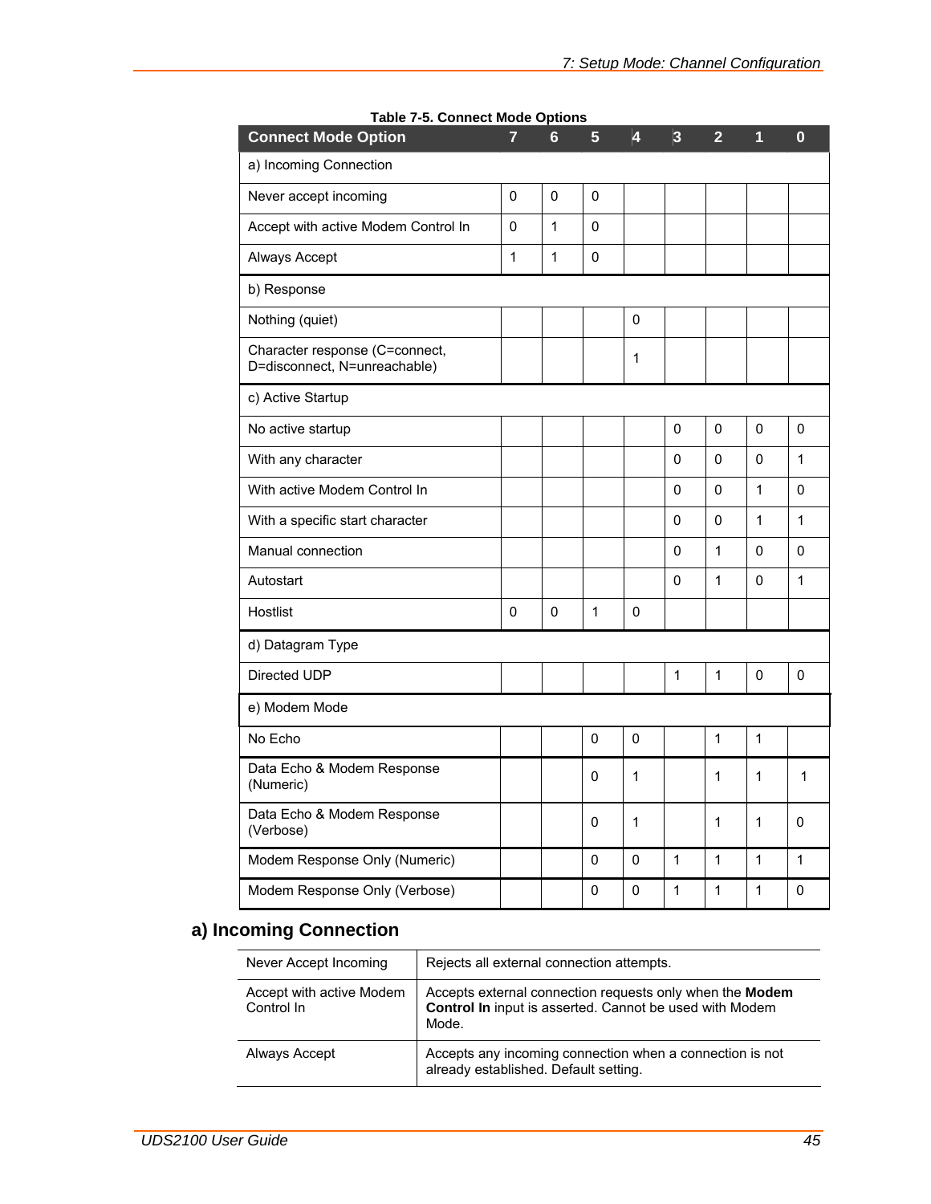**Table 7-5. Connect Mode Options**

| Connect Mode Option | 7 | 6 | 5 | 4 | 3 | 2 | 1 | 0 |
|---|---|---|---|---|---|---|---|---|
| a) Incoming Connection | | | | | | | | |
| Never accept incoming | 0 | 0 | 0 | | | | | |
| Accept with active Modem Control In | 0 | 1 | 0 | | | | | |
| Always Accept | 1 | 1 | 0 | | | | | |
| b) Response | | | | | | | | |
| Nothing (quiet) | | | | 0 | | | | |
| Character response (C=connect, D=disconnect, N=unreachable) | | | | 1 | | | | |
| c) Active Startup | | | | | | | | |
| No active startup | | | | | 0 | 0 | 0 | 0 |
| With any character | | | | | 0 | 0 | 0 | 1 |
| With active Modem Control In | | | | | 0 | 0 | 1 | 0 |
| With a specific start character | | | | | 0 | 0 | 1 | 1 |
| Manual connection | | | | | 0 | 1 | 0 | 0 |
| Autostart | | | | | 0 | 1 | 0 | 1 |
| Hostlist | 0 | 0 | 1 | 0 | | | | |
| d) Datagram Type | | | | | | | | |
| Directed UDP | | | | | 1 | 1 | 0 | 0 |
| e) Modem Mode | | | | | | | | |
| No Echo | | | 0 | 0 | | 1 | 1 | |
| Data Echo & Modem Response (Numeric) | | | 0 | 1 | | 1 | 1 | 1 |
| Data Echo & Modem Response (Verbose) | | | 0 | 1 | | 1 | 1 | 0 |
| Modem Response Only (Numeric) | | | 0 | 0 | 1 | 1 | 1 | 1 |
| Modem Response Only (Verbose) | | | 0 | 0 | 1 | 1 | 1 | 0 |

## a) Incoming Connection

| | |
|---|---|
| Never Accept Incoming | Rejects all external connection attempts. |
| Accept with active Modem Control In | Accepts external connection requests only when the **Modem Control In** input is asserted. Cannot be used with Modem Mode. |
| Always Accept | Accepts any incoming connection when a connection is not already established. Default setting. |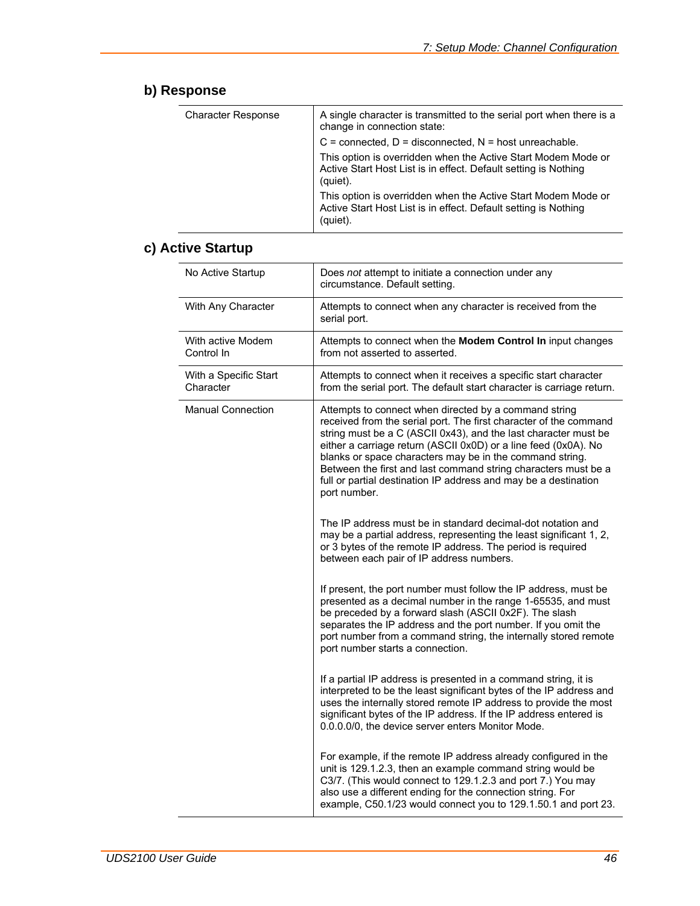## b) Response

| | |
|---|---|
| Character Response | A single character is transmitted to the serial port when there is a change in connection state:<br><br>C = connected, D = disconnected, N = host unreachable.<br><br>This option is overridden when the Active Start Modem Mode or Active Start Host List is in effect. Default setting is Nothing (quiet).<br><br>This option is overridden when the Active Start Modem Mode or Active Start Host List is in effect. Default setting is Nothing (quiet). |

## c) Active Startup

| | |
|---|---|
| No Active Startup | Does *not* attempt to initiate a connection under any circumstance. Default setting. |
| With Any Character | Attempts to connect when any character is received from the serial port. |
| With active Modem Control In | Attempts to connect when the **Modem Control In** input changes from not asserted to asserted. |
| With a Specific Start Character | Attempts to connect when it receives a specific start character from the serial port. The default start character is carriage return. |
| Manual Connection | Attempts to connect when directed by a command string received from the serial port. The first character of the command string must be a C (ASCII 0x43), and the last character must be either a carriage return (ASCII 0x0D) or a line feed (0x0A). No blanks or space characters may be in the command string. Between the first and last command string characters must be a full or partial destination IP address and may be a destination port number.<br><br>The IP address must be in standard decimal-dot notation and may be a partial address, representing the least significant 1, 2, or 3 bytes of the remote IP address. The period is required between each pair of IP address numbers.<br><br>If present, the port number must follow the IP address, must be presented as a decimal number in the range 1-65535, and must be preceded by a forward slash (ASCII 0x2F). The slash separates the IP address and the port number. If you omit the port number from a command string, the internally stored remote port number starts a connection.<br><br>If a partial IP address is presented in a command string, it is interpreted to be the least significant bytes of the IP address and uses the internally stored remote IP address to provide the most significant bytes of the IP address. If the IP address entered is 0.0.0.0/0, the device server enters Monitor Mode.<br><br>For example, if the remote IP address already configured in the unit is 129.1.2.3, then an example command string would be C3/7. (This would connect to 129.1.2.3 and port 7.) You may also use a different ending for the connection string. For example, C50.1/23 would connect you to 129.1.50.1 and port 23. |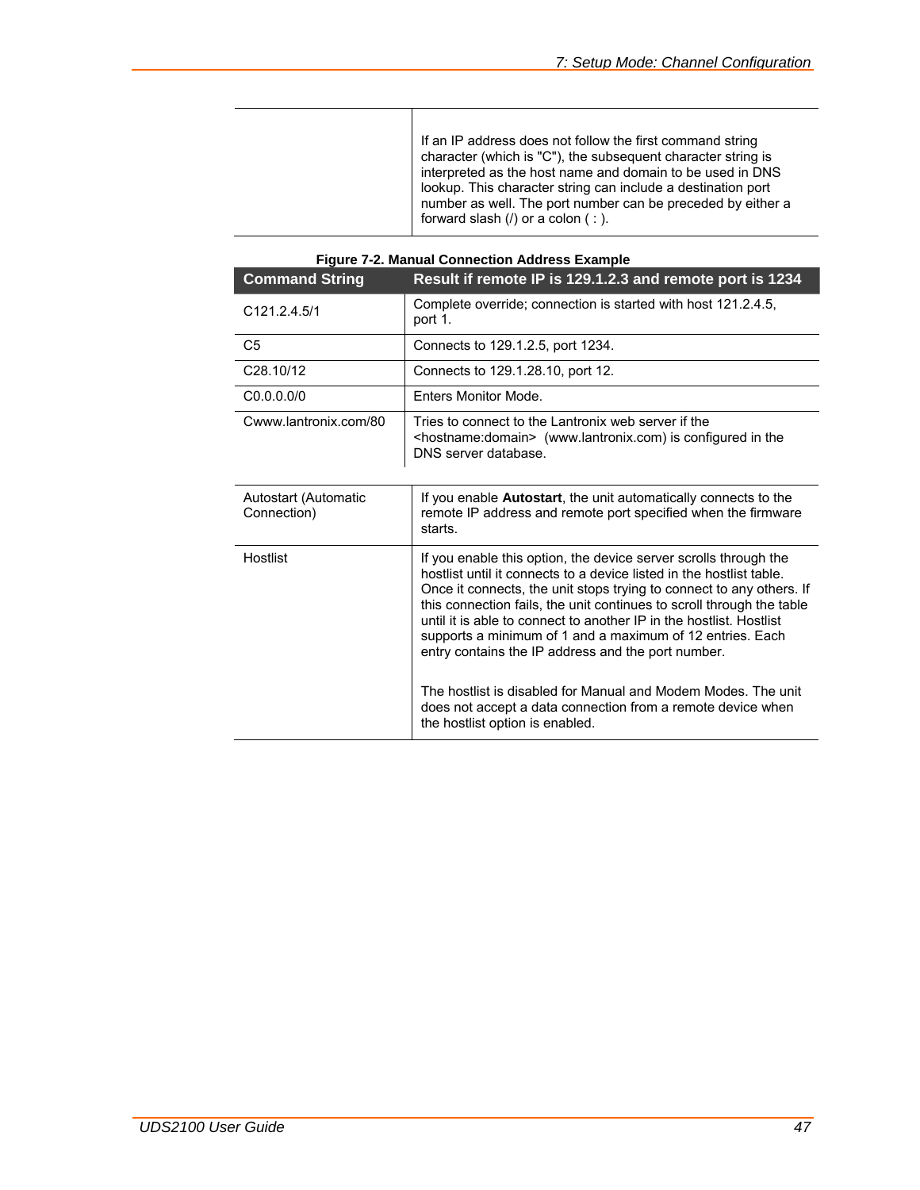| | |
|---|---|
| | If an IP address does not follow the first command string character (which is "C"), the subsequent character string is interpreted as the host name and domain to be used in DNS lookup. This character string can include a destination port number as well. The port number can be preceded by either a forward slash (/) or a colon ( : ). |

**Figure 7-2. Manual Connection Address Example**

| Command String | Result if remote IP is 129.1.2.3 and remote port is 1234 |
|---|---|
| C121.2.4.5/1 | Complete override; connection is started with host 121.2.4.5, port 1. |
| C5 | Connects to 129.1.2.5, port 1234. |
| C28.10/12 | Connects to 129.1.28.10, port 12. |
| C0.0.0.0/0 | Enters Monitor Mode. |
| Cwww.lantronix.com/80 | Tries to connect to the Lantronix web server if the <hostname:domain> (www.lantronix.com) is configured in the DNS server database. |

| | |
|---|---|
| Autostart (Automatic Connection) | If you enable **Autostart**, the unit automatically connects to the remote IP address and remote port specified when the firmware starts. |
| Hostlist | If you enable this option, the device server scrolls through the hostlist until it connects to a device listed in the hostlist table. Once it connects, the unit stops trying to connect to any others. If this connection fails, the unit continues to scroll through the table until it is able to connect to another IP in the hostlist. Hostlist supports a minimum of 1 and a maximum of 12 entries. Each entry contains the IP address and the port number.<br><br>The hostlist is disabled for Manual and Modem Modes. The unit does not accept a data connection from a remote device when the hostlist option is enabled. |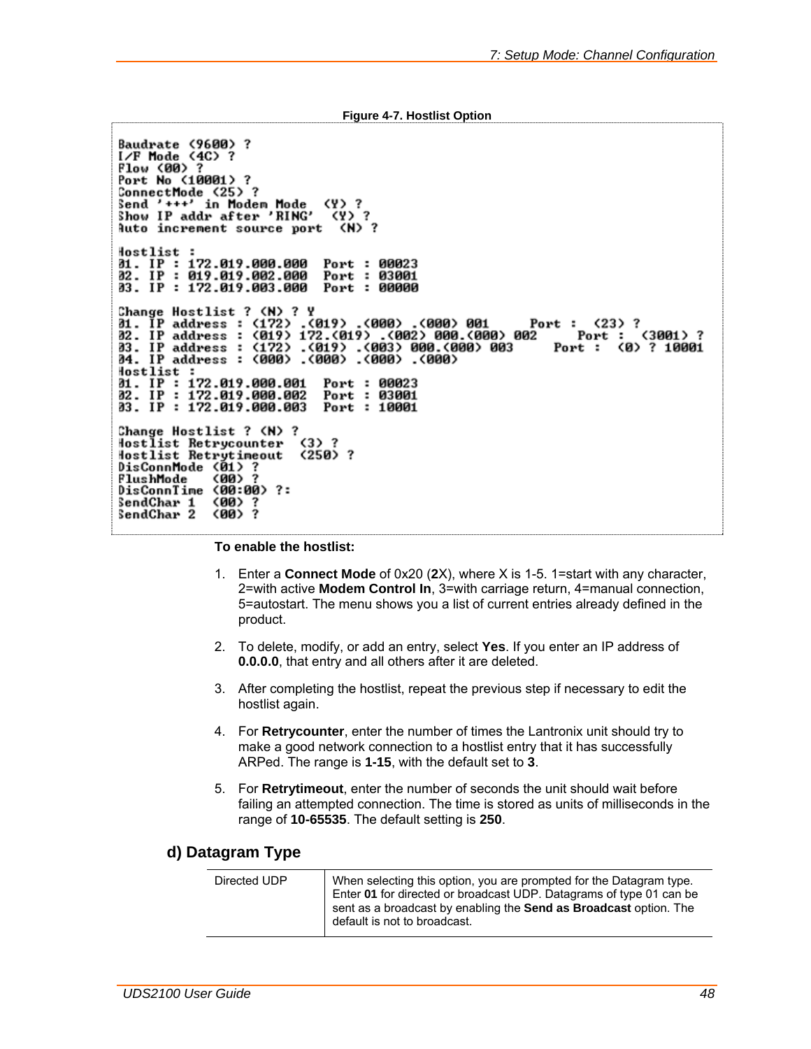**Figure 4-7. Hostlist Option**

```
Baudrate (9600) ?
I/F Mode (4C) ?
Flow (00) ?
Port No (10001) ?
ConnectMode (25) ?
Send '+++' in Modem Mode  (Y) ?
Show IP addr after 'RING'  (Y) ?
Auto increment source port  (N) ?

Hostlist :
01. IP : 172.019.000.000  Port : 00023
02. IP : 019.019.002.000  Port : 03001
03. IP : 172.019.003.000  Port : 00000

Change Hostlist ? (N) ? Y
01. IP address : (172) .(019) .(000) .(000) 001     Port :  (23) ?
02. IP address : (019) 172.(019) .(002) 000.(000) 002     Port :  (3001) ?
03. IP address : (172) .(019) .(003) 000.(000) 003     Port :  (0) ? 10001
04. IP address : (000) .(000) .(000) .(000)
Hostlist :
01. IP : 172.019.000.001  Port : 00023
02. IP : 172.019.000.002  Port : 03001
03. IP : 172.019.000.003  Port : 10001

Change Hostlist ? (N) ?
Hostlist Retrycounter  (3) ?
Hostlist Retrytimeout  (250) ?
DisConnMode (01) ?
FlushMode   (00) ?
DisConnTime (00:00) ?:
SendChar 1  (00) ?
SendChar 2  (00) ?
```

**To enable the hostlist:**

1. Enter a **Connect Mode** of 0x20 (**2**X), where X is 1-5. 1=start with any character, 2=with active **Modem Control In**, 3=with carriage return, 4=manual connection, 5=autostart. The menu shows you a list of current entries already defined in the product.

2. To delete, modify, or add an entry, select **Yes**. If you enter an IP address of **0.0.0.0**, that entry and all others after it are deleted.

3. After completing the hostlist, repeat the previous step if necessary to edit the hostlist again.

4. For **Retrycounter**, enter the number of times the Lantronix unit should try to make a good network connection to a hostlist entry that it has successfully ARPed. The range is **1-15**, with the default set to **3**.

5. For **Retrytimeout**, enter the number of seconds the unit should wait before failing an attempted connection. The time is stored as units of milliseconds in the range of **10-65535**. The default setting is **250**.

## d) Datagram Type

| | |
|---|---|
| Directed UDP | When selecting this option, you are prompted for the Datagram type. Enter **01** for directed or broadcast UDP. Datagrams of type 01 can be sent as a broadcast by enabling the **Send as Broadcast** option. The default is not to broadcast. |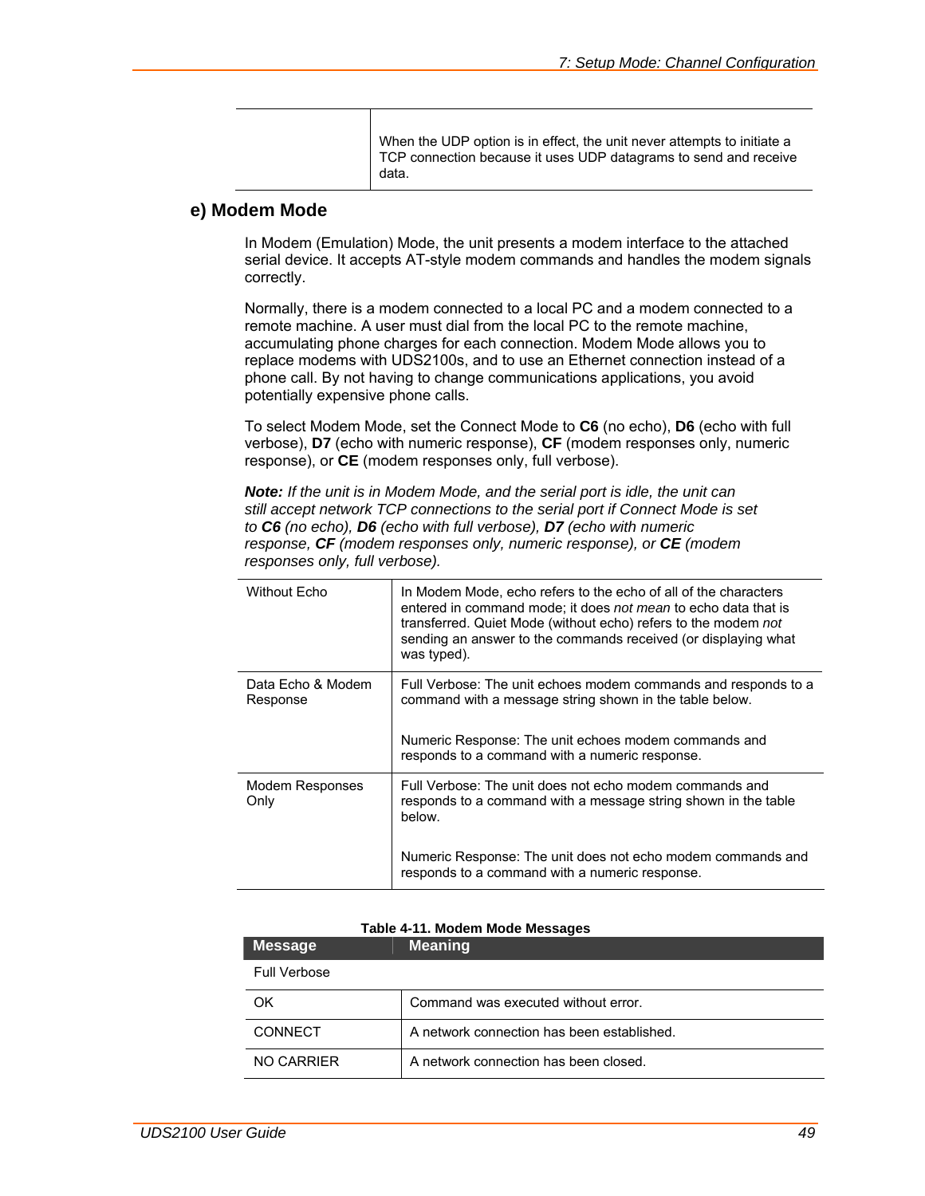| | |
|---|---|
| | When the UDP option is in effect, the unit never attempts to initiate a TCP connection because it uses UDP datagrams to send and receive data. |

## e) Modem Mode

In Modem (Emulation) Mode, the unit presents a modem interface to the attached serial device. It accepts AT-style modem commands and handles the modem signals correctly.

Normally, there is a modem connected to a local PC and a modem connected to a remote machine. A user must dial from the local PC to the remote machine, accumulating phone charges for each connection. Modem Mode allows you to replace modems with UDS2100s, and to use an Ethernet connection instead of a phone call. By not having to change communications applications, you avoid potentially expensive phone calls.

To select Modem Mode, set the Connect Mode to **C6** (no echo), **D6** (echo with full verbose), **D7** (echo with numeric response), **CF** (modem responses only, numeric response), or **CE** (modem responses only, full verbose).

***Note:*** *If the unit is in Modem Mode, and the serial port is idle, the unit can still accept network TCP connections to the serial port if Connect Mode is set to **C6** (no echo), **D6** (echo with full verbose), **D7** (echo with numeric response, **CF** (modem responses only, numeric response), or **CE** (modem responses only, full verbose).*

| | |
|---|---|
| Without Echo | In Modem Mode, echo refers to the echo of all of the characters entered in command mode; it does *not mean* to echo data that is transferred. Quiet Mode (without echo) refers to the modem *not* sending an answer to the commands received (or displaying what was typed). |
| Data Echo & Modem Response | Full Verbose: The unit echoes modem commands and responds to a command with a message string shown in the table below.<br><br>Numeric Response: The unit echoes modem commands and responds to a command with a numeric response. |
| Modem Responses Only | Full Verbose: The unit does not echo modem commands and responds to a command with a message string shown in the table below.<br><br>Numeric Response: The unit does not echo modem commands and responds to a command with a numeric response. |

**Table 4-11. Modem Mode Messages**

| Message | Meaning |
|---|---|
| Full Verbose | |
| OK | Command was executed without error. |
| CONNECT | A network connection has been established. |
| NO CARRIER | A network connection has been closed. |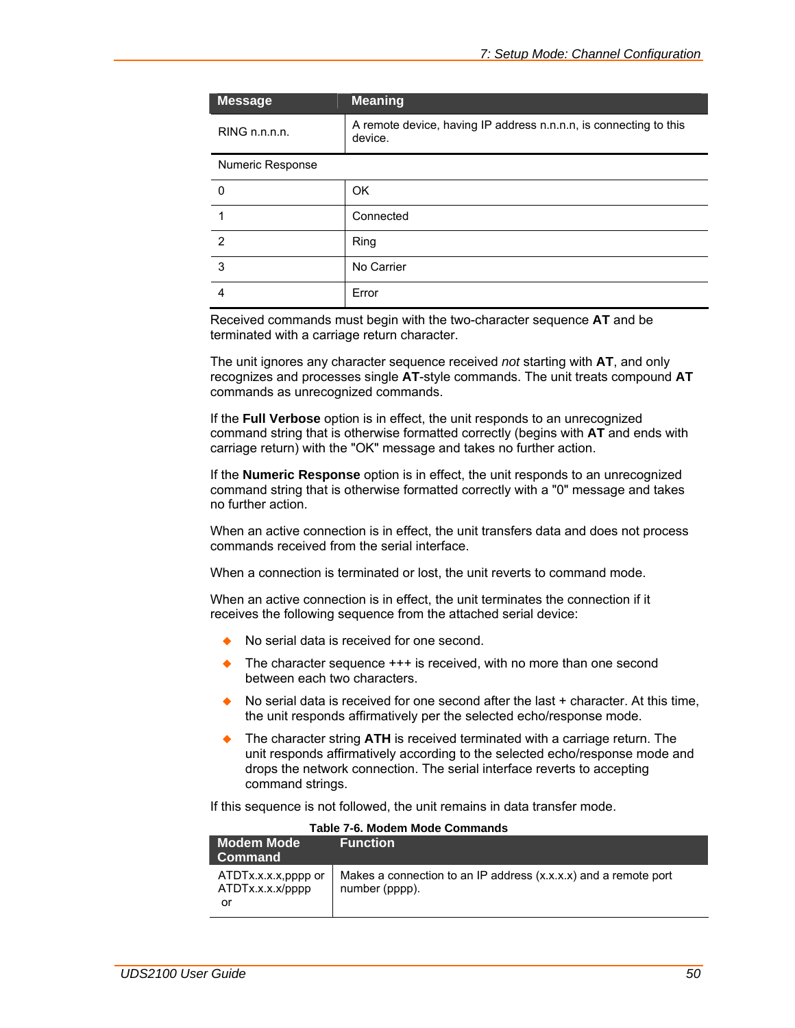| Message | Meaning |
|---|---|
| RING n.n.n.n. | A remote device, having IP address n.n.n.n, is connecting to this device. |
| Numeric Response | |
| 0 | OK |
| 1 | Connected |
| 2 | Ring |
| 3 | No Carrier |
| 4 | Error |

Received commands must begin with the two-character sequence **AT** and be terminated with a carriage return character.

The unit ignores any character sequence received *not* starting with **AT**, and only recognizes and processes single **AT**-style commands. The unit treats compound **AT** commands as unrecognized commands.

If the **Full Verbose** option is in effect, the unit responds to an unrecognized command string that is otherwise formatted correctly (begins with **AT** and ends with carriage return) with the "OK" message and takes no further action.

If the **Numeric Response** option is in effect, the unit responds to an unrecognized command string that is otherwise formatted correctly with a "0" message and takes no further action.

When an active connection is in effect, the unit transfers data and does not process commands received from the serial interface.

When a connection is terminated or lost, the unit reverts to command mode.

When an active connection is in effect, the unit terminates the connection if it receives the following sequence from the attached serial device:

- No serial data is received for one second.
- The character sequence +++ is received, with no more than one second between each two characters.
- No serial data is received for one second after the last + character. At this time, the unit responds affirmatively per the selected echo/response mode.
- The character string **ATH** is received terminated with a carriage return. The unit responds affirmatively according to the selected echo/response mode and drops the network connection. The serial interface reverts to accepting command strings.

If this sequence is not followed, the unit remains in data transfer mode.

**Table 7-6. Modem Mode Commands**

| Modem Mode Command | Function |
|---|---|
| ATDTx.x.x.x,pppp or ATDTx.x.x.x/pppp or | Makes a connection to an IP address (x.x.x.x) and a remote port number (pppp). |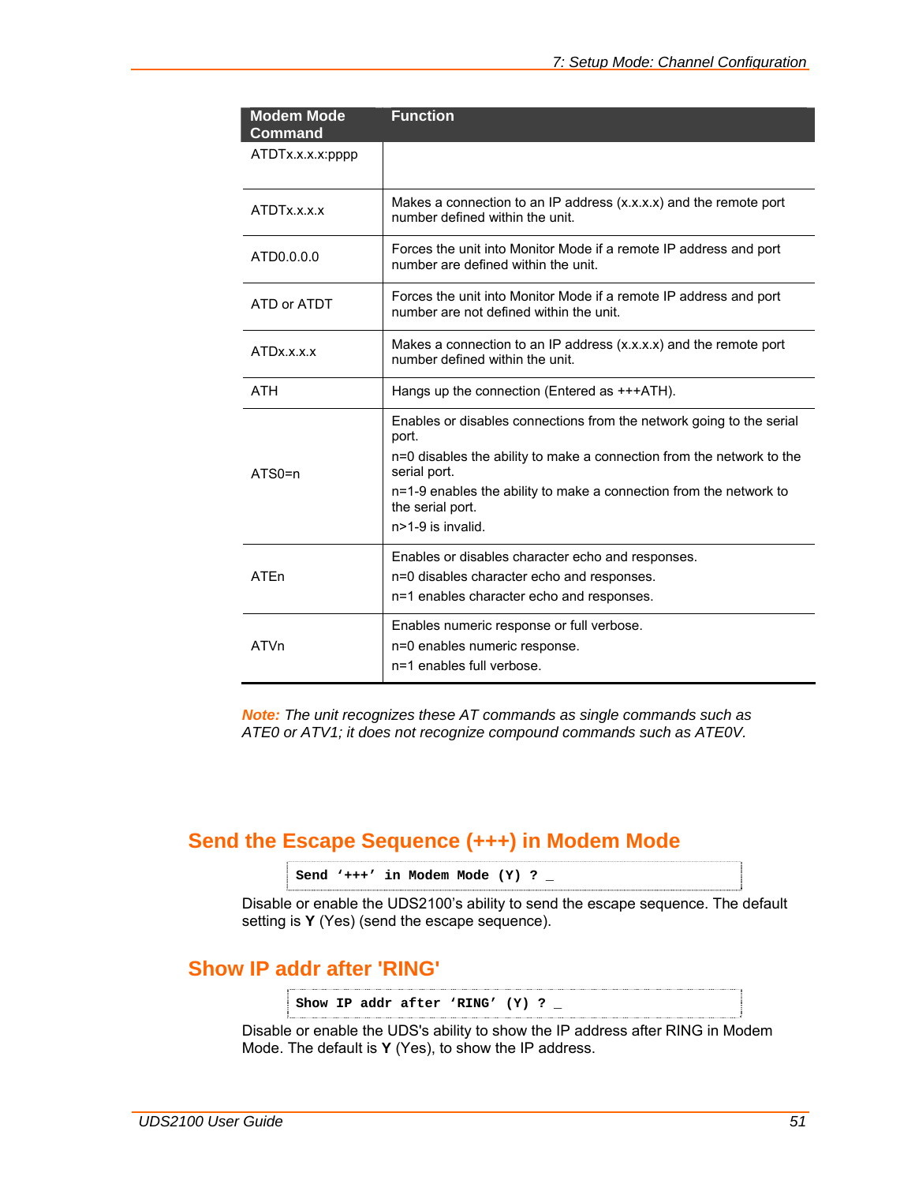| Modem Mode Command | Function |
|---|---|
| ATDTx.x.x.x:pppp | |
| ATDTx.x.x.x | Makes a connection to an IP address (x.x.x.x) and the remote port number defined within the unit. |
| ATD0.0.0.0 | Forces the unit into Monitor Mode if a remote IP address and port number are defined within the unit. |
| ATD or ATDT | Forces the unit into Monitor Mode if a remote IP address and port number are not defined within the unit. |
| ATDx.x.x.x | Makes a connection to an IP address (x.x.x.x) and the remote port number defined within the unit. |
| ATH | Hangs up the connection (Entered as +++ATH). |
| ATS0=n | Enables or disables connections from the network going to the serial port.<br>n=0 disables the ability to make a connection from the network to the serial port.<br>n=1-9 enables the ability to make a connection from the network to the serial port.<br>n>1-9 is invalid. |
| ATEn | Enables or disables character echo and responses.<br>n=0 disables character echo and responses.<br>n=1 enables character echo and responses. |
| ATVn | Enables numeric response or full verbose.<br>n=0 enables numeric response.<br>n=1 enables full verbose. |

***Note:*** *The unit recognizes these AT commands as single commands such as ATE0 or ATV1; it does not recognize compound commands such as ATE0V.*

## Send the Escape Sequence (+++) in Modem Mode

```
Send '+++' in Modem Mode (Y) ? _
```

Disable or enable the UDS2100's ability to send the escape sequence. The default setting is **Y** (Yes) (send the escape sequence).

## Show IP addr after 'RING'

```
Show IP addr after 'RING' (Y) ? _
```

Disable or enable the UDS's ability to show the IP address after RING in Modem Mode. The default is **Y** (Yes), to show the IP address.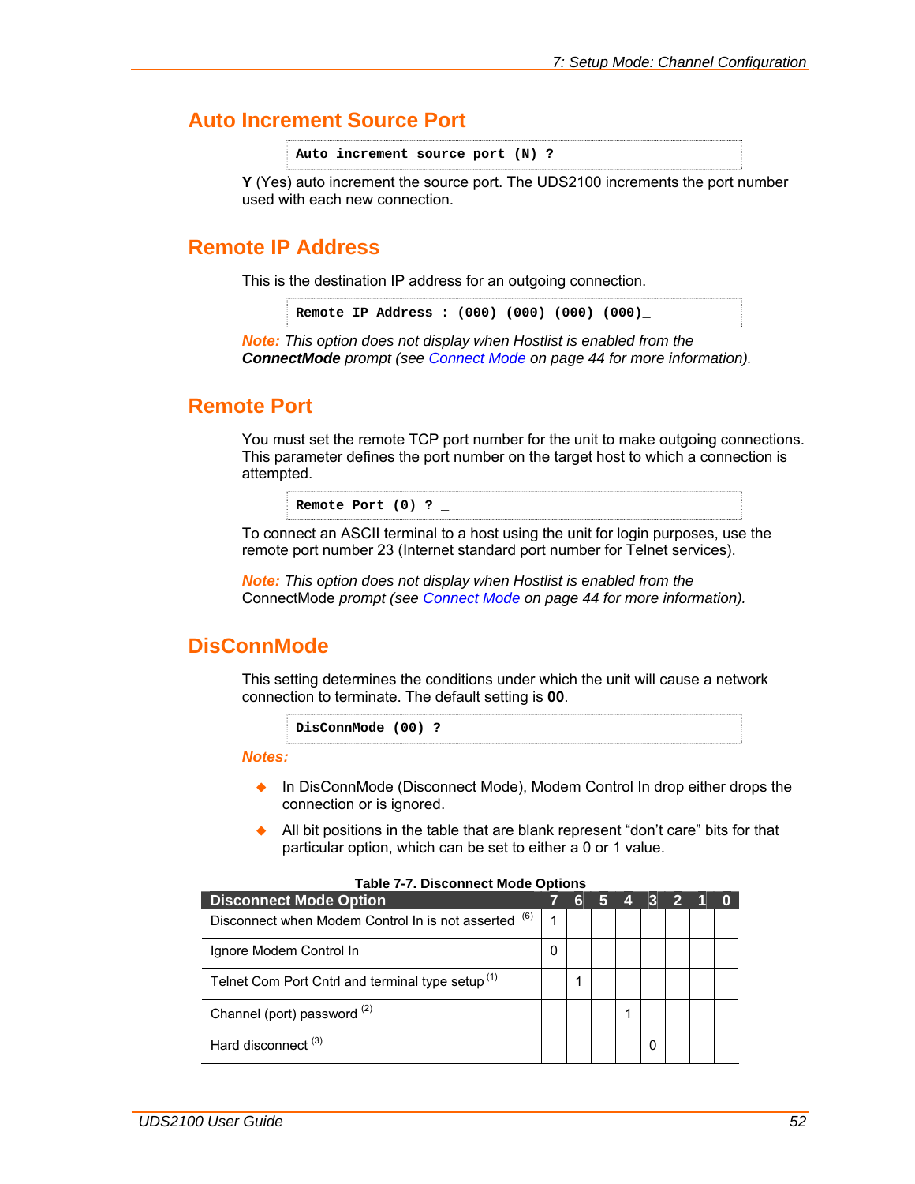## Auto Increment Source Port

```
Auto increment source port (N) ? _
```

**Y** (Yes) auto increment the source port. The UDS2100 increments the port number used with each new connection.

## Remote IP Address

This is the destination IP address for an outgoing connection.

```
Remote IP Address : (000) (000) (000) (000)_
```

***Note:*** *This option does not display when Hostlist is enabled from the* ***ConnectMode*** *prompt (see Connect Mode on page 44 for more information).*

## Remote Port

You must set the remote TCP port number for the unit to make outgoing connections. This parameter defines the port number on the target host to which a connection is attempted.

```
Remote Port (0) ? _
```

To connect an ASCII terminal to a host using the unit for login purposes, use the remote port number 23 (Internet standard port number for Telnet services).

***Note:*** *This option does not display when Hostlist is enabled from the* ConnectMode *prompt (see Connect Mode on page 44 for more information).*

## DisConnMode

This setting determines the conditions under which the unit will cause a network connection to terminate. The default setting is **00**.

```
DisConnMode (00) ? _
```

***Notes:***

- In DisConnMode (Disconnect Mode), Modem Control In drop either drops the connection or is ignored.
- All bit positions in the table that are blank represent "don't care" bits for that particular option, which can be set to either a 0 or 1 value.

**Table 7-7. Disconnect Mode Options**

| Disconnect Mode Option | 7 | 6 | 5 | 4 | 3 | 2 | 1 | 0 |
|---|---|---|---|---|---|---|---|---|
| Disconnect when Modem Control In is not asserted (6) | 1 | | | | | | | |
| Ignore Modem Control In | 0 | | | | | | | |
| Telnet Com Port Cntrl and terminal type setup (1) | | 1 | | | | | | |
| Channel (port) password (2) | | | | 1 | | | | |
| Hard disconnect (3) | | | | | 0 | | | |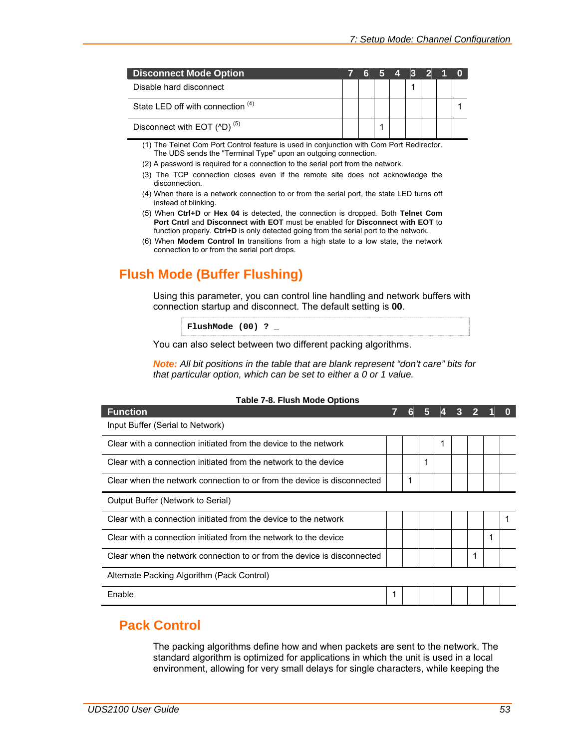| Disconnect Mode Option | 7 | 6 | 5 | 4 | 3 | 2 | 1 | 0 |
|---|---|---|---|---|---|---|---|---|
| Disable hard disconnect | | | | | 1 | | | |
| State LED off with connection [(4)] | | | | | | | | 1 |
| Disconnect with EOT (^D) [(5)] | | | 1 | | | | | |

(1) The Telnet Com Port Control feature is used in conjunction with Com Port Redirector. The UDS sends the "Terminal Type" upon an outgoing connection.

(2) A password is required for a connection to the serial port from the network.

(3) The TCP connection closes even if the remote site does not acknowledge the disconnection.

(4) When there is a network connection to or from the serial port, the state LED turns off instead of blinking.

(5) When **Ctrl+D** or **Hex 04** is detected, the connection is dropped. Both **Telnet Com Port Cntrl** and **Disconnect with EOT** must be enabled for **Disconnect with EOT** to function properly. **Ctrl+D** is only detected going from the serial port to the network.

(6) When **Modem Control In** transitions from a high state to a low state, the network connection to or from the serial port drops.

## Flush Mode (Buffer Flushing)

Using this parameter, you can control line handling and network buffers with connection startup and disconnect. The default setting is **00**.

```
FlushMode (00) ? _
```

You can also select between two different packing algorithms.

***Note:*** *All bit positions in the table that are blank represent "don't care" bits for that particular option, which can be set to either a 0 or 1 value.*

**Table 7-8. Flush Mode Options**

| Function | 7 | 6 | 5 | 4 | 3 | 2 | 1 | 0 |
|---|---|---|---|---|---|---|---|---|
| Input Buffer (Serial to Network) | | | | | | | | |
| Clear with a connection initiated from the device to the network | | | | 1 | | | | |
| Clear with a connection initiated from the network to the device | | | 1 | | | | | |
| Clear when the network connection to or from the device is disconnected | | 1 | | | | | | |
| Output Buffer (Network to Serial) | | | | | | | | |
| Clear with a connection initiated from the device to the network | | | | | | | | 1 |
| Clear with a connection initiated from the network to the device | | | | | | | 1 | |
| Clear when the network connection to or from the device is disconnected | | | | | | 1 | | |
| Alternate Packing Algorithm (Pack Control) | | | | | | | | |
| Enable | 1 | | | | | | | |

## Pack Control

The packing algorithms define how and when packets are sent to the network. The standard algorithm is optimized for applications in which the unit is used in a local environment, allowing for very small delays for single characters, while keeping the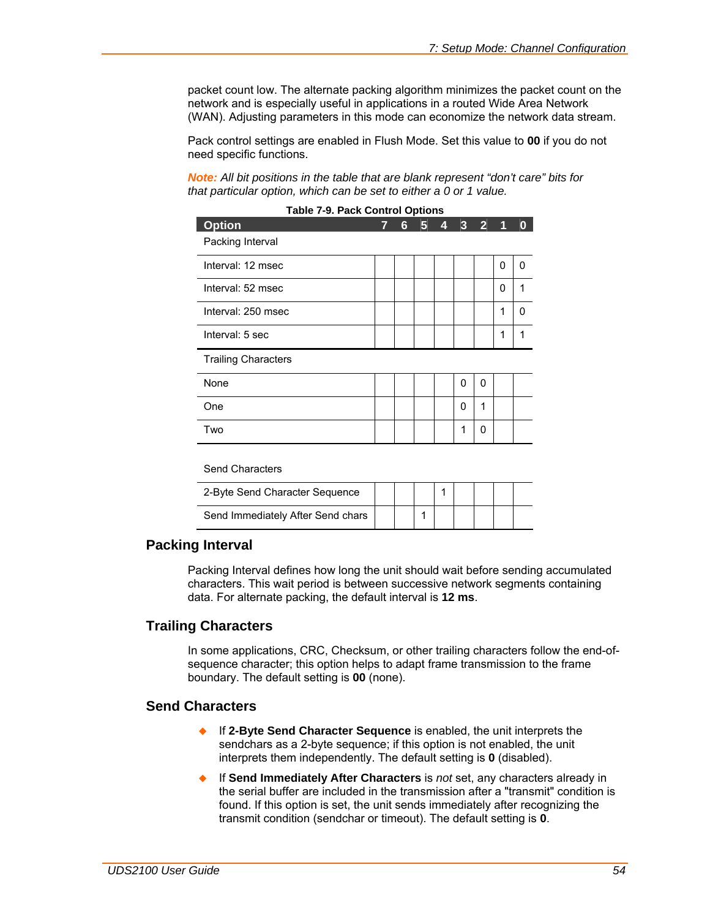packet count low. The alternate packing algorithm minimizes the packet count on the network and is especially useful in applications in a routed Wide Area Network (WAN). Adjusting parameters in this mode can economize the network data stream.

Pack control settings are enabled in Flush Mode. Set this value to **00** if you do not need specific functions.

***Note:*** *All bit positions in the table that are blank represent "don't care" bits for that particular option, which can be set to either a 0 or 1 value.*

**Table 7-9. Pack Control Options**

| Option | 7 | 6 | 5 | 4 | 3 | 2 | 1 | 0 |
|---|---|---|---|---|---|---|---|---|
| Packing Interval | | | | | | | | |
| Interval: 12 msec | | | | | | | 0 | 0 |
| Interval: 52 msec | | | | | | | 0 | 1 |
| Interval: 250 msec | | | | | | | 1 | 0 |
| Interval: 5 sec | | | | | | | 1 | 1 |
| Trailing Characters | | | | | | | | |
| None | | | | | 0 | 0 | | |
| One | | | | | 0 | 1 | | |
| Two | | | | | 1 | 0 | | |
| Send Characters | | | | | | | | |
| 2-Byte Send Character Sequence | | | | 1 | | | | |
| Send Immediately After Send chars | | | 1 | | | | | |

## Packing Interval

Packing Interval defines how long the unit should wait before sending accumulated characters. This wait period is between successive network segments containing data. For alternate packing, the default interval is **12 ms**.

## Trailing Characters

In some applications, CRC, Checksum, or other trailing characters follow the end-of-sequence character; this option helps to adapt frame transmission to the frame boundary. The default setting is **00** (none).

## Send Characters

- If **2-Byte Send Character Sequence** is enabled, the unit interprets the sendchars as a 2-byte sequence; if this option is not enabled, the unit interprets them independently. The default setting is **0** (disabled).
- If **Send Immediately After Characters** is *not* set, any characters already in the serial buffer are included in the transmission after a "transmit" condition is found. If this option is set, the unit sends immediately after recognizing the transmit condition (sendchar or timeout). The default setting is **0**.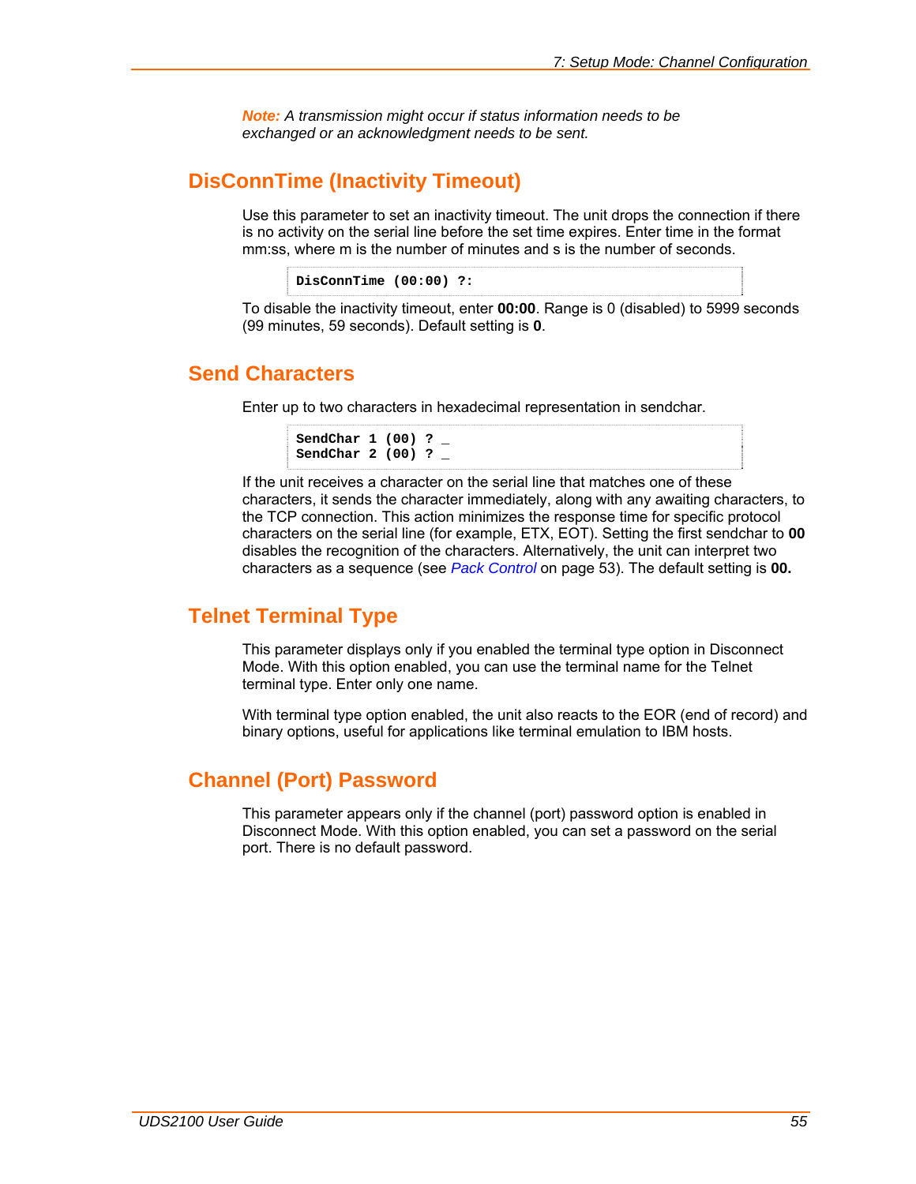*Note: A transmission might occur if status information needs to be exchanged or an acknowledgment needs to be sent.*

## DisConnTime (Inactivity Timeout)

Use this parameter to set an inactivity timeout. The unit drops the connection if there is no activity on the serial line before the set time expires. Enter time in the format mm:ss, where m is the number of minutes and s is the number of seconds.

```
DisConnTime (00:00) ?:
```

To disable the inactivity timeout, enter **00:00**. Range is 0 (disabled) to 5999 seconds (99 minutes, 59 seconds). Default setting is **0**.

## Send Characters

Enter up to two characters in hexadecimal representation in sendchar.

```
SendChar 1 (00) ? _
SendChar 2 (00) ? _
```

If the unit receives a character on the serial line that matches one of these characters, it sends the character immediately, along with any awaiting characters, to the TCP connection. This action minimizes the response time for specific protocol characters on the serial line (for example, ETX, EOT). Setting the first sendchar to **00** disables the recognition of the characters. Alternatively, the unit can interpret two characters as a sequence (see *Pack Control* on page 53). The default setting is **00.**

## Telnet Terminal Type

This parameter displays only if you enabled the terminal type option in Disconnect Mode. With this option enabled, you can use the terminal name for the Telnet terminal type. Enter only one name.

With terminal type option enabled, the unit also reacts to the EOR (end of record) and binary options, useful for applications like terminal emulation to IBM hosts.

## Channel (Port) Password

This parameter appears only if the channel (port) password option is enabled in Disconnect Mode. With this option enabled, you can set a password on the serial port. There is no default password.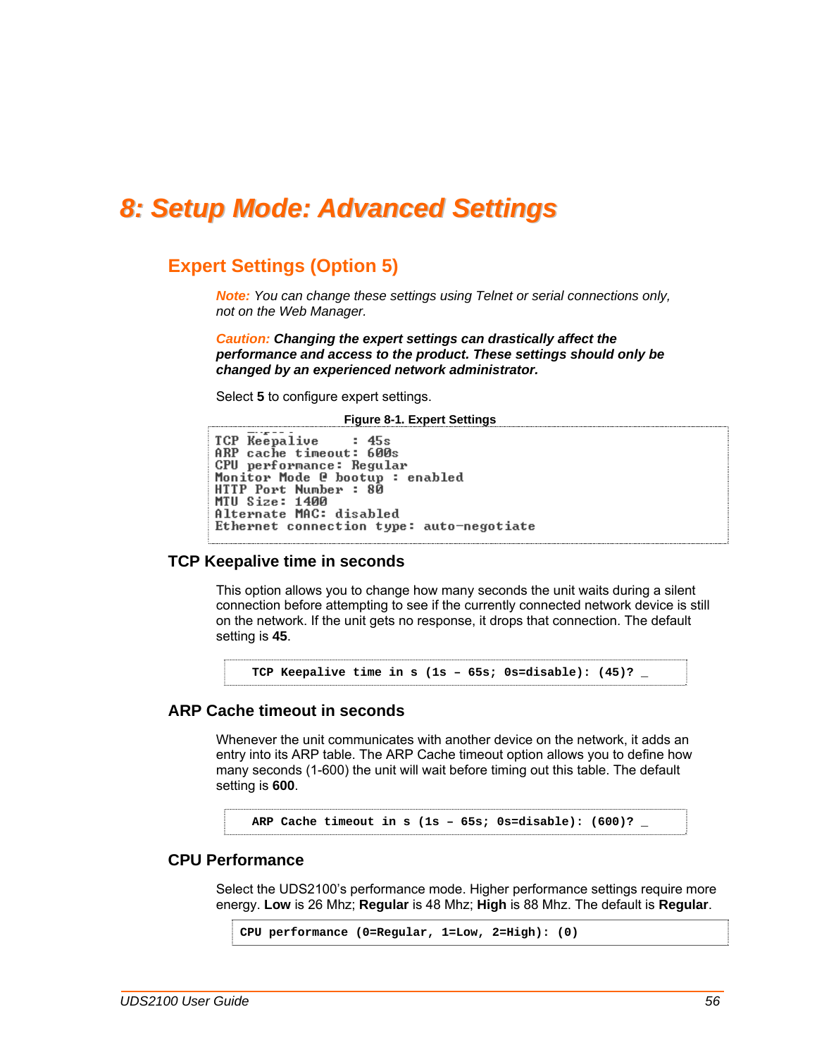# 8: Setup Mode: Advanced Settings

## Expert Settings (Option 5)

*Note: You can change these settings using Telnet or serial connections only, not on the Web Manager.*

***Caution: Changing the expert settings can drastically affect the performance and access to the product. These settings should only be changed by an experienced network administrator.***

Select **5** to configure expert settings.

**Figure 8-1. Expert Settings**

```
TCP Keepalive    : 45s
ARP cache timeout: 600s
CPU performance: Regular
Monitor Mode @ bootup : enabled
HTTP Port Number : 80
MTU Size: 1400
Alternate MAC: disabled
Ethernet connection type: auto-negotiate
```

### TCP Keepalive time in seconds

This option allows you to change how many seconds the unit waits during a silent connection before attempting to see if the currently connected network device is still on the network. If the unit gets no response, it drops that connection. The default setting is **45**.

```
TCP Keepalive time in s (1s – 65s; 0s=disable): (45)? _
```

### ARP Cache timeout in seconds

Whenever the unit communicates with another device on the network, it adds an entry into its ARP table. The ARP Cache timeout option allows you to define how many seconds (1-600) the unit will wait before timing out this table. The default setting is **600**.

```
ARP Cache timeout in s (1s – 65s; 0s=disable): (600)? _
```

### CPU Performance

Select the UDS2100's performance mode. Higher performance settings require more energy. **Low** is 26 Mhz; **Regular** is 48 Mhz; **High** is 88 Mhz. The default is **Regular**.

```
CPU performance (0=Regular, 1=Low, 2=High): (0)
```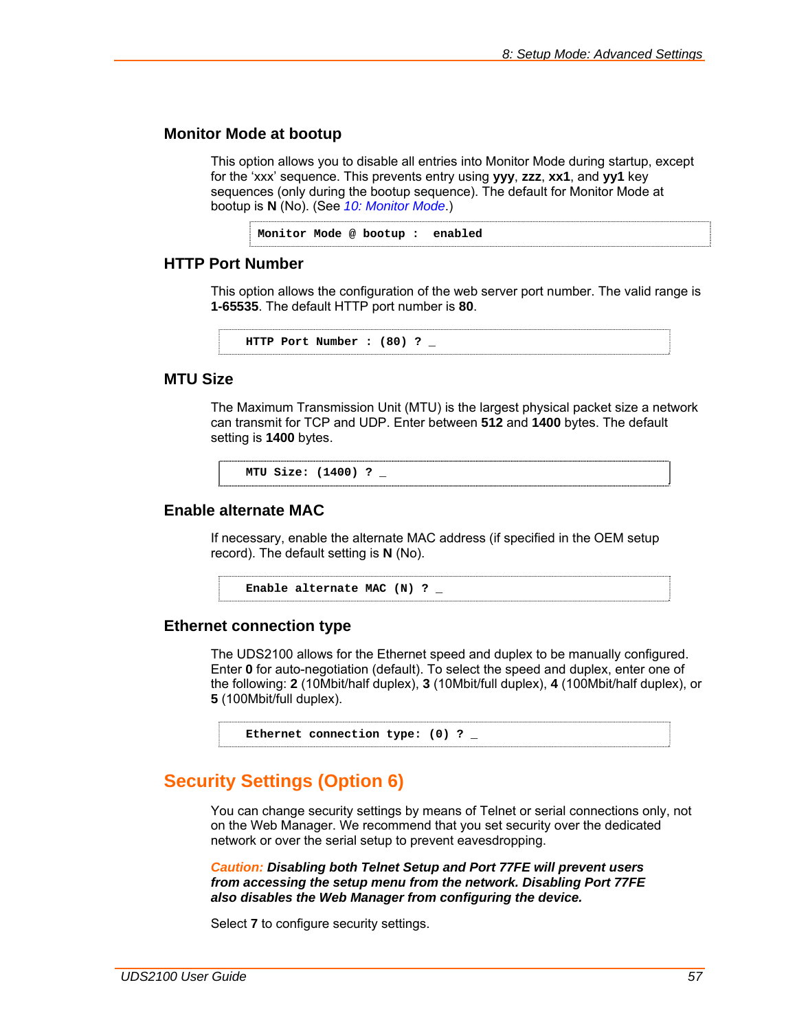### Monitor Mode at bootup

This option allows you to disable all entries into Monitor Mode during startup, except for the 'xxx' sequence. This prevents entry using **yyy**, **zzz**, **xx1**, and **yy1** key sequences (only during the bootup sequence). The default for Monitor Mode at bootup is **N** (No). (See *10: Monitor Mode*.)

```
Monitor Mode @ bootup :  enabled
```

### HTTP Port Number

This option allows the configuration of the web server port number. The valid range is **1-65535**. The default HTTP port number is **80**.

```
HTTP Port Number : (80) ? _
```

### MTU Size

The Maximum Transmission Unit (MTU) is the largest physical packet size a network can transmit for TCP and UDP. Enter between **512** and **1400** bytes. The default setting is **1400** bytes.

```
MTU Size: (1400) ? _
```

### Enable alternate MAC

If necessary, enable the alternate MAC address (if specified in the OEM setup record). The default setting is **N** (No).

```
Enable alternate MAC (N) ? _
```

### Ethernet connection type

The UDS2100 allows for the Ethernet speed and duplex to be manually configured. Enter **0** for auto-negotiation (default). To select the speed and duplex, enter one of the following: **2** (10Mbit/half duplex), **3** (10Mbit/full duplex), **4** (100Mbit/half duplex), or **5** (100Mbit/full duplex).

```
Ethernet connection type: (0) ? _
```

## Security Settings (Option 6)

You can change security settings by means of Telnet or serial connections only, not on the Web Manager. We recommend that you set security over the dedicated network or over the serial setup to prevent eavesdropping.

***Caution:* Disabling both Telnet Setup and Port 77FE will prevent users from accessing the setup menu from the network. Disabling Port 77FE also disables the Web Manager from configuring the device.**

Select **7** to configure security settings.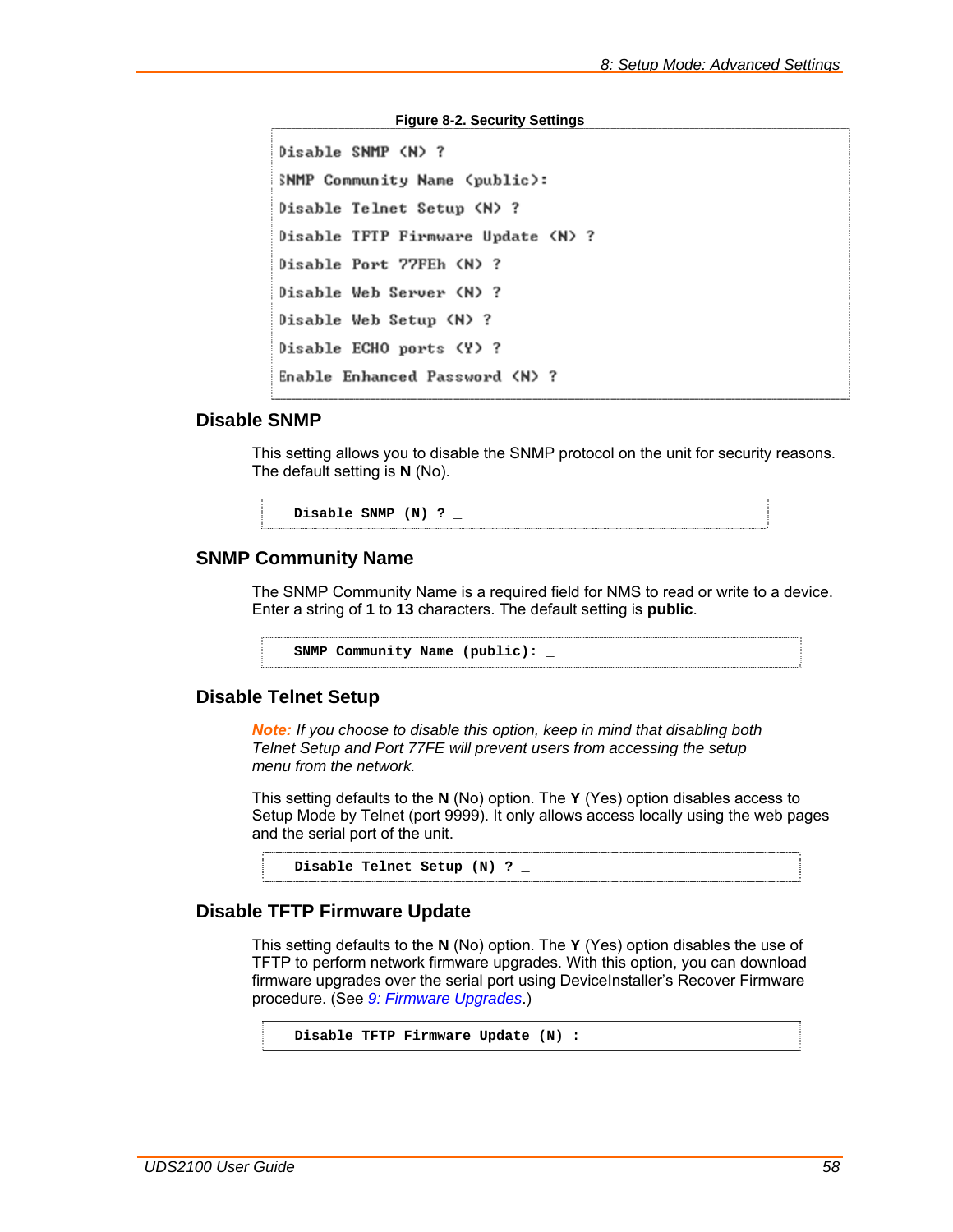**Figure 8-2. Security Settings**

```
Disable SNMP (N) ?
SNMP Community Name (public):
Disable Telnet Setup (N) ?
Disable TFTP Firmware Update (N) ?
Disable Port 77FEh (N) ?
Disable Web Server (N) ?
Disable Web Setup (N) ?
Disable ECHO ports (Y) ?
Enable Enhanced Password (N) ?
```

## Disable SNMP

This setting allows you to disable the SNMP protocol on the unit for security reasons. The default setting is **N** (No).

```
Disable SNMP (N) ? _
```

## SNMP Community Name

The SNMP Community Name is a required field for NMS to read or write to a device. Enter a string of **1** to **13** characters. The default setting is **public**.

```
SNMP Community Name (public): _
```

## Disable Telnet Setup

*Note: If you choose to disable this option, keep in mind that disabling both Telnet Setup and Port 77FE will prevent users from accessing the setup menu from the network.*

This setting defaults to the **N** (No) option. The **Y** (Yes) option disables access to Setup Mode by Telnet (port 9999). It only allows access locally using the web pages and the serial port of the unit.

```
Disable Telnet Setup (N) ? _
```

## Disable TFTP Firmware Update

This setting defaults to the **N** (No) option. The **Y** (Yes) option disables the use of TFTP to perform network firmware upgrades. With this option, you can download firmware upgrades over the serial port using DeviceInstaller's Recover Firmware procedure. (See *9: Firmware Upgrades*.)

```
Disable TFTP Firmware Update (N) : _
```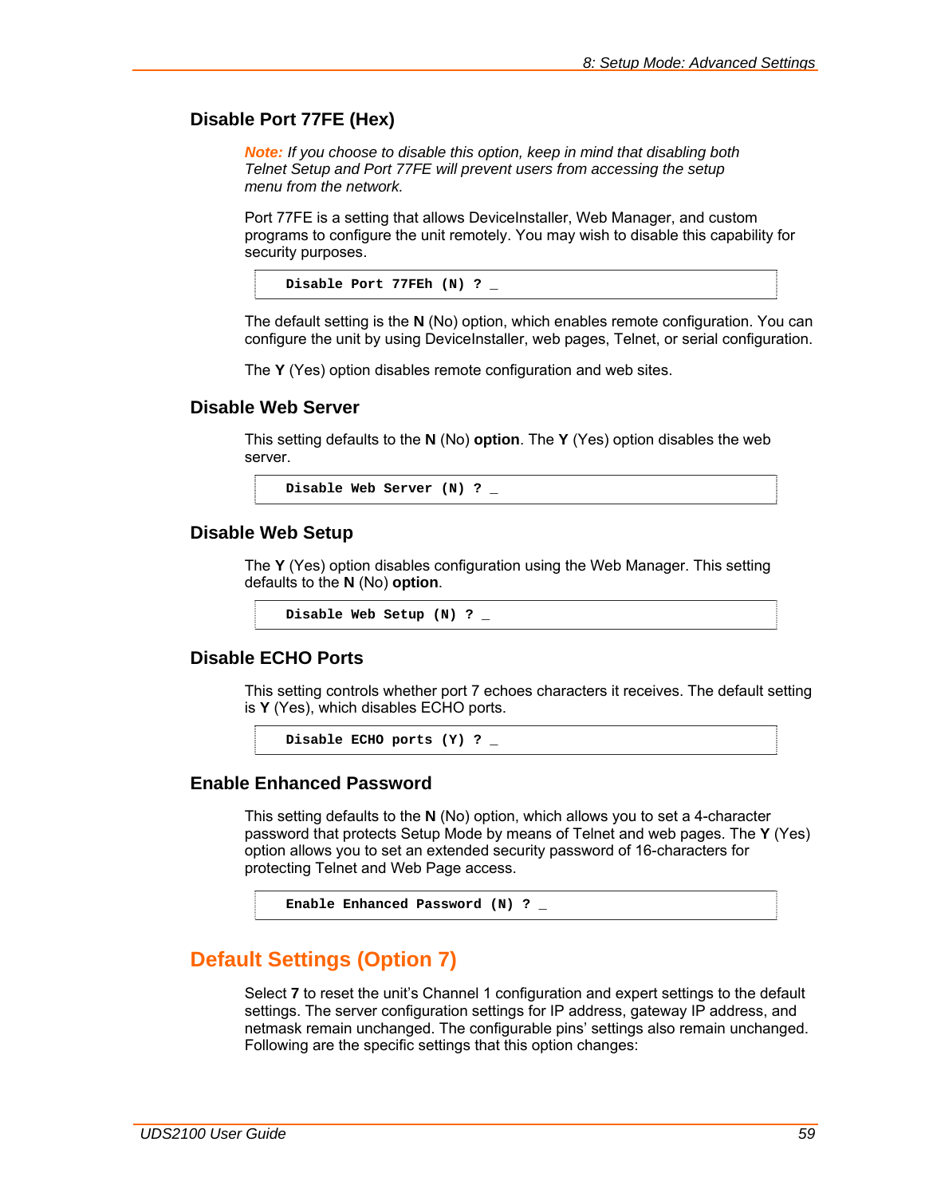### Disable Port 77FE (Hex)

***Note:*** *If you choose to disable this option, keep in mind that disabling both Telnet Setup and Port 77FE will prevent users from accessing the setup menu from the network.*

Port 77FE is a setting that allows DeviceInstaller, Web Manager, and custom programs to configure the unit remotely. You may wish to disable this capability for security purposes.

```
Disable Port 77FEh (N) ? _
```

The default setting is the **N** (No) option, which enables remote configuration. You can configure the unit by using DeviceInstaller, web pages, Telnet, or serial configuration.

The **Y** (Yes) option disables remote configuration and web sites.

### Disable Web Server

This setting defaults to the **N** (No) **option**. The **Y** (Yes) option disables the web server.

```
Disable Web Server (N) ? _
```

### Disable Web Setup

The **Y** (Yes) option disables configuration using the Web Manager. This setting defaults to the **N** (No) **option**.

```
Disable Web Setup (N) ? _
```

### Disable ECHO Ports

This setting controls whether port 7 echoes characters it receives. The default setting is **Y** (Yes), which disables ECHO ports.

```
Disable ECHO ports (Y) ? _
```

### Enable Enhanced Password

This setting defaults to the **N** (No) option, which allows you to set a 4-character password that protects Setup Mode by means of Telnet and web pages. The **Y** (Yes) option allows you to set an extended security password of 16-characters for protecting Telnet and Web Page access.

```
Enable Enhanced Password (N) ? _
```

## Default Settings (Option 7)

Select **7** to reset the unit's Channel 1 configuration and expert settings to the default settings. The server configuration settings for IP address, gateway IP address, and netmask remain unchanged. The configurable pins' settings also remain unchanged. Following are the specific settings that this option changes: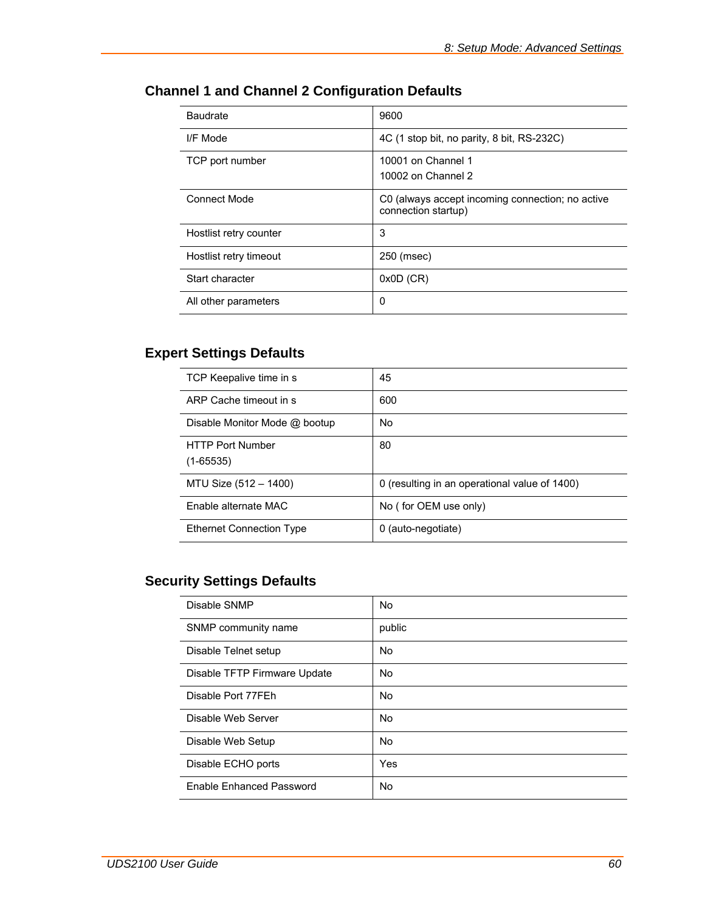## Channel 1 and Channel 2 Configuration Defaults

| | |
|---|---|
| Baudrate | 9600 |
| I/F Mode | 4C (1 stop bit, no parity, 8 bit, RS-232C) |
| TCP port number | 10001 on Channel 1<br>10002 on Channel 2 |
| Connect Mode | C0 (always accept incoming connection; no active connection startup) |
| Hostlist retry counter | 3 |
| Hostlist retry timeout | 250 (msec) |
| Start character | 0x0D (CR) |
| All other parameters | 0 |

## Expert Settings Defaults

| | |
|---|---|
| TCP Keepalive time in s | 45 |
| ARP Cache timeout in s | 600 |
| Disable Monitor Mode @ bootup | No |
| HTTP Port Number<br>(1-65535) | 80 |
| MTU Size (512 – 1400) | 0 (resulting in an operational value of 1400) |
| Enable alternate MAC | No ( for OEM use only) |
| Ethernet Connection Type | 0 (auto-negotiate) |

## Security Settings Defaults

| | |
|---|---|
| Disable SNMP | No |
| SNMP community name | public |
| Disable Telnet setup | No |
| Disable TFTP Firmware Update | No |
| Disable Port 77FEh | No |
| Disable Web Server | No |
| Disable Web Setup | No |
| Disable ECHO ports | Yes |
| Enable Enhanced Password | No |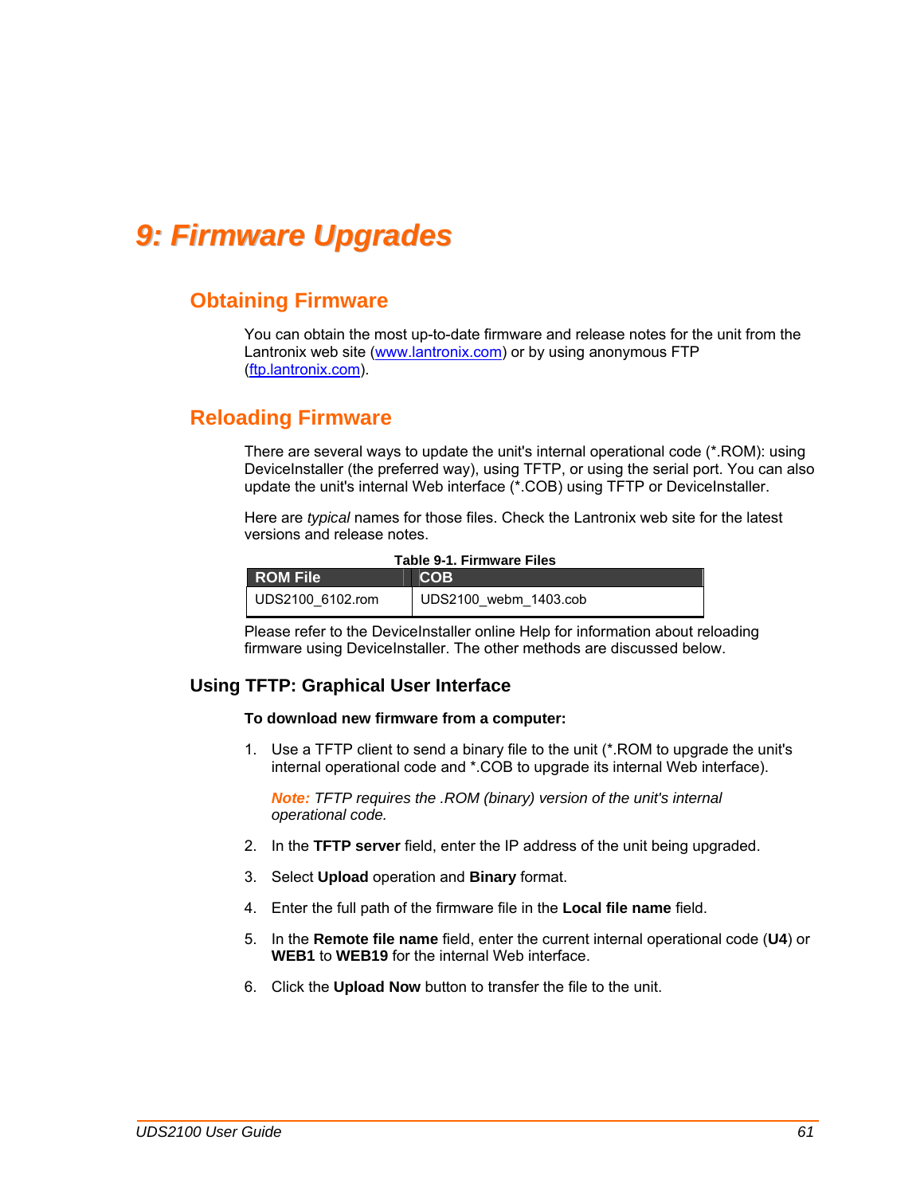# 9: Firmware Upgrades

## Obtaining Firmware

You can obtain the most up-to-date firmware and release notes for the unit from the Lantronix web site (www.lantronix.com) or by using anonymous FTP (ftp.lantronix.com).

## Reloading Firmware

There are several ways to update the unit's internal operational code (*.ROM): using DeviceInstaller (the preferred way), using TFTP, or using the serial port. You can also update the unit's internal Web interface (*.COB) using TFTP or DeviceInstaller.

Here are *typical* names for those files. Check the Lantronix web site for the latest versions and release notes.

**Table 9-1. Firmware Files**

| ROM File | COB |
|---|---|
| UDS2100_6102.rom | UDS2100_webm_1403.cob |

Please refer to the DeviceInstaller online Help for information about reloading firmware using DeviceInstaller. The other methods are discussed below.

### Using TFTP: Graphical User Interface

**To download new firmware from a computer:**

1. Use a TFTP client to send a binary file to the unit (*.ROM to upgrade the unit's internal operational code and *.COB to upgrade its internal Web interface).

   ***Note:*** *TFTP requires the .ROM (binary) version of the unit's internal operational code.*

2. In the **TFTP server** field, enter the IP address of the unit being upgraded.
3. Select **Upload** operation and **Binary** format.
4. Enter the full path of the firmware file in the **Local file name** field.
5. In the **Remote file name** field, enter the current internal operational code (**U4**) or **WEB1** to **WEB19** for the internal Web interface.
6. Click the **Upload Now** button to transfer the file to the unit.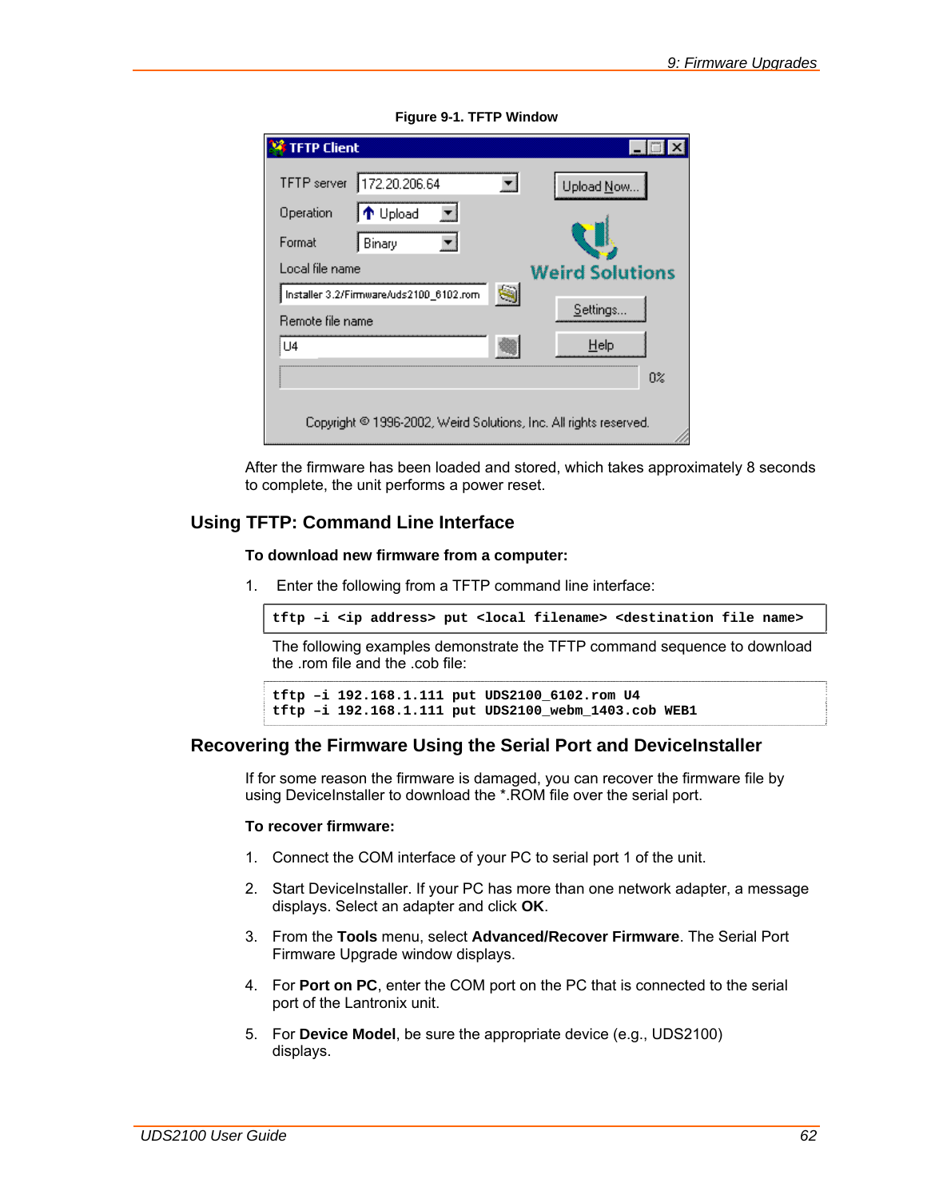**Figure 9-1. TFTP Window**

After the firmware has been loaded and stored, which takes approximately 8 seconds to complete, the unit performs a power reset.

## Using TFTP: Command Line Interface

**To download new firmware from a computer:**

1. Enter the following from a TFTP command line interface:

```
tftp –i <ip address> put <local filename> <destination file name>
```

The following examples demonstrate the TFTP command sequence to download the .rom file and the .cob file:

```
tftp –i 192.168.1.111 put UDS2100_6102.rom U4
tftp –i 192.168.1.111 put UDS2100_webm_1403.cob WEB1
```

## Recovering the Firmware Using the Serial Port and DeviceInstaller

If for some reason the firmware is damaged, you can recover the firmware file by using DeviceInstaller to download the *.ROM file over the serial port.

**To recover firmware:**

1. Connect the COM interface of your PC to serial port 1 of the unit.
2. Start DeviceInstaller. If your PC has more than one network adapter, a message displays. Select an adapter and click **OK**.
3. From the **Tools** menu, select **Advanced/Recover Firmware**. The Serial Port Firmware Upgrade window displays.
4. For **Port on PC**, enter the COM port on the PC that is connected to the serial port of the Lantronix unit.
5. For **Device Model**, be sure the appropriate device (e.g., UDS2100) displays.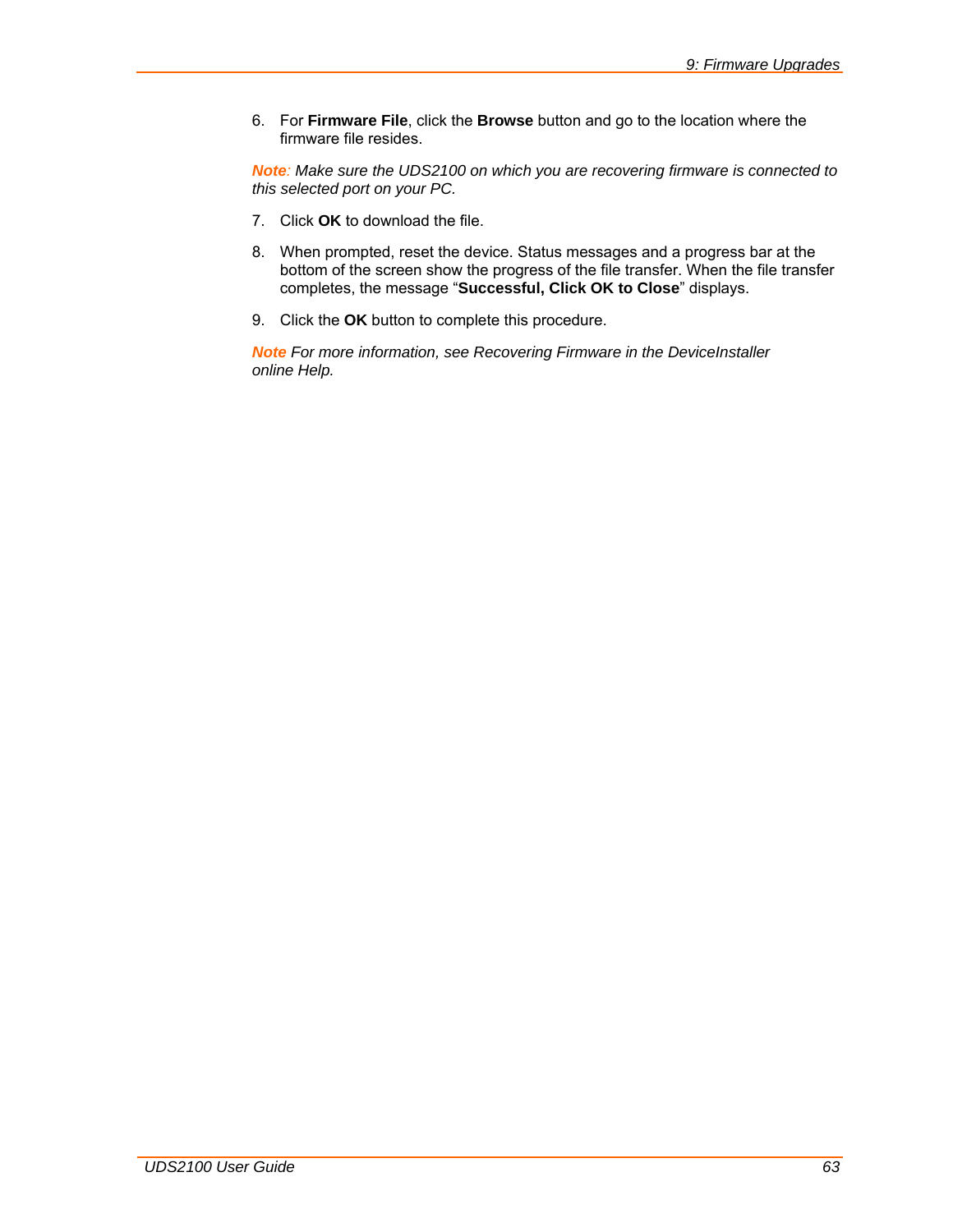6. For **Firmware File**, click the **Browse** button and go to the location where the firmware file resides.

***Note**: Make sure the UDS2100 on which you are recovering firmware is connected to this selected port on your PC.*

7. Click **OK** to download the file.

8. When prompted, reset the device. Status messages and a progress bar at the bottom of the screen show the progress of the file transfer. When the file transfer completes, the message "**Successful, Click OK to Close**" displays.

9. Click the **OK** button to complete this procedure.

***Note** For more information, see Recovering Firmware in the DeviceInstaller online Help.*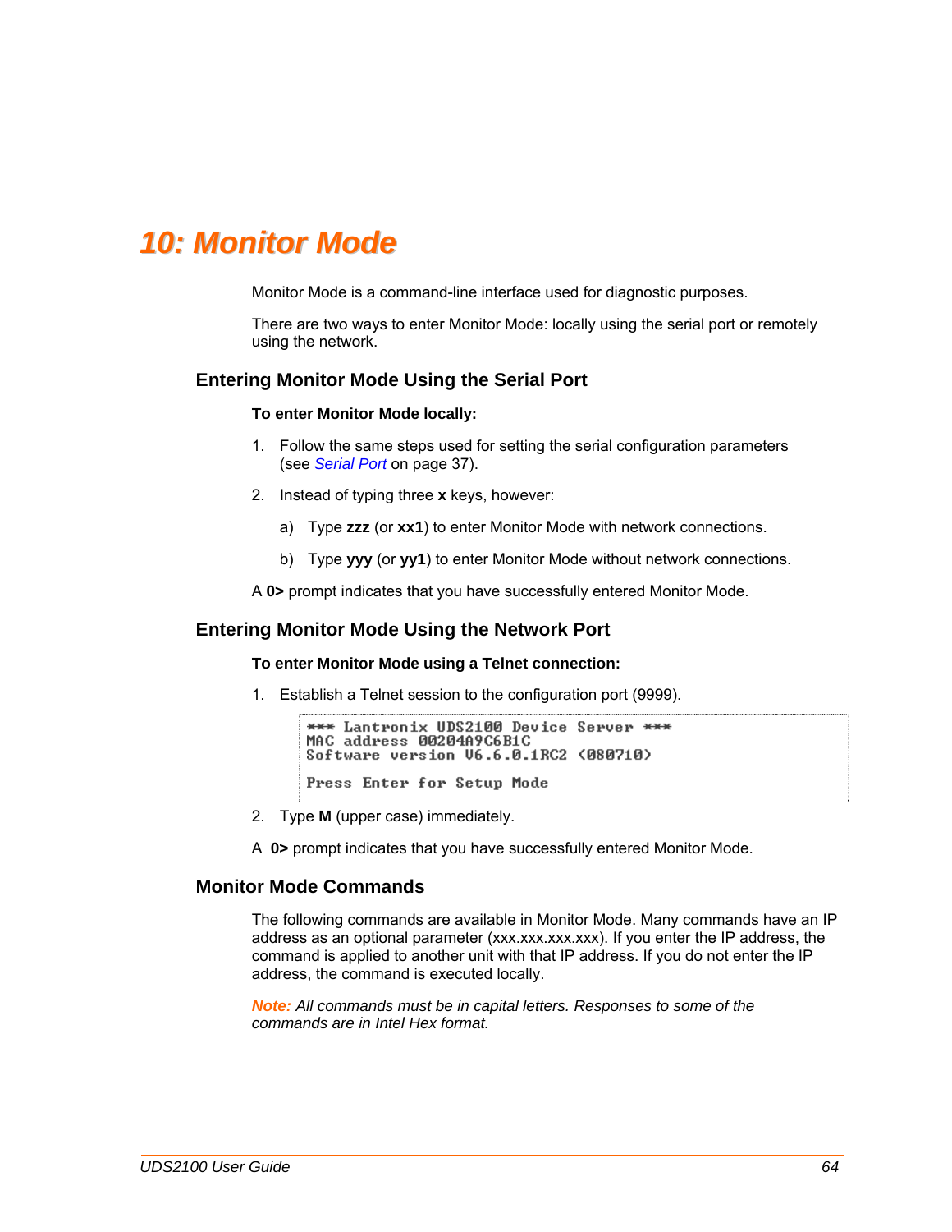# 10: Monitor Mode

Monitor Mode is a command-line interface used for diagnostic purposes.

There are two ways to enter Monitor Mode: locally using the serial port or remotely using the network.

## Entering Monitor Mode Using the Serial Port

**To enter Monitor Mode locally:**

1. Follow the same steps used for setting the serial configuration parameters (see *Serial Port* on page 37).
2. Instead of typing three **x** keys, however:
   a) Type **zzz** (or **xx1**) to enter Monitor Mode with network connections.
   b) Type **yyy** (or **yy1**) to enter Monitor Mode without network connections.

A **0>** prompt indicates that you have successfully entered Monitor Mode.

## Entering Monitor Mode Using the Network Port

**To enter Monitor Mode using a Telnet connection:**

1. Establish a Telnet session to the configuration port (9999).

```
*** Lantronix UDS2100 Device Server ***
MAC address 00204A9C6B1C
Software version V6.6.0.1RC2 (080710)

Press Enter for Setup Mode
```

2. Type **M** (upper case) immediately.

A **0>** prompt indicates that you have successfully entered Monitor Mode.

## Monitor Mode Commands

The following commands are available in Monitor Mode. Many commands have an IP address as an optional parameter (xxx.xxx.xxx.xxx). If you enter the IP address, the command is applied to another unit with that IP address. If you do not enter the IP address, the command is executed locally.

*Note: All commands must be in capital letters. Responses to some of the commands are in Intel Hex format.*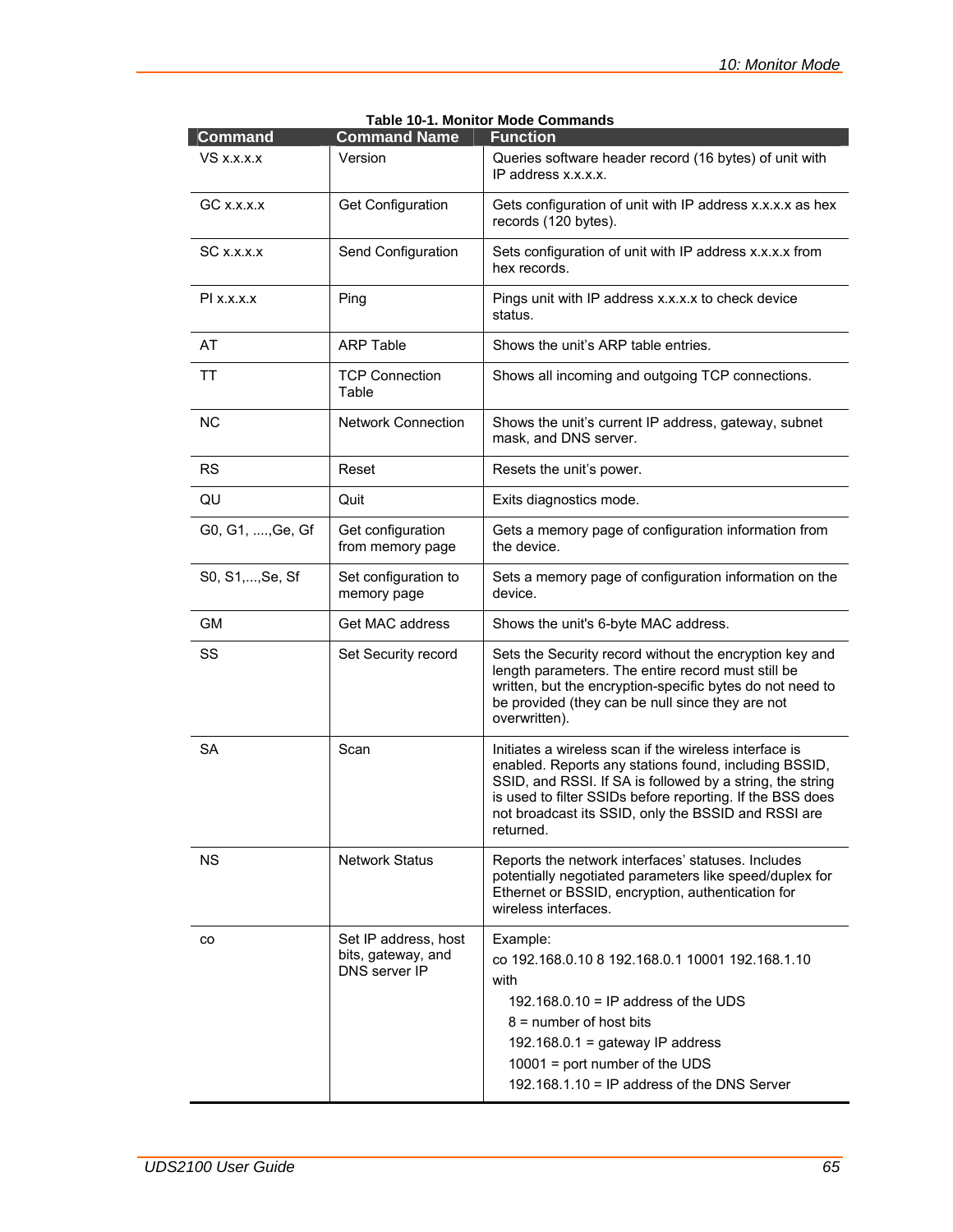**Table 10-1. Monitor Mode Commands**

| Command | Command Name | Function |
|---|---|---|
| VS x.x.x.x | Version | Queries software header record (16 bytes) of unit with IP address x.x.x.x. |
| GC x.x.x.x | Get Configuration | Gets configuration of unit with IP address x.x.x.x as hex records (120 bytes). |
| SC x.x.x.x | Send Configuration | Sets configuration of unit with IP address x.x.x.x from hex records. |
| PI x.x.x.x | Ping | Pings unit with IP address x.x.x.x to check device status. |
| AT | ARP Table | Shows the unit's ARP table entries. |
| TT | TCP Connection Table | Shows all incoming and outgoing TCP connections. |
| NC | Network Connection | Shows the unit's current IP address, gateway, subnet mask, and DNS server. |
| RS | Reset | Resets the unit's power. |
| QU | Quit | Exits diagnostics mode. |
| G0, G1, ....,Ge, Gf | Get configuration from memory page | Gets a memory page of configuration information from the device. |
| S0, S1,...,Se, Sf | Set configuration to memory page | Sets a memory page of configuration information on the device. |
| GM | Get MAC address | Shows the unit's 6-byte MAC address. |
| SS | Set Security record | Sets the Security record without the encryption key and length parameters. The entire record must still be written, but the encryption-specific bytes do not need to be provided (they can be null since they are not overwritten). |
| SA | Scan | Initiates a wireless scan if the wireless interface is enabled. Reports any stations found, including BSSID, SSID, and RSSI. If SA is followed by a string, the string is used to filter SSIDs before reporting. If the BSS does not broadcast its SSID, only the BSSID and RSSI are returned. |
| NS | Network Status | Reports the network interfaces' statuses. Includes potentially negotiated parameters like speed/duplex for Ethernet or BSSID, encryption, authentication for wireless interfaces. |
| co | Set IP address, host bits, gateway, and DNS server IP | Example:<br>co 192.168.0.10 8 192.168.0.1 10001 192.168.1.10<br>with<br>192.168.0.10 = IP address of the UDS<br>8 = number of host bits<br>192.168.0.1 = gateway IP address<br>10001 = port number of the UDS<br>192.168.1.10 = IP address of the DNS Server |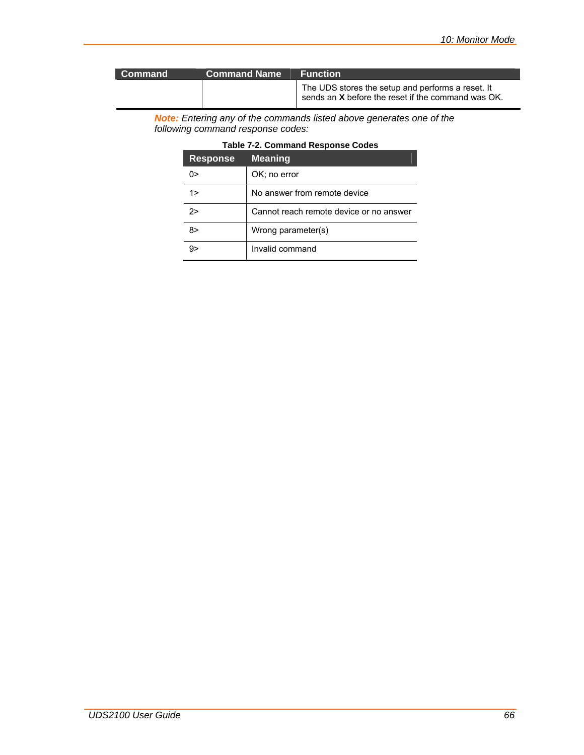| Command | Command Name | Function |
|---|---|---|
| | | The UDS stores the setup and performs a reset. It sends an **X** before the reset if the command was OK. |

***Note:** Entering any of the commands listed above generates one of the following command response codes:*

**Table 7-2. Command Response Codes**

| Response | Meaning |
|---|---|
| 0> | OK; no error |
| 1> | No answer from remote device |
| 2> | Cannot reach remote device or no answer |
| 8> | Wrong parameter(s) |
| 9> | Invalid command |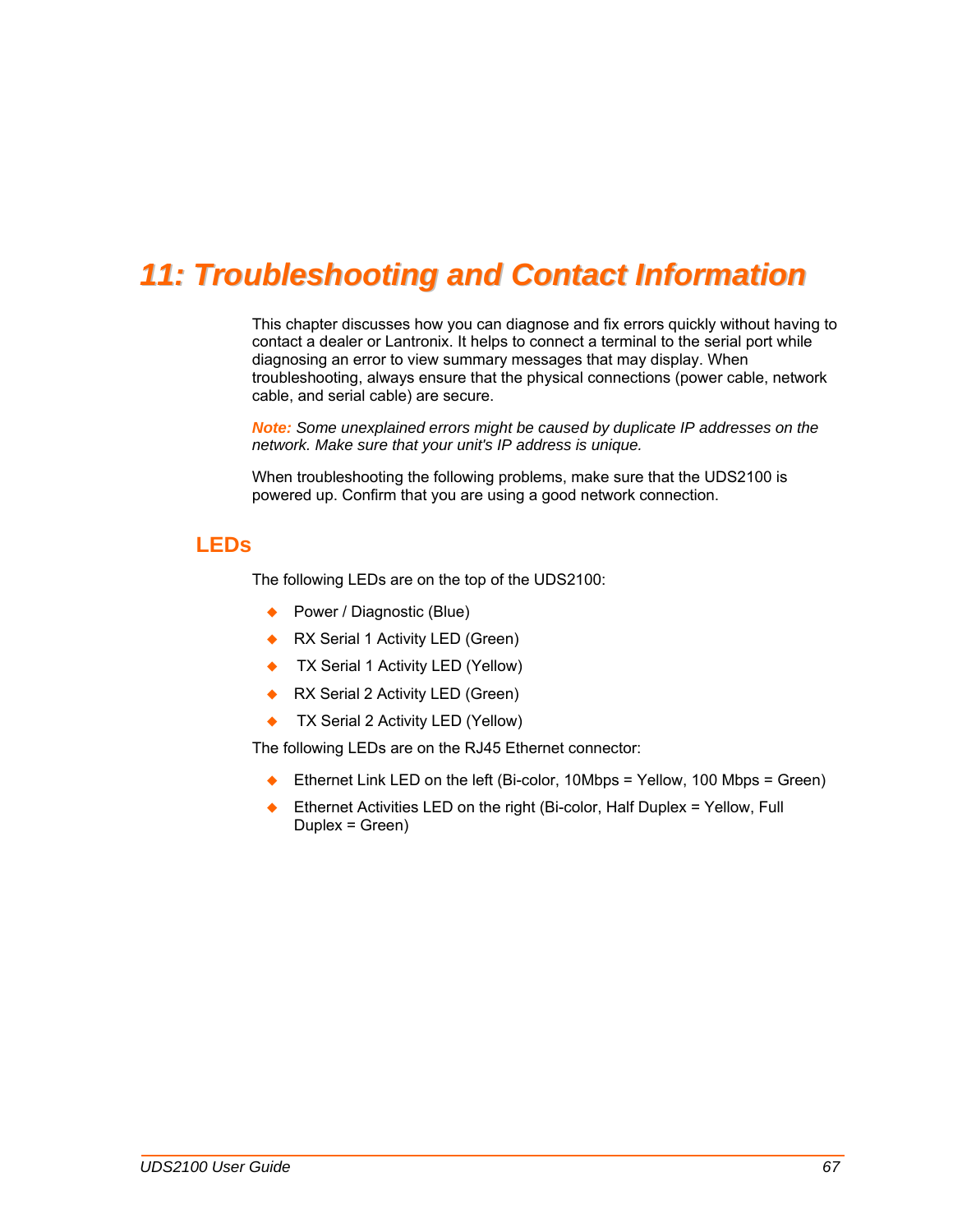# 11: Troubleshooting and Contact Information

This chapter discusses how you can diagnose and fix errors quickly without having to contact a dealer or Lantronix. It helps to connect a terminal to the serial port while diagnosing an error to view summary messages that may display. When troubleshooting, always ensure that the physical connections (power cable, network cable, and serial cable) are secure.

***Note:*** *Some unexplained errors might be caused by duplicate IP addresses on the network. Make sure that your unit's IP address is unique.*

When troubleshooting the following problems, make sure that the UDS2100 is powered up. Confirm that you are using a good network connection.

## LEDs

The following LEDs are on the top of the UDS2100:

- Power / Diagnostic (Blue)
- RX Serial 1 Activity LED (Green)
- TX Serial 1 Activity LED (Yellow)
- RX Serial 2 Activity LED (Green)
- TX Serial 2 Activity LED (Yellow)

The following LEDs are on the RJ45 Ethernet connector:

- Ethernet Link LED on the left (Bi-color, 10Mbps = Yellow, 100 Mbps = Green)
- Ethernet Activities LED on the right (Bi-color, Half Duplex = Yellow, Full Duplex = Green)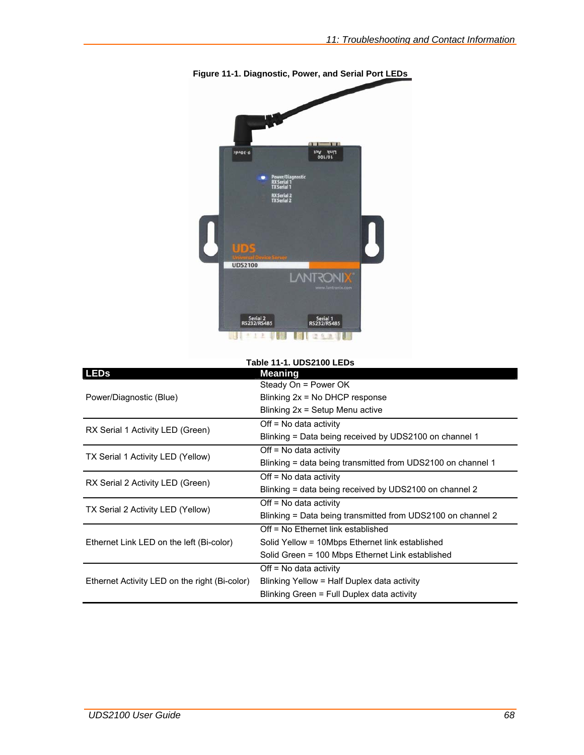**Figure 11-1. Diagnostic, Power, and Serial Port LEDs**

**Table 11-1. UDS2100 LEDs**

| LEDs | Meaning |
|---|---|
| Power/Diagnostic (Blue) | Steady On = Power OK<br>Blinking 2x = No DHCP response<br>Blinking 2x = Setup Menu active |
| RX Serial 1 Activity LED (Green) | Off = No data activity<br>Blinking = Data being received by UDS2100 on channel 1 |
| TX Serial 1 Activity LED (Yellow) | Off = No data activity<br>Blinking = data being transmitted from UDS2100 on channel 1 |
| RX Serial 2 Activity LED (Green) | Off = No data activity<br>Blinking = data being received by UDS2100 on channel 2 |
| TX Serial 2 Activity LED (Yellow) | Off = No data activity<br>Blinking = Data being transmitted from UDS2100 on channel 2 |
| Ethernet Link LED on the left (Bi-color) | Off = No Ethernet link established<br>Solid Yellow = 10Mbps Ethernet link established<br>Solid Green = 100 Mbps Ethernet Link established |
| Ethernet Activity LED on the right (Bi-color) | Off = No data activity<br>Blinking Yellow = Half Duplex data activity<br>Blinking Green = Full Duplex data activity |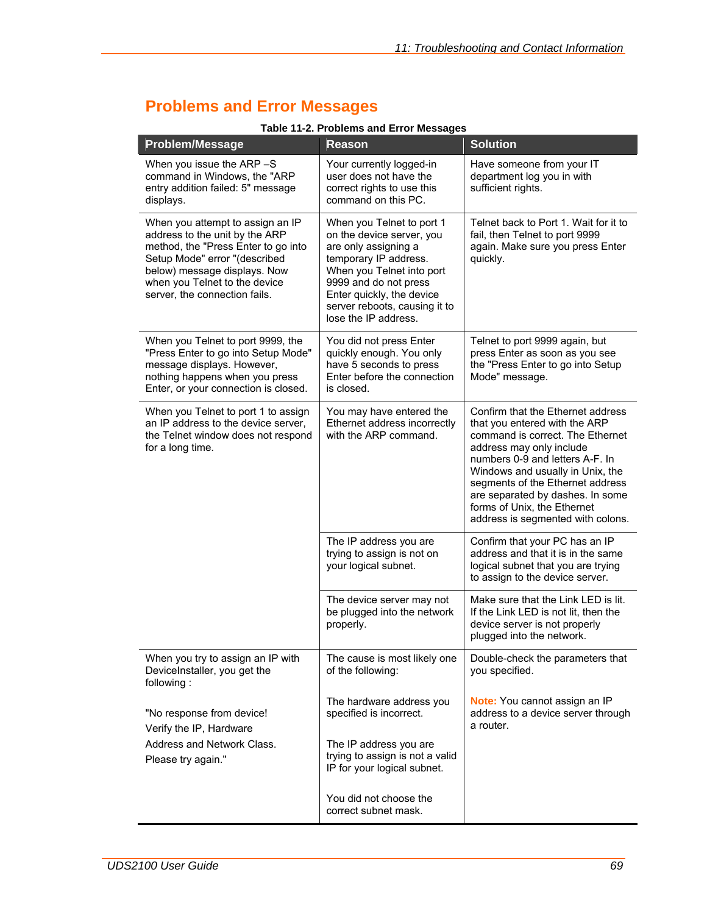## Problems and Error Messages

**Table 11-2. Problems and Error Messages**

| Problem/Message | Reason | Solution |
|---|---|---|
| When you issue the ARP –S command in Windows, the "ARP entry addition failed: 5" message displays. | Your currently logged-in user does not have the correct rights to use this command on this PC. | Have someone from your IT department log you in with sufficient rights. |
| When you attempt to assign an IP address to the unit by the ARP method, the "Press Enter to go into Setup Mode" error "(described below) message displays. Now when you Telnet to the device server, the connection fails. | When you Telnet to port 1 on the device server, you are only assigning a temporary IP address. When you Telnet into port 9999 and do not press Enter quickly, the device server reboots, causing it to lose the IP address. | Telnet back to Port 1. Wait for it to fail, then Telnet to port 9999 again. Make sure you press Enter quickly. |
| When you Telnet to port 9999, the "Press Enter to go into Setup Mode" message displays. However, nothing happens when you press Enter, or your connection is closed. | You did not press Enter quickly enough. You only have 5 seconds to press Enter before the connection is closed. | Telnet to port 9999 again, but press Enter as soon as you see the "Press Enter to go into Setup Mode" message. |
| When you Telnet to port 1 to assign an IP address to the device server, the Telnet window does not respond for a long time. | You may have entered the Ethernet address incorrectly with the ARP command. | Confirm that the Ethernet address that you entered with the ARP command is correct. The Ethernet address may only include numbers 0-9 and letters A-F. In Windows and usually in Unix, the segments of the Ethernet address are separated by dashes. In some forms of Unix, the Ethernet address is segmented with colons. |
| | The IP address you are trying to assign is not on your logical subnet. | Confirm that your PC has an IP address and that it is in the same logical subnet that you are trying to assign to the device server. |
| | The device server may not be plugged into the network properly. | Make sure that the Link LED is lit. If the Link LED is not lit, then the device server is not properly plugged into the network. |
| When you try to assign an IP with DeviceInstaller, you get the following :<br><br>"No response from device! Verify the IP, Hardware Address and Network Class. Please try again." | The cause is most likely one of the following:<br><br>The hardware address you specified is incorrect.<br><br>The IP address you are trying to assign is not a valid IP for your logical subnet.<br><br>You did not choose the correct subnet mask. | Double-check the parameters that you specified.<br><br>**Note:** You cannot assign an IP address to a device server through a router. |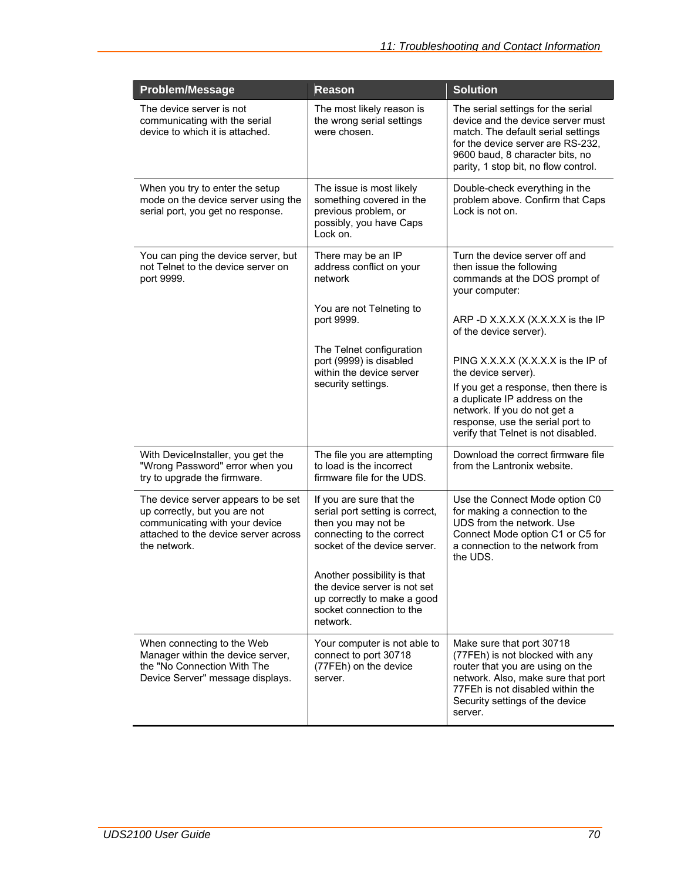| Problem/Message | Reason | Solution |
|---|---|---|
| The device server is not communicating with the serial device to which it is attached. | The most likely reason is the wrong serial settings were chosen. | The serial settings for the serial device and the device server must match. The default serial settings for the device server are RS-232, 9600 baud, 8 character bits, no parity, 1 stop bit, no flow control. |
| When you try to enter the setup mode on the device server using the serial port, you get no response. | The issue is most likely something covered in the previous problem, or possibly, you have Caps Lock on. | Double-check everything in the problem above. Confirm that Caps Lock is not on. |
| You can ping the device server, but not Telnet to the device server on port 9999. | There may be an IP address conflict on your network<br><br>You are not Telneting to port 9999.<br><br>The Telnet configuration port (9999) is disabled within the device server security settings. | Turn the device server off and then issue the following commands at the DOS prompt of your computer:<br><br>ARP -D X.X.X.X (X.X.X.X is the IP of the device server).<br><br>PING X.X.X.X (X.X.X.X is the IP of the device server).<br>If you get a response, then there is a duplicate IP address on the network. If you do not get a response, use the serial port to verify that Telnet is not disabled. |
| With DeviceInstaller, you get the "Wrong Password" error when you try to upgrade the firmware. | The file you are attempting to load is the incorrect firmware file for the UDS. | Download the correct firmware file from the Lantronix website. |
| The device server appears to be set up correctly, but you are not communicating with your device attached to the device server across the network. | If you are sure that the serial port setting is correct, then you may not be connecting to the correct socket of the device server.<br><br>Another possibility is that the device server is not set up correctly to make a good socket connection to the network. | Use the Connect Mode option C0 for making a connection to the UDS from the network. Use Connect Mode option C1 or C5 for a connection to the network from the UDS. |
| When connecting to the Web Manager within the device server, the "No Connection With The Device Server" message displays. | Your computer is not able to connect to port 30718 (77FEh) on the device server. | Make sure that port 30718 (77FEh) is not blocked with any router that you are using on the network. Also, make sure that port 77FEh is not disabled within the Security settings of the device server. |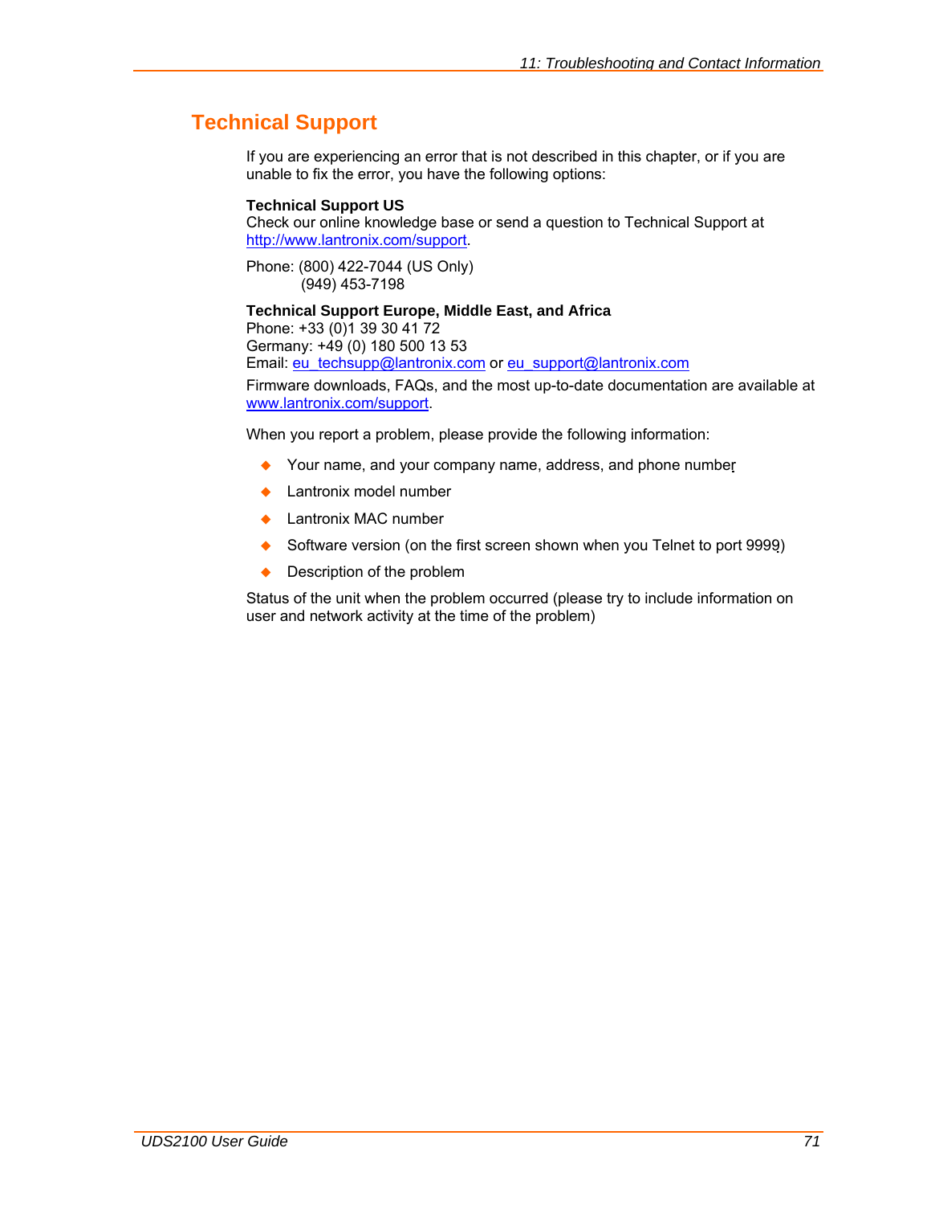## Technical Support

If you are experiencing an error that is not described in this chapter, or if you are unable to fix the error, you have the following options:

**Technical Support US**
Check our online knowledge base or send a question to Technical Support at http://www.lantronix.com/support.

Phone: (800) 422-7044 (US Only)
(949) 453-7198

**Technical Support Europe, Middle East, and Africa**
Phone: +33 (0)1 39 30 41 72
Germany: +49 (0) 180 500 13 53
Email: eu_techsupp@lantronix.com or eu_support@lantronix.com

Firmware downloads, FAQs, and the most up-to-date documentation are available at www.lantronix.com/support.

When you report a problem, please provide the following information:

- Your name, and your company name, address, and phone number
- Lantronix model number
- Lantronix MAC number
- Software version (on the first screen shown when you Telnet to port 9999)
- Description of the problem

Status of the unit when the problem occurred (please try to include information on user and network activity at the time of the problem)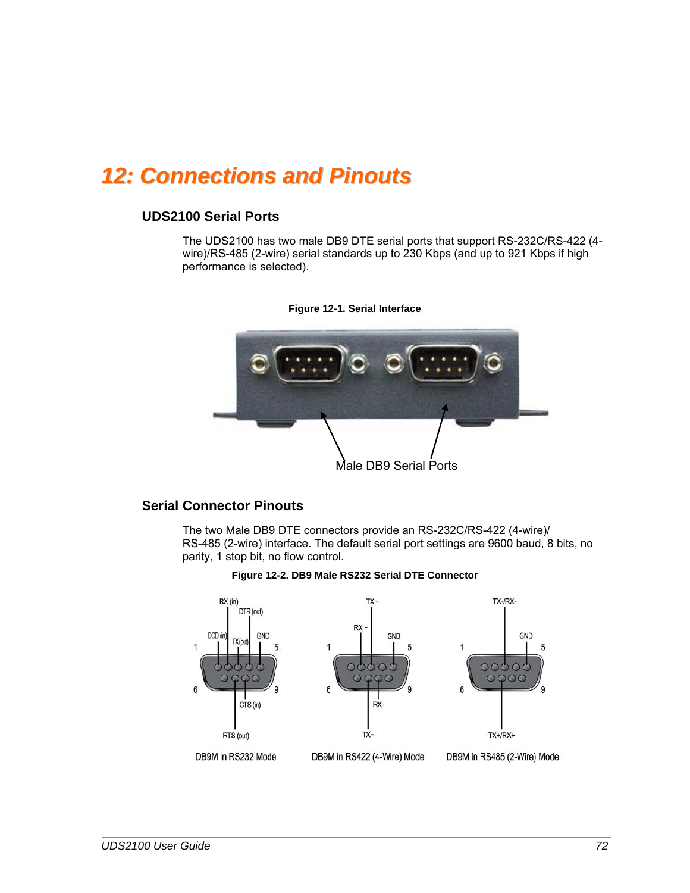// 12: Connections and Pinouts

## UDS2100 Serial Ports

The UDS2100 has two male DB9 DTE serial ports that support RS-232C/RS-422 (4-wire)/RS-485 (2-wire) serial standards up to 230 Kbps (and up to 921 Kbps if high performance is selected).

**Figure 12-1. Serial Interface**

Male DB9 Serial Ports

## Serial Connector Pinouts

The two Male DB9 DTE connectors provide an RS-232C/RS-422 (4-wire)/ RS-485 (2-wire) interface. The default serial port settings are 9600 baud, 8 bits, no parity, 1 stop bit, no flow control.

**Figure 12-2. DB9 Male RS232 Serial DTE Connector**

DB9M in RS232 Mode — DCD (in), RX (in), TX (out), DTR (out), GND, RTS (out), CTS (in)

DB9M in RS422 (4-Wire) Mode — RX +, TX -, GND, TX+, RX-

DB9M in RS485 (2-Wire) Mode — TX-/RX-, GND, TX+/RX+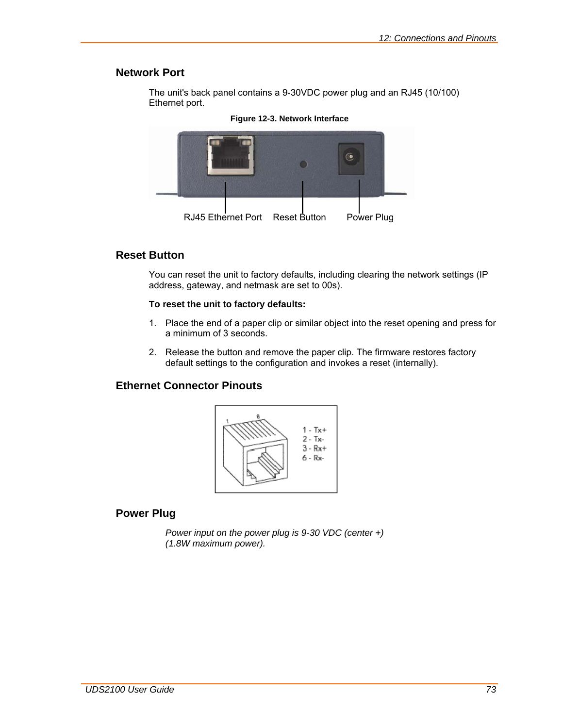## Network Port

The unit's back panel contains a 9-30VDC power plug and an RJ45 (10/100) Ethernet port.

**Figure 12-3. Network Interface**

RJ45 Ethernet Port    Reset Button    Power Plug

## Reset Button

You can reset the unit to factory defaults, including clearing the network settings (IP address, gateway, and netmask are set to 00s).

**To reset the unit to factory defaults:**

1. Place the end of a paper clip or similar object into the reset opening and press for a minimum of 3 seconds.
2. Release the button and remove the paper clip. The firmware restores factory default settings to the configuration and invokes a reset (internally).

## Ethernet Connector Pinouts

1 - Tx+
2 - Tx-
3 - Rx+
6 - Rx-

## Power Plug

*Power input on the power plug is 9-30 VDC (center +) (1.8W maximum power).*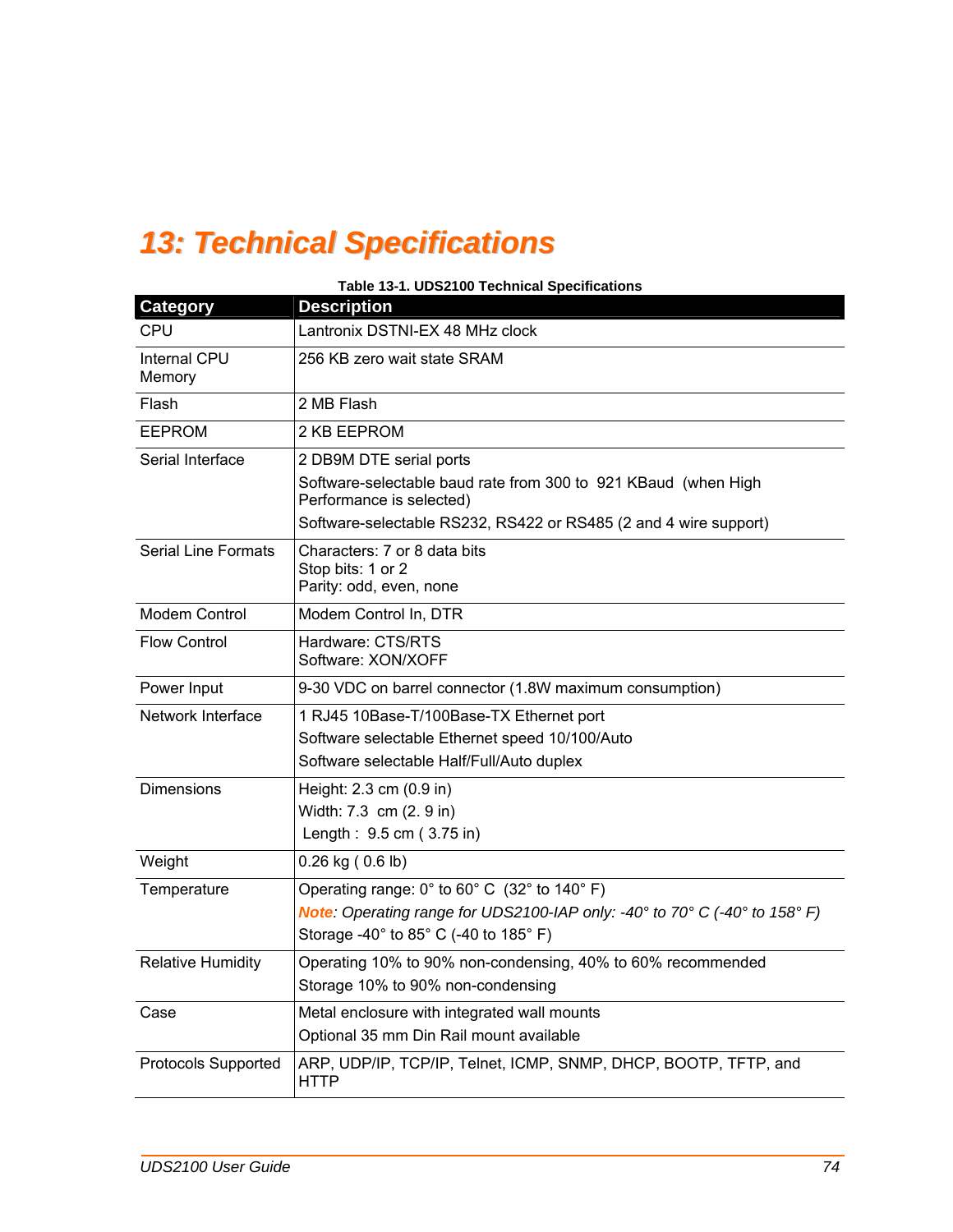# 13: Technical Specifications

**Table 13-1. UDS2100 Technical Specifications**

| Category | Description |
|---|---|
| CPU | Lantronix DSTNI-EX 48 MHz clock |
| Internal CPU Memory | 256 KB zero wait state SRAM |
| Flash | 2 MB Flash |
| EEPROM | 2 KB EEPROM |
| Serial Interface | 2 DB9M DTE serial ports<br>Software-selectable baud rate from 300 to 921 KBaud (when High Performance is selected)<br>Software-selectable RS232, RS422 or RS485 (2 and 4 wire support) |
| Serial Line Formats | Characters: 7 or 8 data bits<br>Stop bits: 1 or 2<br>Parity: odd, even, none |
| Modem Control | Modem Control In, DTR |
| Flow Control | Hardware: CTS/RTS<br>Software: XON/XOFF |
| Power Input | 9-30 VDC on barrel connector (1.8W maximum consumption) |
| Network Interface | 1 RJ45 10Base-T/100Base-TX Ethernet port<br>Software selectable Ethernet speed 10/100/Auto<br>Software selectable Half/Full/Auto duplex |
| Dimensions | Height: 2.3 cm (0.9 in)<br>Width: 7.3 cm (2. 9 in)<br>Length : 9.5 cm ( 3.75 in) |
| Weight | 0.26 kg ( 0.6 lb) |
| Temperature | Operating range: 0° to 60° C (32° to 140° F)<br>***Note****: Operating range for UDS2100-IAP only: -40° to 70° C (-40° to 158° F)*<br>Storage -40° to 85° C (-40 to 185° F) |
| Relative Humidity | Operating 10% to 90% non-condensing, 40% to 60% recommended<br>Storage 10% to 90% non-condensing |
| Case | Metal enclosure with integrated wall mounts<br>Optional 35 mm Din Rail mount available |
| Protocols Supported | ARP, UDP/IP, TCP/IP, Telnet, ICMP, SNMP, DHCP, BOOTP, TFTP, and HTTP |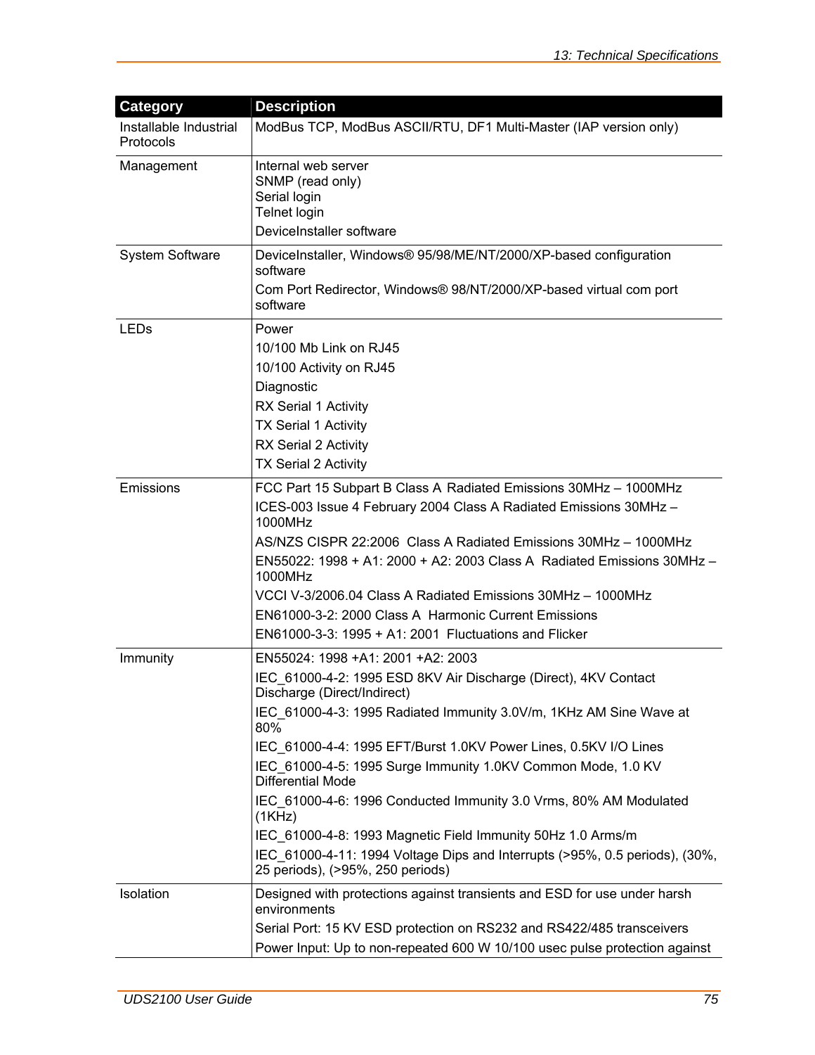| Category | Description |
| --- | --- |
| Installable Industrial Protocols | ModBus TCP, ModBus ASCII/RTU, DF1 Multi-Master (IAP version only) |
| Management | Internal web server<br>SNMP (read only)<br>Serial login<br>Telnet login<br>DeviceInstaller software |
| System Software | DeviceInstaller, Windows® 95/98/ME/NT/2000/XP-based configuration software<br>Com Port Redirector, Windows® 98/NT/2000/XP-based virtual com port software |
| LEDs | Power<br>10/100 Mb Link on RJ45<br>10/100 Activity on RJ45<br>Diagnostic<br>RX Serial 1 Activity<br>TX Serial 1 Activity<br>RX Serial 2 Activity<br>TX Serial 2 Activity |
| Emissions | FCC Part 15 Subpart B Class A Radiated Emissions 30MHz – 1000MHz<br>ICES-003 Issue 4 February 2004 Class A Radiated Emissions 30MHz – 1000MHz<br>AS/NZS CISPR 22:2006 Class A Radiated Emissions 30MHz – 1000MHz<br>EN55022: 1998 + A1: 2000 + A2: 2003 Class A Radiated Emissions 30MHz – 1000MHz<br>VCCI V-3/2006.04 Class A Radiated Emissions 30MHz – 1000MHz<br>EN61000-3-2: 2000 Class A Harmonic Current Emissions<br>EN61000-3-3: 1995 + A1: 2001 Fluctuations and Flicker |
| Immunity | EN55024: 1998 +A1: 2001 +A2: 2003<br>IEC_61000-4-2: 1995 ESD 8KV Air Discharge (Direct), 4KV Contact Discharge (Direct/Indirect)<br>IEC_61000-4-3: 1995 Radiated Immunity 3.0V/m, 1KHz AM Sine Wave at 80%<br>IEC_61000-4-4: 1995 EFT/Burst 1.0KV Power Lines, 0.5KV I/O Lines<br>IEC_61000-4-5: 1995 Surge Immunity 1.0KV Common Mode, 1.0 KV Differential Mode<br>IEC_61000-4-6: 1996 Conducted Immunity 3.0 Vrms, 80% AM Modulated (1KHz)<br>IEC_61000-4-8: 1993 Magnetic Field Immunity 50Hz 1.0 Arms/m<br>IEC_61000-4-11: 1994 Voltage Dips and Interrupts (>95%, 0.5 periods), (30%, 25 periods), (>95%, 250 periods) |
| Isolation | Designed with protections against transients and ESD for use under harsh environments<br>Serial Port: 15 KV ESD protection on RS232 and RS422/485 transceivers<br>Power Input: Up to non-repeated 600 W 10/100 usec pulse protection against |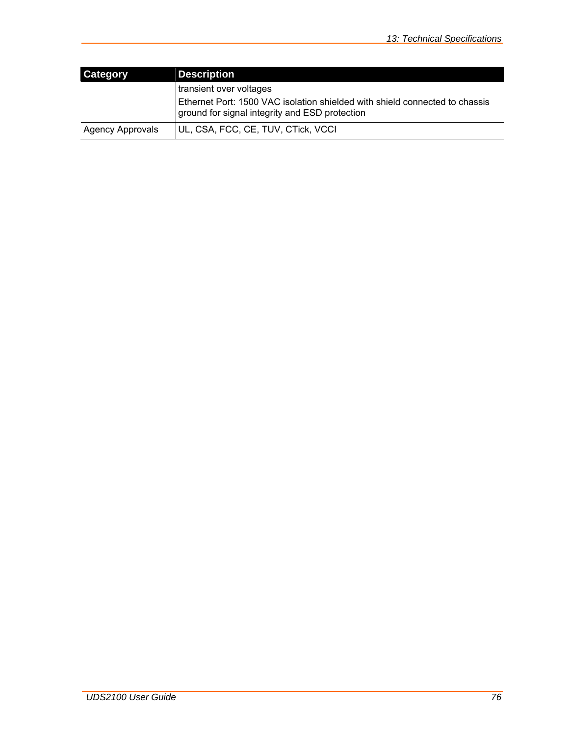| Category | Description |
| --- | --- |
| | transient over voltages<br>Ethernet Port: 1500 VAC isolation shielded with shield connected to chassis ground for signal integrity and ESD protection |
| Agency Approvals | UL, CSA, FCC, CE, TUV, CTick, VCCI |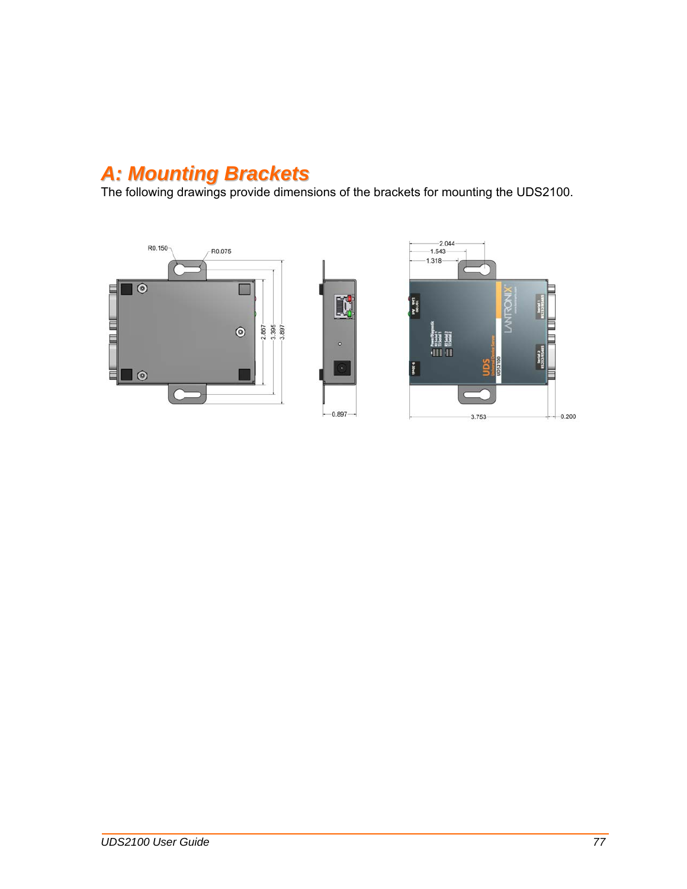# A: Mounting Brackets

The following drawings provide dimensions of the brackets for mounting the UDS2100.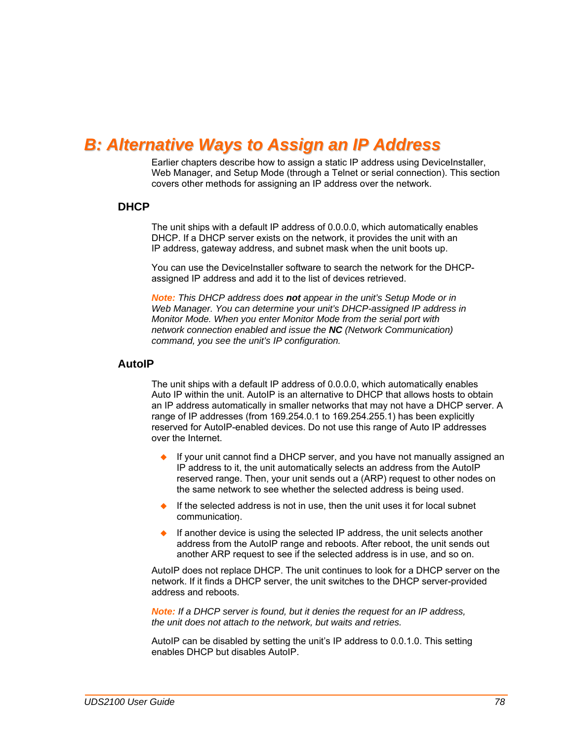# B: Alternative Ways to Assign an IP Address

Earlier chapters describe how to assign a static IP address using DeviceInstaller, Web Manager, and Setup Mode (through a Telnet or serial connection). This section covers other methods for assigning an IP address over the network.

## DHCP

The unit ships with a default IP address of 0.0.0.0, which automatically enables DHCP. If a DHCP server exists on the network, it provides the unit with an IP address, gateway address, and subnet mask when the unit boots up.

You can use the DeviceInstaller software to search the network for the DHCP-assigned IP address and add it to the list of devices retrieved.

***Note:*** *This DHCP address does **not** appear in the unit's Setup Mode or in Web Manager. You can determine your unit's DHCP-assigned IP address in Monitor Mode. When you enter Monitor Mode from the serial port with network connection enabled and issue the **NC** (Network Communication) command, you see the unit's IP configuration.*

## AutoIP

The unit ships with a default IP address of 0.0.0.0, which automatically enables Auto IP within the unit. AutoIP is an alternative to DHCP that allows hosts to obtain an IP address automatically in smaller networks that may not have a DHCP server. A range of IP addresses (from 169.254.0.1 to 169.254.255.1) has been explicitly reserved for AutoIP-enabled devices. Do not use this range of Auto IP addresses over the Internet.

- If your unit cannot find a DHCP server, and you have not manually assigned an IP address to it, the unit automatically selects an address from the AutoIP reserved range. Then, your unit sends out a (ARP) request to other nodes on the same network to see whether the selected address is being used.
- If the selected address is not in use, then the unit uses it for local subnet communication.
- If another device is using the selected IP address, the unit selects another address from the AutoIP range and reboots. After reboot, the unit sends out another ARP request to see if the selected address is in use, and so on.

AutoIP does not replace DHCP. The unit continues to look for a DHCP server on the network. If it finds a DHCP server, the unit switches to the DHCP server-provided address and reboots.

***Note:*** *If a DHCP server is found, but it denies the request for an IP address, the unit does not attach to the network, but waits and retries.*

AutoIP can be disabled by setting the unit's IP address to 0.0.1.0. This setting enables DHCP but disables AutoIP.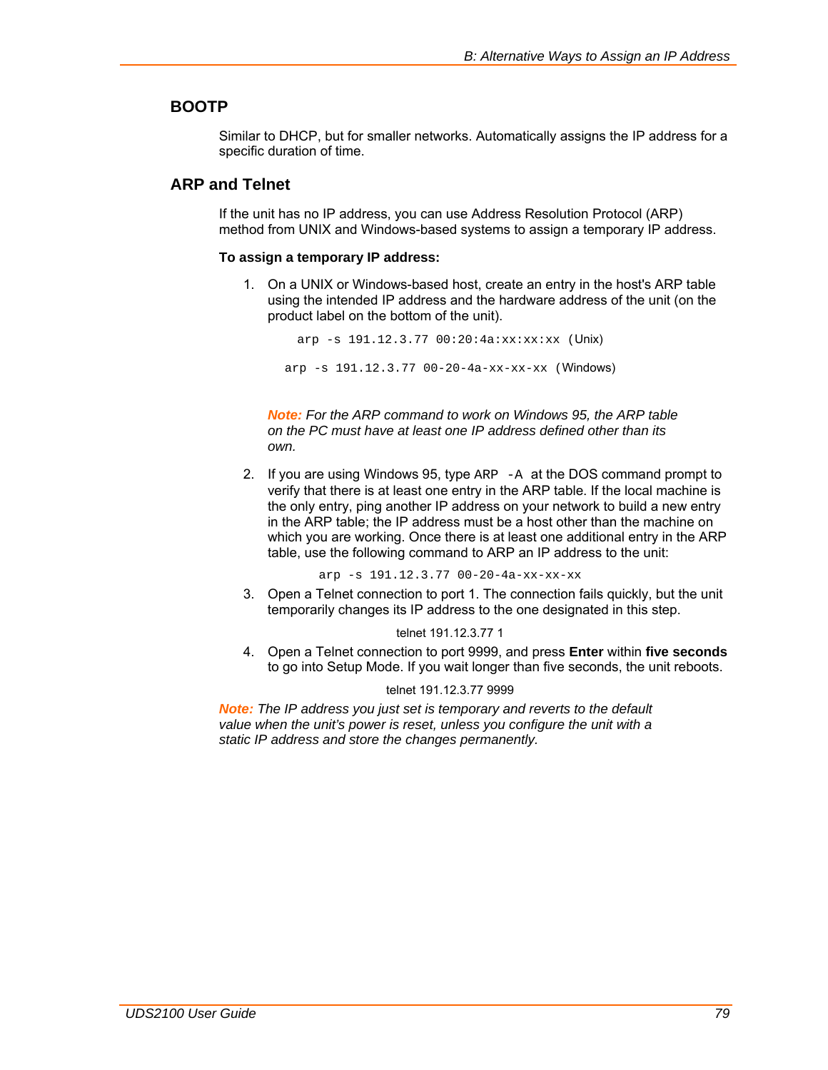## BOOTP

Similar to DHCP, but for smaller networks. Automatically assigns the IP address for a specific duration of time.

## ARP and Telnet

If the unit has no IP address, you can use Address Resolution Protocol (ARP) method from UNIX and Windows-based systems to assign a temporary IP address.

**To assign a temporary IP address:**

1. On a UNIX or Windows-based host, create an entry in the host's ARP table using the intended IP address and the hardware address of the unit (on the product label on the bottom of the unit).

   ```
   arp -s 191.12.3.77 00:20:4a:xx:xx:xx (Unix)
   ```

   ```
   arp -s 191.12.3.77 00-20-4a-xx-xx-xx (Windows)
   ```

   ***Note:*** *For the ARP command to work on Windows 95, the ARP table on the PC must have at least one IP address defined other than its own.*

2. If you are using Windows 95, type `ARP -A` at the DOS command prompt to verify that there is at least one entry in the ARP table. If the local machine is the only entry, ping another IP address on your network to build a new entry in the ARP table; the IP address must be a host other than the machine on which you are working. Once there is at least one additional entry in the ARP table, use the following command to ARP an IP address to the unit:

   ```
   arp -s 191.12.3.77 00-20-4a-xx-xx-xx
   ```

3. Open a Telnet connection to port 1. The connection fails quickly, but the unit temporarily changes its IP address to the one designated in this step.

   ```
   telnet 191.12.3.77 1
   ```

4. Open a Telnet connection to port 9999, and press **Enter** within **five seconds** to go into Setup Mode. If you wait longer than five seconds, the unit reboots.

   ```
   telnet 191.12.3.77 9999
   ```

***Note:*** *The IP address you just set is temporary and reverts to the default value when the unit's power is reset, unless you configure the unit with a static IP address and store the changes permanently.*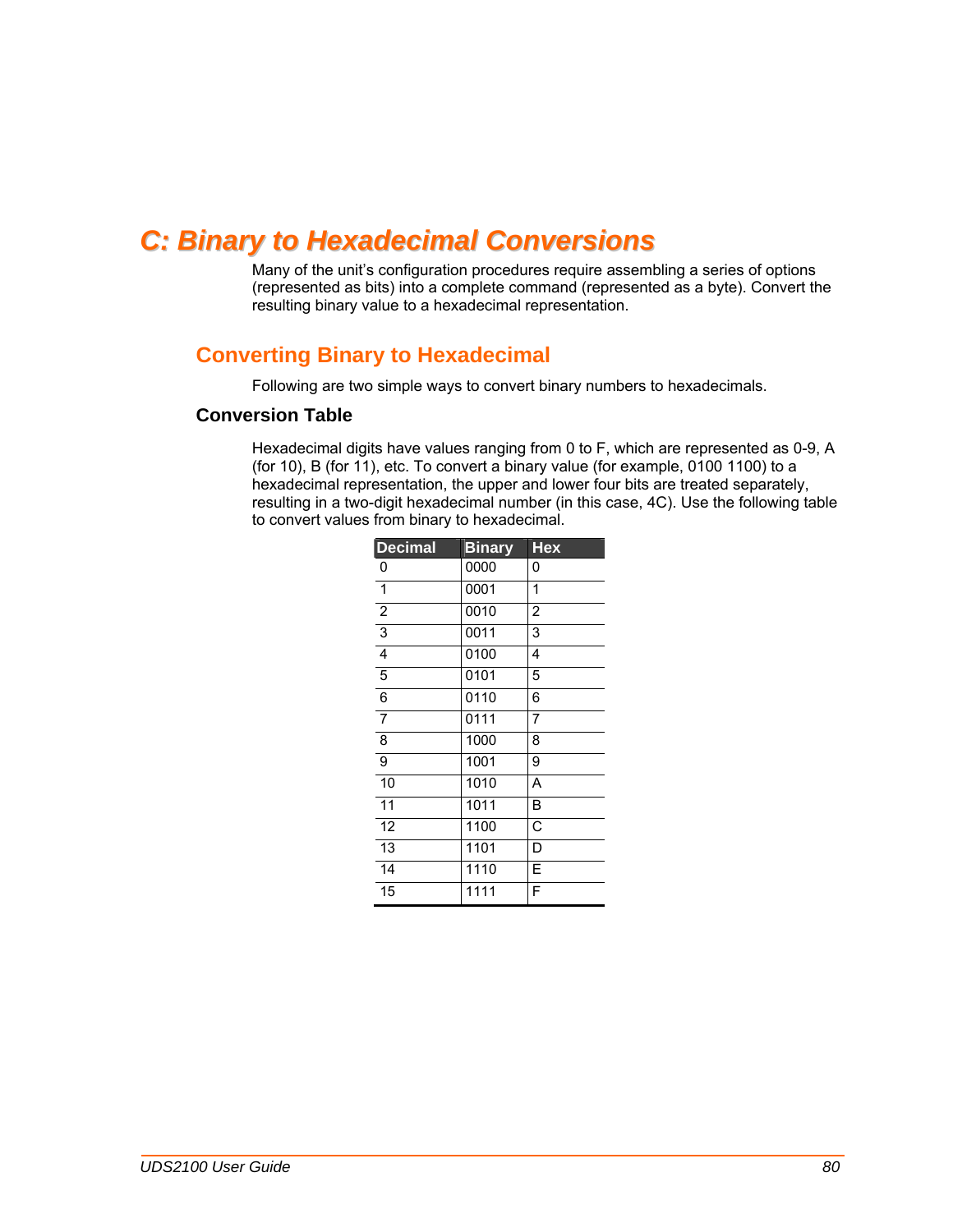# C: Binary to Hexadecimal Conversions

Many of the unit's configuration procedures require assembling a series of options (represented as bits) into a complete command (represented as a byte). Convert the resulting binary value to a hexadecimal representation.

## Converting Binary to Hexadecimal

Following are two simple ways to convert binary numbers to hexadecimals.

### Conversion Table

Hexadecimal digits have values ranging from 0 to F, which are represented as 0-9, A (for 10), B (for 11), etc. To convert a binary value (for example, 0100 1100) to a hexadecimal representation, the upper and lower four bits are treated separately, resulting in a two-digit hexadecimal number (in this case, 4C). Use the following table to convert values from binary to hexadecimal.

| Decimal | Binary | Hex |
|---|---|---|
| 0 | 0000 | 0 |
| 1 | 0001 | 1 |
| 2 | 0010 | 2 |
| 3 | 0011 | 3 |
| 4 | 0100 | 4 |
| 5 | 0101 | 5 |
| 6 | 0110 | 6 |
| 7 | 0111 | 7 |
| 8 | 1000 | 8 |
| 9 | 1001 | 9 |
| 10 | 1010 | A |
| 11 | 1011 | B |
| 12 | 1100 | C |
| 13 | 1101 | D |
| 14 | 1110 | E |
| 15 | 1111 | F |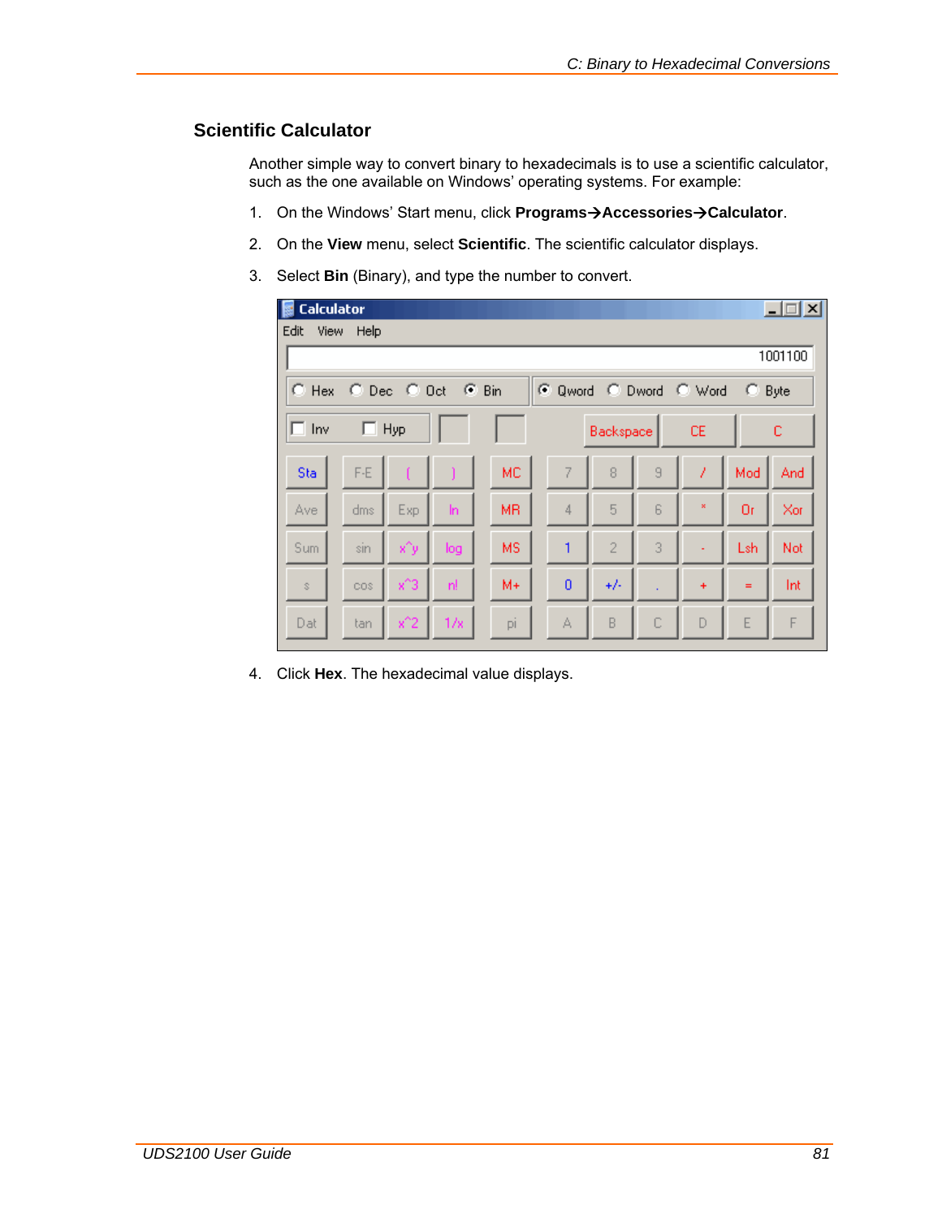## Scientific Calculator

Another simple way to convert binary to hexadecimals is to use a scientific calculator, such as the one available on Windows' operating systems. For example:

1. On the Windows' Start menu, click **Programs→Accessories→Calculator**.
2. On the **View** menu, select **Scientific**. The scientific calculator displays.
3. Select **Bin** (Binary), and type the number to convert.
4. Click **Hex**. The hexadecimal value displays.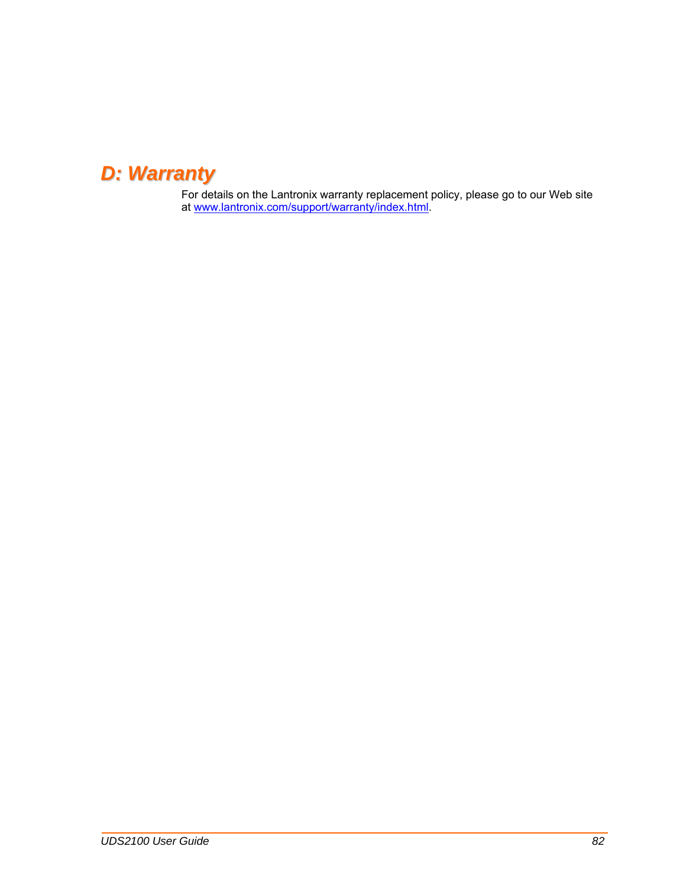# D: Warranty

For details on the Lantronix warranty replacement policy, please go to our Web site at www.lantronix.com/support/warranty/index.html.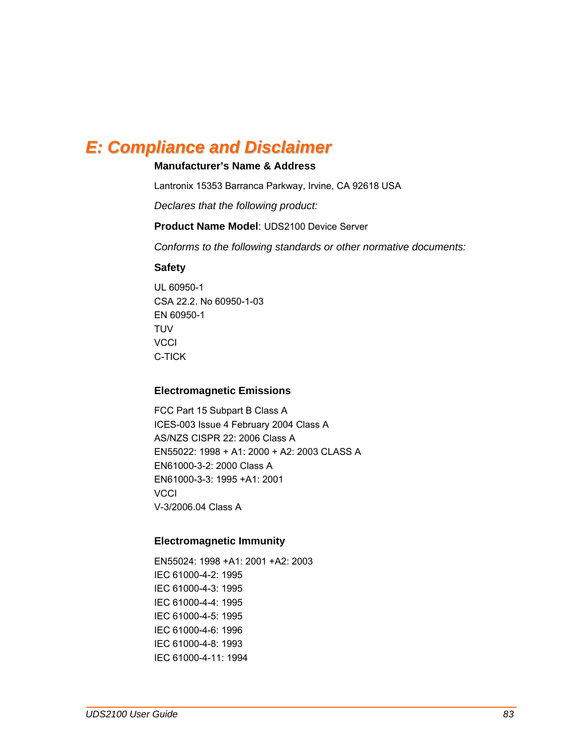# E: Compliance and Disclaimer

**Manufacturer's Name & Address**

Lantronix 15353 Barranca Parkway, Irvine, CA 92618 USA

*Declares that the following product:*

**Product Name Model**: UDS2100 Device Server

*Conforms to the following standards or other normative documents:*

**Safety**

UL 60950-1
CSA 22.2. No 60950-1-03
EN 60950-1
TUV
VCCI
C-TICK

**Electromagnetic Emissions**

FCC Part 15 Subpart B Class A
ICES-003 Issue 4 February 2004 Class A
AS/NZS CISPR 22: 2006 Class A
EN55022: 1998 + A1: 2000 + A2: 2003 CLASS A
EN61000-3-2: 2000 Class A
EN61000-3-3: 1995 +A1: 2001
VCCI
V-3/2006.04 Class A

**Electromagnetic Immunity**

EN55024: 1998 +A1: 2001 +A2: 2003
IEC 61000-4-2: 1995
IEC 61000-4-3: 1995
IEC 61000-4-4: 1995
IEC 61000-4-5: 1995
IEC 61000-4-6: 1996
IEC 61000-4-8: 1993
IEC 61000-4-11: 1994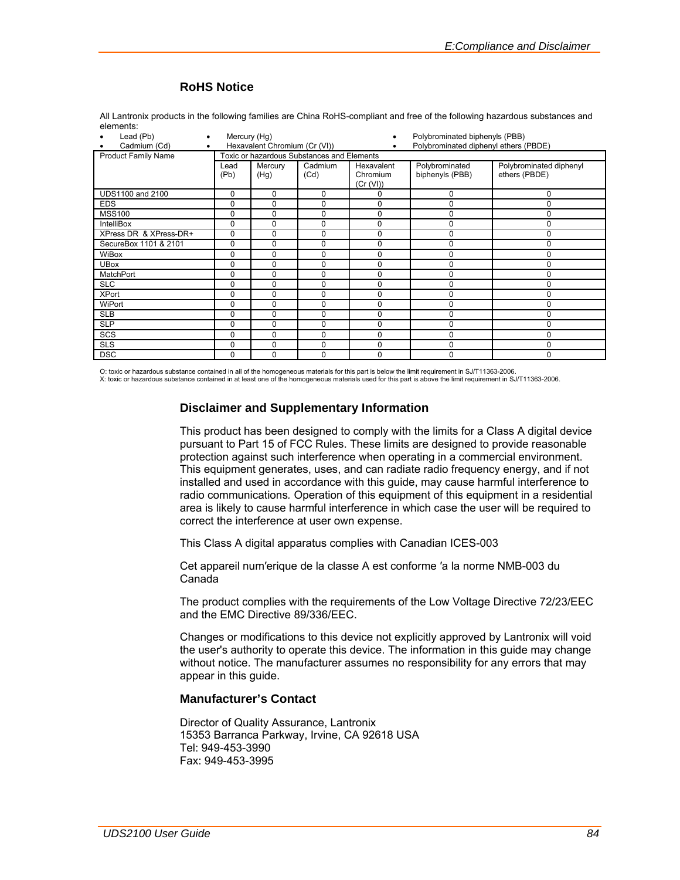## RoHS Notice

All Lantronix products in the following families are China RoHS-compliant and free of the following hazardous substances and elements:

- Lead (Pb)
- Mercury (Hg)
- Polybrominated biphenyls (PBB)
- Cadmium (Cd)
- Hexavalent Chromium (Cr (VI))
- Polybrominated diphenyl ethers (PBDE)

| Product Family Name | Toxic or hazardous Substances and Elements | | | | | |
|---|---|---|---|---|---|---|
| | Lead (Pb) | Mercury (Hg) | Cadmium (Cd) | Hexavalent Chromium (Cr (VI)) | Polybrominated biphenyls (PBB) | Polybrominated diphenyl ethers (PBDE) |
| UDS1100 and 2100 | 0 | 0 | 0 | 0 | 0 | 0 |
| EDS | 0 | 0 | 0 | 0 | 0 | 0 |
| MSS100 | 0 | 0 | 0 | 0 | 0 | 0 |
| IntelliBox | 0 | 0 | 0 | 0 | 0 | 0 |
| XPress DR & XPress-DR+ | 0 | 0 | 0 | 0 | 0 | 0 |
| SecureBox 1101 & 2101 | 0 | 0 | 0 | 0 | 0 | 0 |
| WiBox | 0 | 0 | 0 | 0 | 0 | 0 |
| UBox | 0 | 0 | 0 | 0 | 0 | 0 |
| MatchPort | 0 | 0 | 0 | 0 | 0 | 0 |
| SLC | 0 | 0 | 0 | 0 | 0 | 0 |
| XPort | 0 | 0 | 0 | 0 | 0 | 0 |
| WiPort | 0 | 0 | 0 | 0 | 0 | 0 |
| SLB | 0 | 0 | 0 | 0 | 0 | 0 |
| SLP | 0 | 0 | 0 | 0 | 0 | 0 |
| SCS | 0 | 0 | 0 | 0 | 0 | 0 |
| SLS | 0 | 0 | 0 | 0 | 0 | 0 |
| DSC | 0 | 0 | 0 | 0 | 0 | 0 |

O: toxic or hazardous substance contained in all of the homogeneous materials for this part is below the limit requirement in SJ/T11363-2006.
X: toxic or hazardous substance contained in at least one of the homogeneous materials used for this part is above the limit requirement in SJ/T11363-2006.

### Disclaimer and Supplementary Information

This product has been designed to comply with the limits for a Class A digital device pursuant to Part 15 of FCC Rules. These limits are designed to provide reasonable protection against such interference when operating in a commercial environment. This equipment generates, uses, and can radiate radio frequency energy, and if not installed and used in accordance with this guide, may cause harmful interference to radio communications. Operation of this equipment in a residential area is likely to cause harmful interference in which case the user will be required to correct the interference at user own expense.

This Class A digital apparatus complies with Canadian ICES-003

Cet appareil num′erique de la classe A est conforme ′a la norme NMB-003 du Canada

The product complies with the requirements of the Low Voltage Directive 72/23/EEC and the EMC Directive 89/336/EEC.

Changes or modifications to this device not explicitly approved by Lantronix will void the user's authority to operate this device. The information in this guide may change without notice. The manufacturer assumes no responsibility for any errors that may appear in this guide.

### Manufacturer's Contact

Director of Quality Assurance, Lantronix
15353 Barranca Parkway, Irvine, CA 92618 USA
Tel: 949-453-3990
Fax: 949-453-3995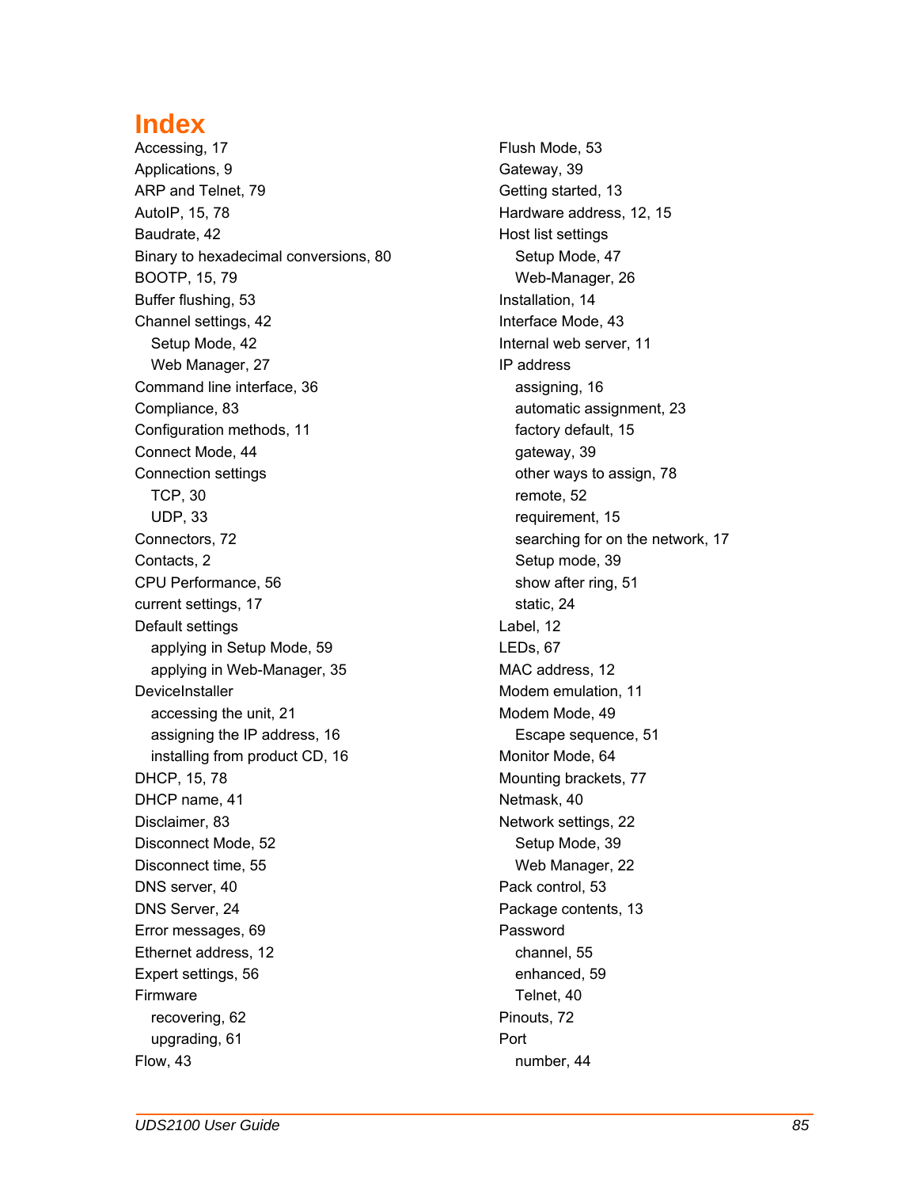# Index

Accessing, 17
Applications, 9
ARP and Telnet, 79
AutoIP, 15, 78
Baudrate, 42
Binary to hexadecimal conversions, 80
BOOTP, 15, 79
Buffer flushing, 53
Channel settings, 42
- Setup Mode, 42
- Web Manager, 27

Command line interface, 36
Compliance, 83
Configuration methods, 11
Connect Mode, 44
Connection settings
- TCP, 30
- UDP, 33

Connectors, 72
Contacts, 2
CPU Performance, 56
current settings, 17
Default settings
- applying in Setup Mode, 59
- applying in Web-Manager, 35

DeviceInstaller
- accessing the unit, 21
- assigning the IP address, 16
- installing from product CD, 16

DHCP, 15, 78
DHCP name, 41
Disclaimer, 83
Disconnect Mode, 52
Disconnect time, 55
DNS server, 40
DNS Server, 24
Error messages, 69
Ethernet address, 12
Expert settings, 56
Firmware
- recovering, 62
- upgrading, 61

Flow, 43
Flush Mode, 53
Gateway, 39
Getting started, 13
Hardware address, 12, 15
Host list settings
- Setup Mode, 47
- Web-Manager, 26

Installation, 14
Interface Mode, 43
Internal web server, 11
IP address
- assigning, 16
- automatic assignment, 23
- factory default, 15
- gateway, 39
- other ways to assign, 78
- remote, 52
- requirement, 15
- searching for on the network, 17
- Setup mode, 39
- show after ring, 51
- static, 24

Label, 12
LEDs, 67
MAC address, 12
Modem emulation, 11
Modem Mode, 49
- Escape sequence, 51

Monitor Mode, 64
Mounting brackets, 77
Netmask, 40
Network settings, 22
- Setup Mode, 39
- Web Manager, 22

Pack control, 53
Package contents, 13
Password
- channel, 55
- enhanced, 59
- Telnet, 40

Pinouts, 72
Port
- number, 44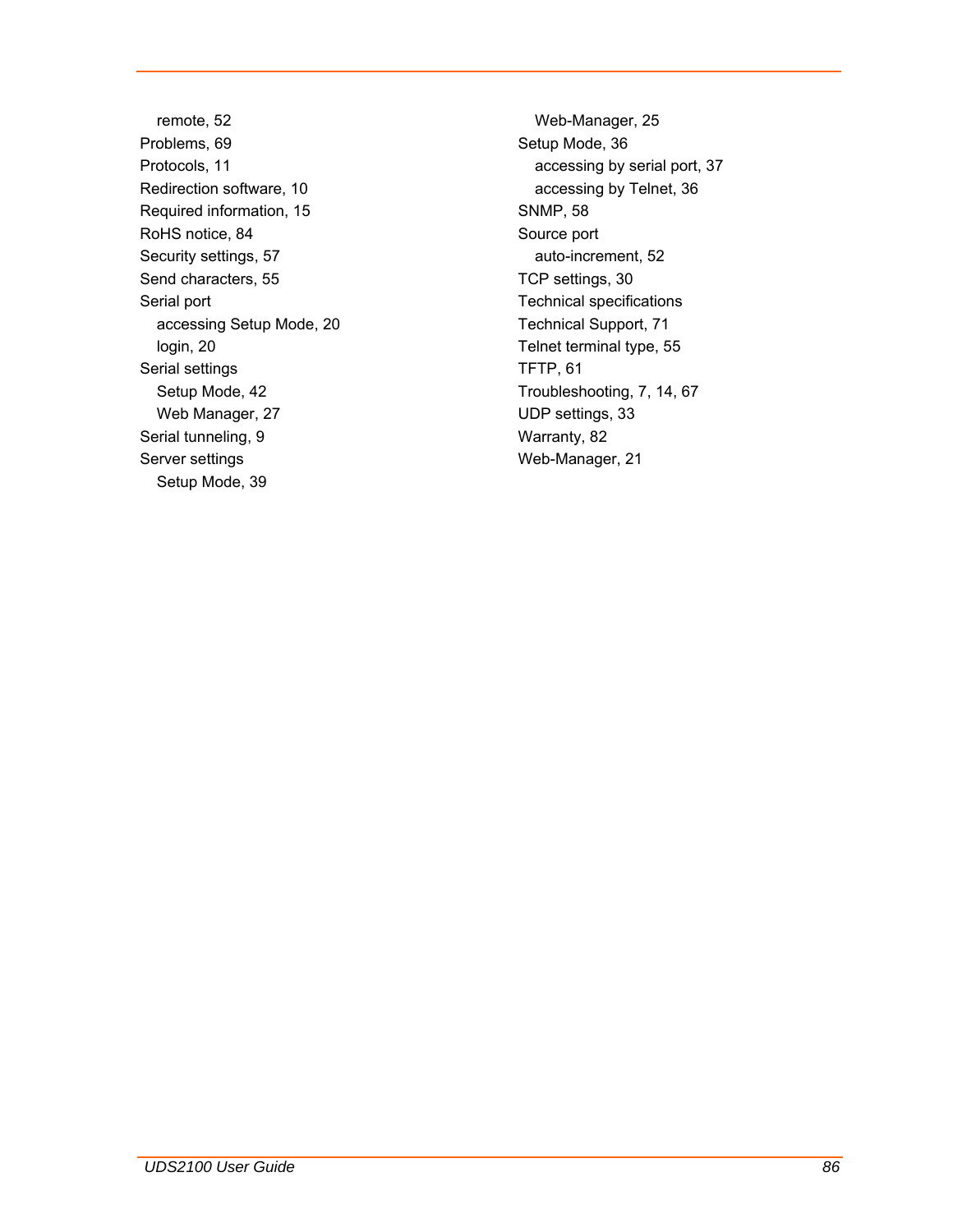remote, 52
Problems, 69
Protocols, 11
Redirection software, 10
Required information, 15
RoHS notice, 84
Security settings, 57
Send characters, 55
Serial port
  accessing Setup Mode, 20
  login, 20
Serial settings
  Setup Mode, 42
  Web Manager, 27
Serial tunneling, 9
Server settings
  Setup Mode, 39
  Web-Manager, 25
Setup Mode, 36
  accessing by serial port, 37
  accessing by Telnet, 36
SNMP, 58
Source port
  auto-increment, 52
TCP settings, 30
Technical specifications
Technical Support, 71
Telnet terminal type, 55
TFTP, 61
Troubleshooting, 7, 14, 67
UDP settings, 33
Warranty, 82
Web-Manager, 21